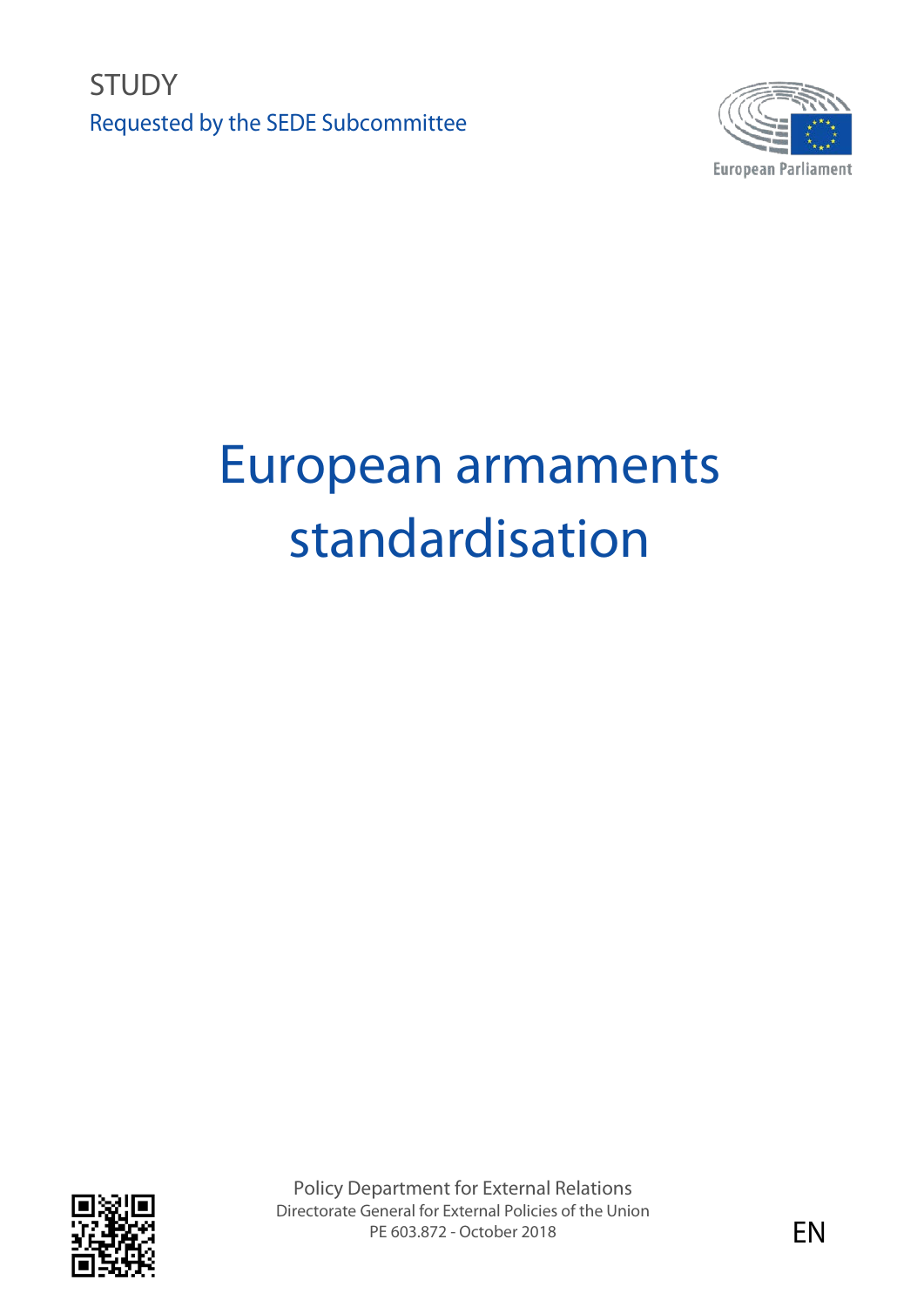STUDY

Requested by the SEDE Subcommittee

European Parliament

# European armaments standardisation

Policy Department for External Relations

Directorate General for External Policies of the Union

PE 603.872 - October 2018

EN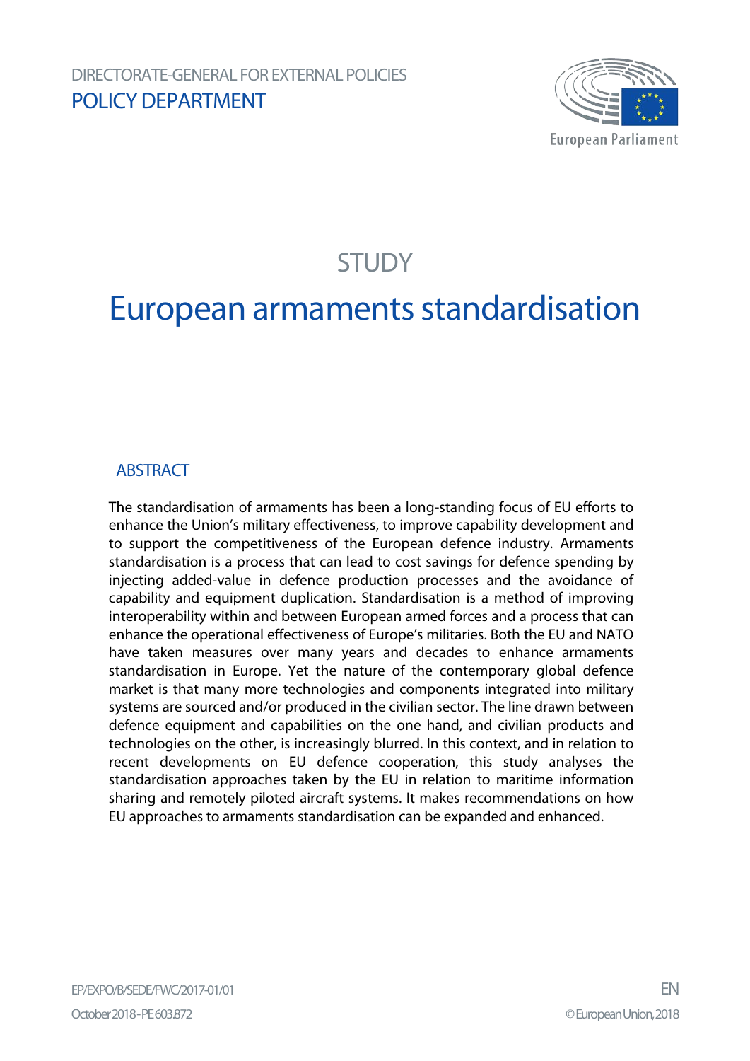DIRECTORATE-GENERAL FOR EXTERNAL POLICIES

POLICY DEPARTMENT

European Parliament

# STUDY

# European armaments standardisation

## ABSTRACT

The standardisation of armaments has been a long-standing focus of EU efforts to enhance the Union's military effectiveness, to improve capability development and to support the competitiveness of the European defence industry. Armaments standardisation is a process that can lead to cost savings for defence spending by injecting added-value in defence production processes and the avoidance of capability and equipment duplication. Standardisation is a method of improving interoperability within and between European armed forces and a process that can enhance the operational effectiveness of Europe's militaries. Both the EU and NATO have taken measures over many years and decades to enhance armaments standardisation in Europe. Yet the nature of the contemporary global defence market is that many more technologies and components integrated into military systems are sourced and/or produced in the civilian sector. The line drawn between defence equipment and capabilities on the one hand, and civilian products and technologies on the other, is increasingly blurred. In this context, and in relation to recent developments on EU defence cooperation, this study analyses the standardisation approaches taken by the EU in relation to maritime information sharing and remotely piloted aircraft systems. It makes recommendations on how EU approaches to armaments standardisation can be expanded and enhanced.

EP/EXPO/B/SEDE/FWC/2017-01/01 EN

October 2018 - PE 603.872 © European Union, 2018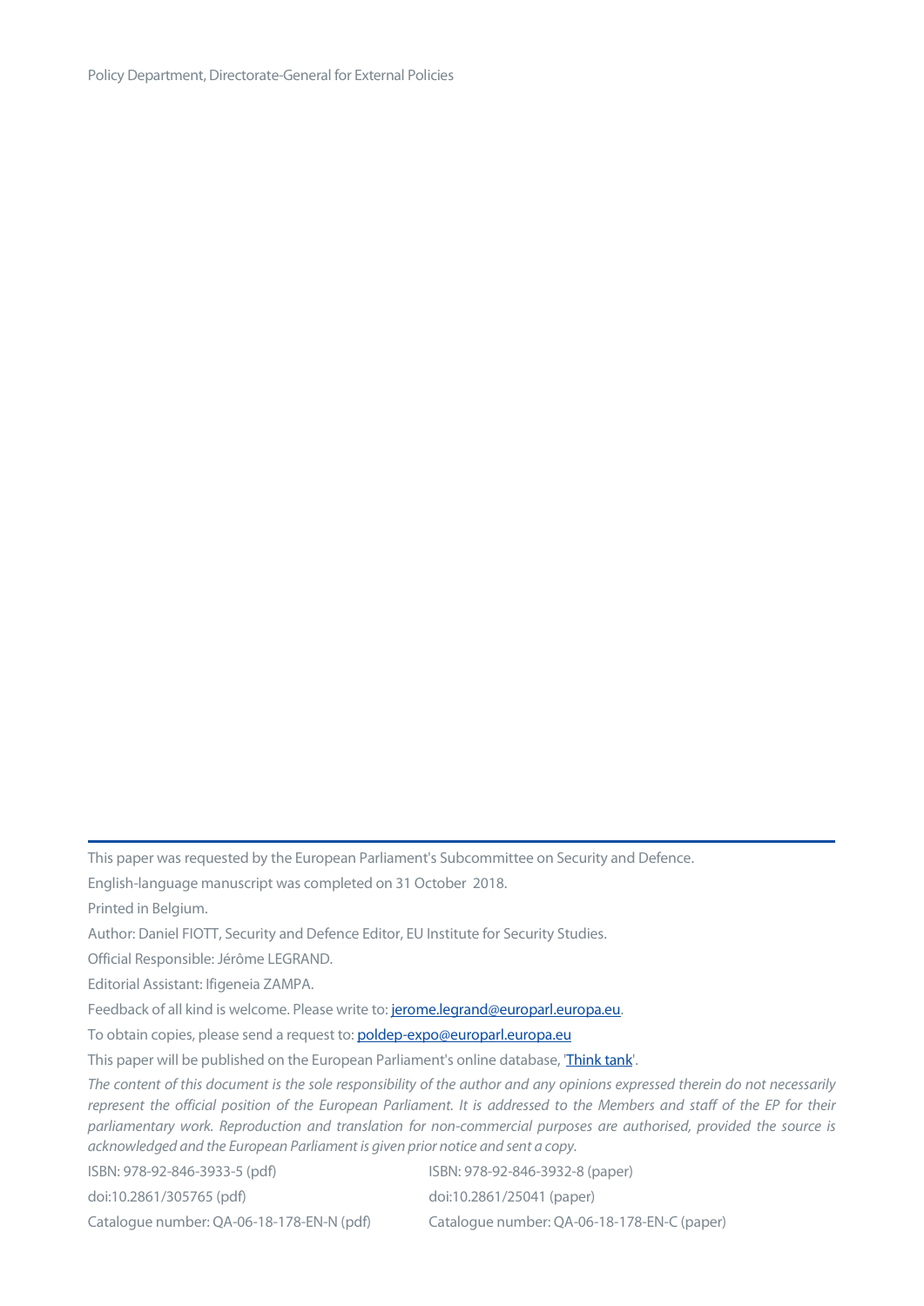This paper was requested by the European Parliament's Subcommittee on Security and Defence.

English-language manuscript was completed on 31 October 2018.

Printed in Belgium.

Author: Daniel FIOTT, Security and Defence Editor, EU Institute for Security Studies.

Official Responsible: Jérôme LEGRAND.

Editorial Assistant: Ifigeneia ZAMPA.

Feedback of all kind is welcome. Please write to: [jerome.legrand@europarl.europa.eu](mailto:jerome.legrand@europarl.europa.eu).

To obtain copies, please send a request to: [poldep-expo@europarl.europa.eu](mailto:poldep-expo@europarl.europa.eu)

This paper will be published on the European Parliament's online database, 'Think tank'.

*The content of this document is the sole responsibility of the author and any opinions expressed therein do not necessarily represent the official position of the European Parliament. It is addressed to the Members and staff of the EP for their parliamentary work. Reproduction and translation for non-commercial purposes are authorised, provided the source is acknowledged and the European Parliament is given prior notice and sent a copy.*

ISBN: 978-92-846-3933-5 (pdf)
doi:10.2861/305765 (pdf)
Catalogue number: QA-06-18-178-EN-N (pdf)

ISBN: 978-92-846-3932-8 (paper)
doi:10.2861/25041 (paper)
Catalogue number: QA-06-18-178-EN-C (paper)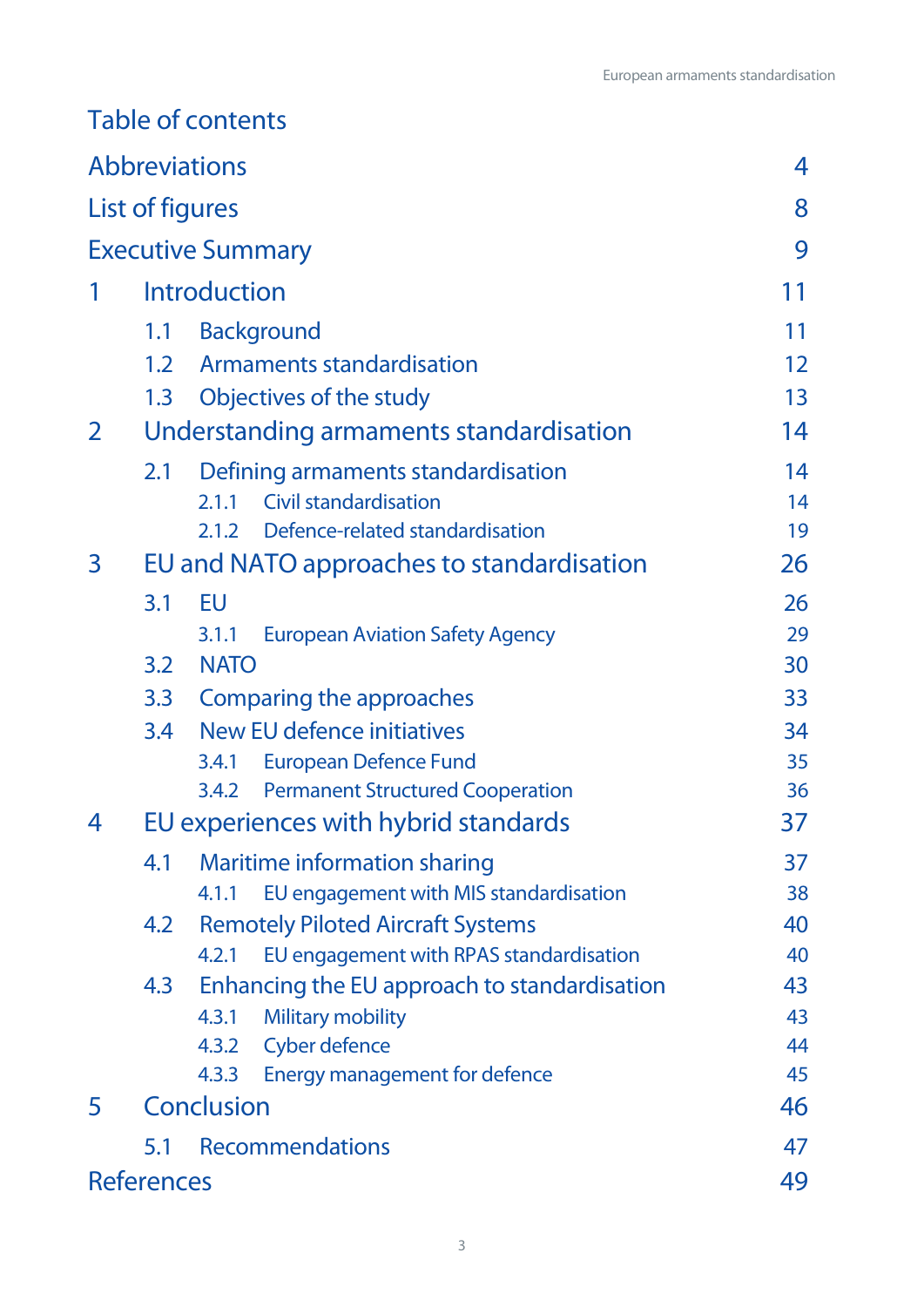# Table of contents

| | |
|---|---|
| Abbreviations | 4 |
| List of figures | 8 |
| Executive Summary | 9 |
| 1 Introduction | 11 |
| 1.1 Background | 11 |
| 1.2 Armaments standardisation | 12 |
| 1.3 Objectives of the study | 13 |
| 2 Understanding armaments standardisation | 14 |
| 2.1 Defining armaments standardisation | 14 |
| 2.1.1 Civil standardisation | 14 |
| 2.1.2 Defence-related standardisation | 19 |
| 3 EU and NATO approaches to standardisation | 26 |
| 3.1 EU | 26 |
| 3.1.1 European Aviation Safety Agency | 29 |
| 3.2 NATO | 30 |
| 3.3 Comparing the approaches | 33 |
| 3.4 New EU defence initiatives | 34 |
| 3.4.1 European Defence Fund | 35 |
| 3.4.2 Permanent Structured Cooperation | 36 |
| 4 EU experiences with hybrid standards | 37 |
| 4.1 Maritime information sharing | 37 |
| 4.1.1 EU engagement with MIS standardisation | 38 |
| 4.2 Remotely Piloted Aircraft Systems | 40 |
| 4.2.1 EU engagement with RPAS standardisation | 40 |
| 4.3 Enhancing the EU approach to standardisation | 43 |
| 4.3.1 Military mobility | 43 |
| 4.3.2 Cyber defence | 44 |
| 4.3.3 Energy management for defence | 45 |
| 5 Conclusion | 46 |
| 5.1 Recommendations | 47 |
| References | 49 |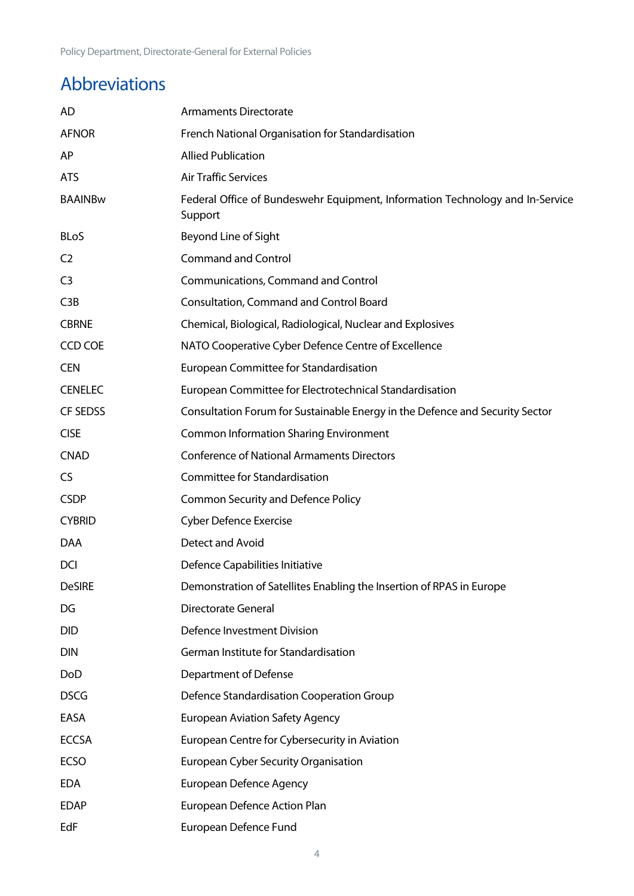## Abbreviations

| | |
|---|---|
| AD | Armaments Directorate |
| AFNOR | French National Organisation for Standardisation |
| AP | Allied Publication |
| ATS | Air Traffic Services |
| BAAINBw | Federal Office of Bundeswehr Equipment, Information Technology and In-Service Support |
| BLoS | Beyond Line of Sight |
| C2 | Command and Control |
| C3 | Communications, Command and Control |
| C3B | Consultation, Command and Control Board |
| CBRNE | Chemical, Biological, Radiological, Nuclear and Explosives |
| CCD COE | NATO Cooperative Cyber Defence Centre of Excellence |
| CEN | European Committee for Standardisation |
| CENELEC | European Committee for Electrotechnical Standardisation |
| CF SEDSS | Consultation Forum for Sustainable Energy in the Defence and Security Sector |
| CISE | Common Information Sharing Environment |
| CNAD | Conference of National Armaments Directors |
| CS | Committee for Standardisation |
| CSDP | Common Security and Defence Policy |
| CYBRID | Cyber Defence Exercise |
| DAA | Detect and Avoid |
| DCI | Defence Capabilities Initiative |
| DeSIRE | Demonstration of Satellites Enabling the Insertion of RPAS in Europe |
| DG | Directorate General |
| DID | Defence Investment Division |
| DIN | German Institute for Standardisation |
| DoD | Department of Defense |
| DSCG | Defence Standardisation Cooperation Group |
| EASA | European Aviation Safety Agency |
| ECCSA | European Centre for Cybersecurity in Aviation |
| ECSO | European Cyber Security Organisation |
| EDA | European Defence Agency |
| EDAP | European Defence Action Plan |
| EdF | European Defence Fund |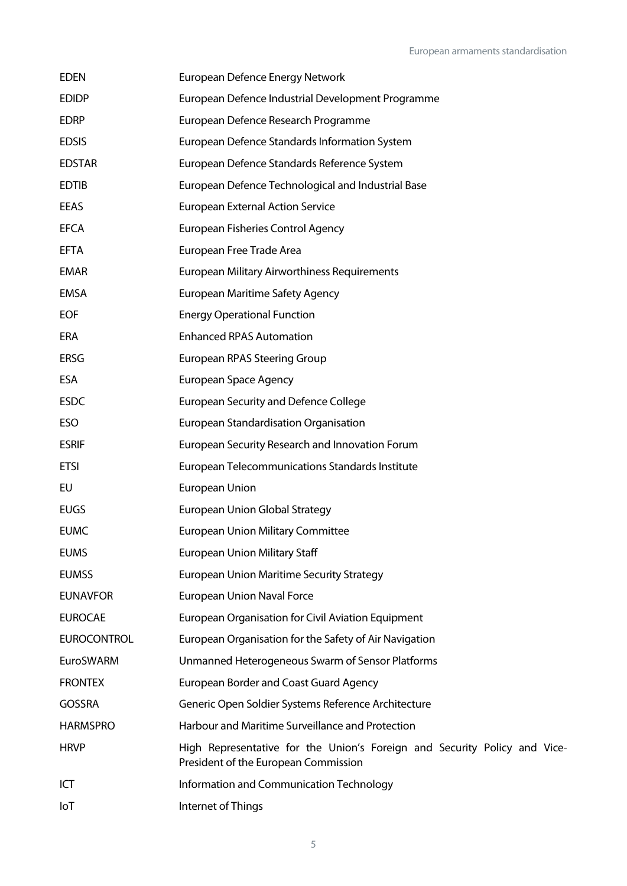| | |
|---|---|
| EDEN | European Defence Energy Network |
| EDIDP | European Defence Industrial Development Programme |
| EDRP | European Defence Research Programme |
| EDSIS | European Defence Standards Information System |
| EDSTAR | European Defence Standards Reference System |
| EDTIB | European Defence Technological and Industrial Base |
| EEAS | European External Action Service |
| EFCA | European Fisheries Control Agency |
| EFTA | European Free Trade Area |
| EMAR | European Military Airworthiness Requirements |
| EMSA | European Maritime Safety Agency |
| EOF | Energy Operational Function |
| ERA | Enhanced RPAS Automation |
| ERSG | European RPAS Steering Group |
| ESA | European Space Agency |
| ESDC | European Security and Defence College |
| ESO | European Standardisation Organisation |
| ESRIF | European Security Research and Innovation Forum |
| ETSI | European Telecommunications Standards Institute |
| EU | European Union |
| EUGS | European Union Global Strategy |
| EUMC | European Union Military Committee |
| EUMS | European Union Military Staff |
| EUMSS | European Union Maritime Security Strategy |
| EUNAVFOR | European Union Naval Force |
| EUROCAE | European Organisation for Civil Aviation Equipment |
| EUROCONTROL | European Organisation for the Safety of Air Navigation |
| EuroSWARM | Unmanned Heterogeneous Swarm of Sensor Platforms |
| FRONTEX | European Border and Coast Guard Agency |
| GOSSRA | Generic Open Soldier Systems Reference Architecture |
| HARMSPRO | Harbour and Maritime Surveillance and Protection |
| HRVP | High Representative for the Union's Foreign and Security Policy and Vice-President of the European Commission |
| ICT | Information and Communication Technology |
| IoT | Internet of Things |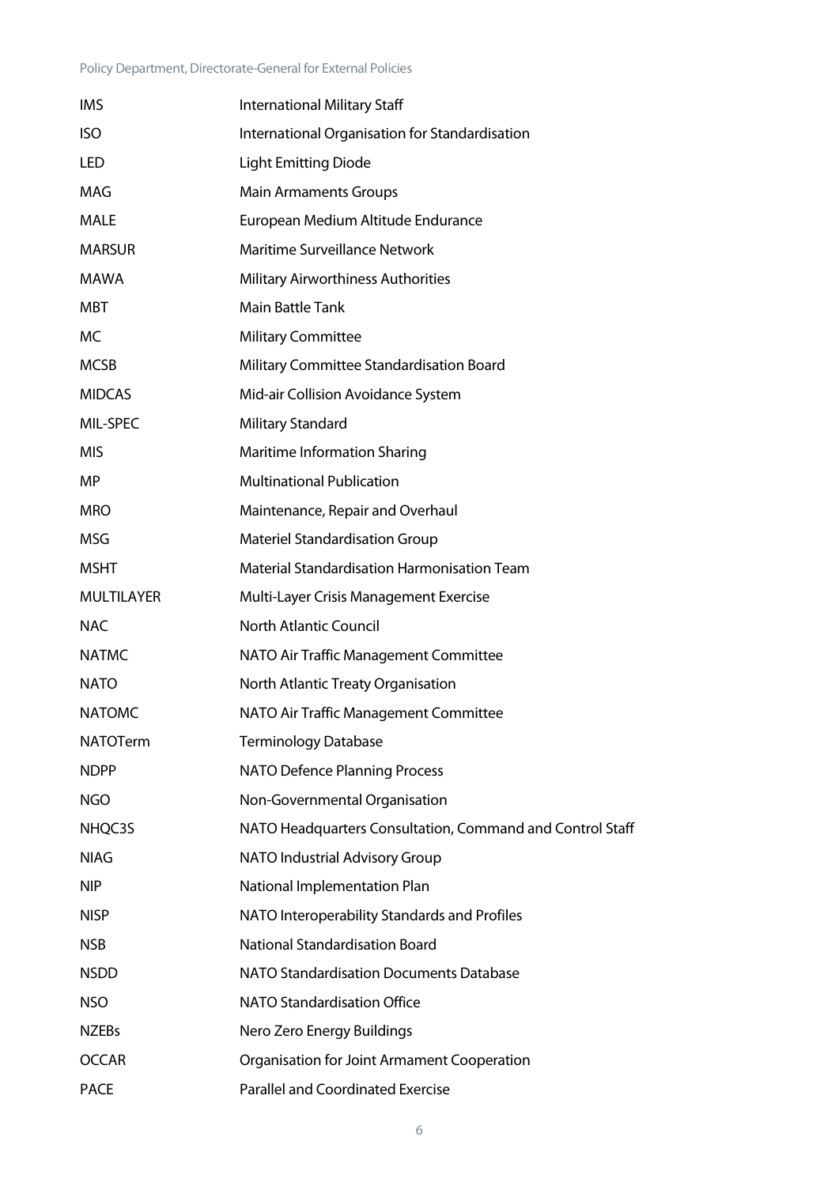| | |
|---|---|
| IMS | International Military Staff |
| ISO | International Organisation for Standardisation |
| LED | Light Emitting Diode |
| MAG | Main Armaments Groups |
| MALE | European Medium Altitude Endurance |
| MARSUR | Maritime Surveillance Network |
| MAWA | Military Airworthiness Authorities |
| MBT | Main Battle Tank |
| MC | Military Committee |
| MCSB | Military Committee Standardisation Board |
| MIDCAS | Mid-air Collision Avoidance System |
| MIL-SPEC | Military Standard |
| MIS | Maritime Information Sharing |
| MP | Multinational Publication |
| MRO | Maintenance, Repair and Overhaul |
| MSG | Materiel Standardisation Group |
| MSHT | Material Standardisation Harmonisation Team |
| MULTILAYER | Multi-Layer Crisis Management Exercise |
| NAC | North Atlantic Council |
| NATMC | NATO Air Traffic Management Committee |
| NATO | North Atlantic Treaty Organisation |
| NATOMC | NATO Air Traffic Management Committee |
| NATOTerm | Terminology Database |
| NDPP | NATO Defence Planning Process |
| NGO | Non-Governmental Organisation |
| NHQC3S | NATO Headquarters Consultation, Command and Control Staff |
| NIAG | NATO Industrial Advisory Group |
| NIP | National Implementation Plan |
| NISP | NATO Interoperability Standards and Profiles |
| NSB | National Standardisation Board |
| NSDD | NATO Standardisation Documents Database |
| NSO | NATO Standardisation Office |
| NZEBs | Nero Zero Energy Buildings |
| OCCAR | Organisation for Joint Armament Cooperation |
| PACE | Parallel and Coordinated Exercise |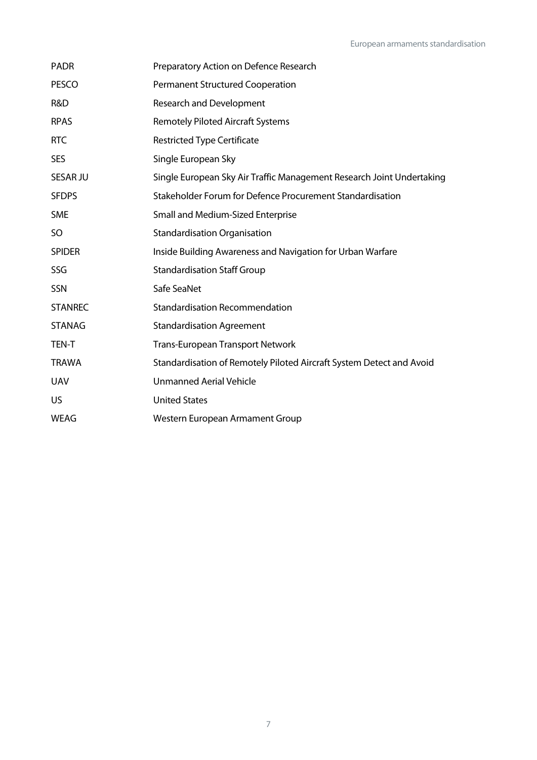| | |
|---|---|
| PADR | Preparatory Action on Defence Research |
| PESCO | Permanent Structured Cooperation |
| R&D | Research and Development |
| RPAS | Remotely Piloted Aircraft Systems |
| RTC | Restricted Type Certificate |
| SES | Single European Sky |
| SESAR JU | Single European Sky Air Traffic Management Research Joint Undertaking |
| SFDPS | Stakeholder Forum for Defence Procurement Standardisation |
| SME | Small and Medium-Sized Enterprise |
| SO | Standardisation Organisation |
| SPIDER | Inside Building Awareness and Navigation for Urban Warfare |
| SSG | Standardisation Staff Group |
| SSN | Safe SeaNet |
| STANREC | Standardisation Recommendation |
| STANAG | Standardisation Agreement |
| TEN-T | Trans-European Transport Network |
| TRAWA | Standardisation of Remotely Piloted Aircraft System Detect and Avoid |
| UAV | Unmanned Aerial Vehicle |
| US | United States |
| WEAG | Western European Armament Group |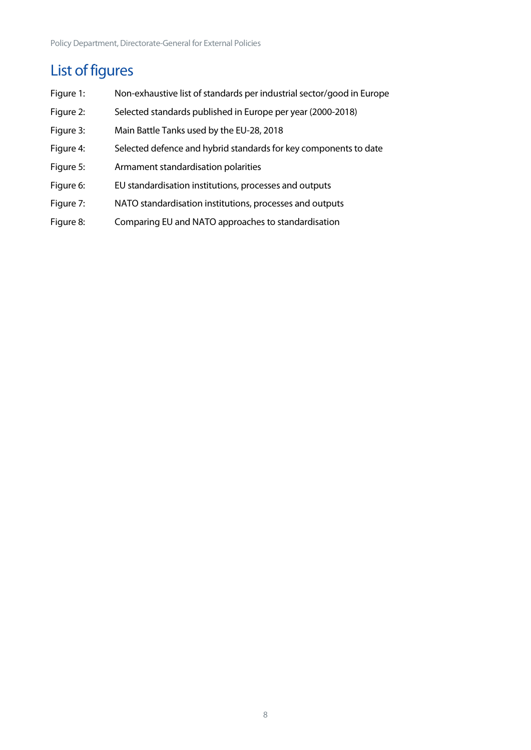# List of figures

| | |
|---|---|
| Figure 1: | Non-exhaustive list of standards per industrial sector/good in Europe |
| Figure 2: | Selected standards published in Europe per year (2000-2018) |
| Figure 3: | Main Battle Tanks used by the EU-28, 2018 |
| Figure 4: | Selected defence and hybrid standards for key components to date |
| Figure 5: | Armament standardisation polarities |
| Figure 6: | EU standardisation institutions, processes and outputs |
| Figure 7: | NATO standardisation institutions, processes and outputs |
| Figure 8: | Comparing EU and NATO approaches to standardisation |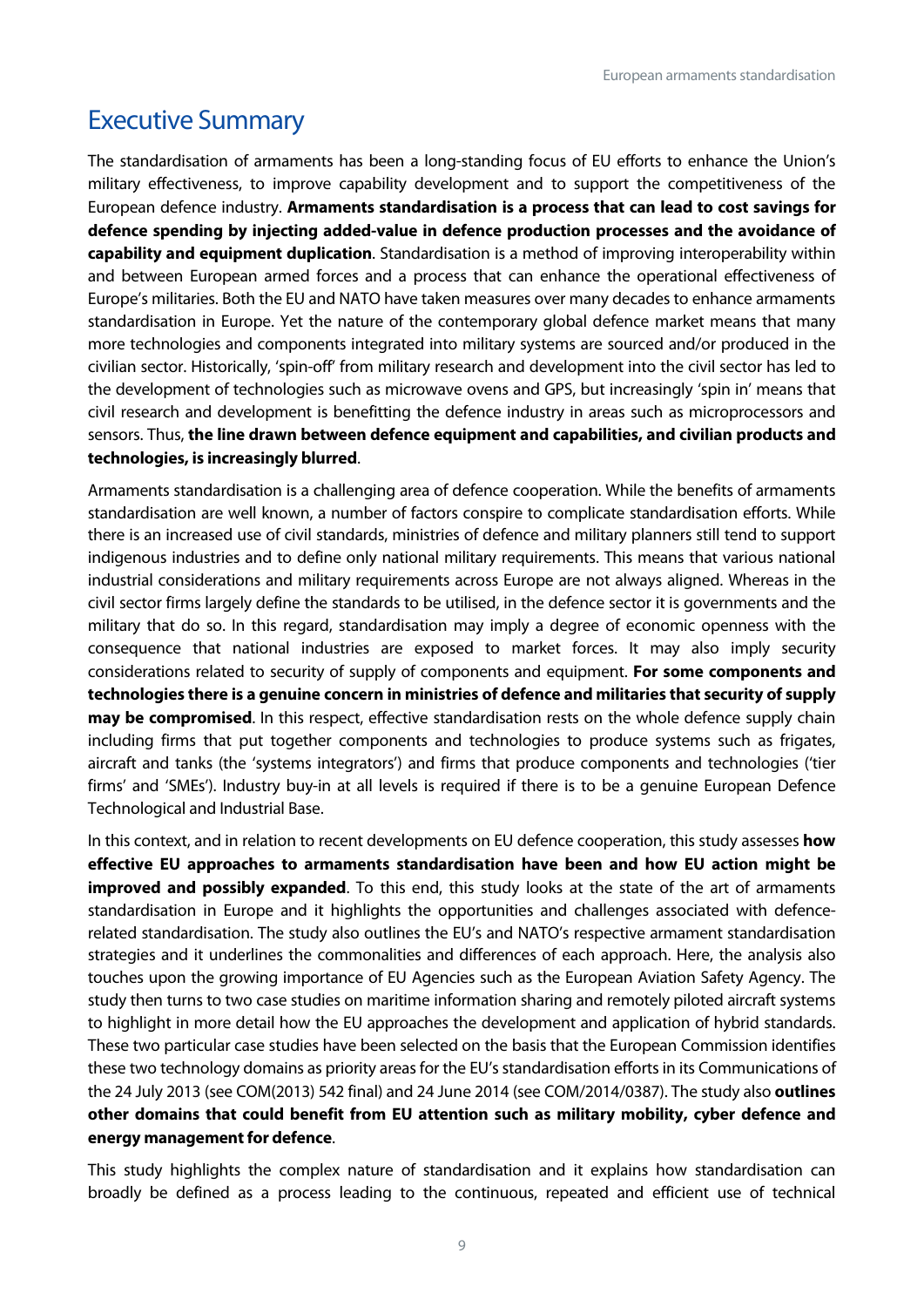# Executive Summary

The standardisation of armaments has been a long-standing focus of EU efforts to enhance the Union's military effectiveness, to improve capability development and to support the competitiveness of the European defence industry. **Armaments standardisation is a process that can lead to cost savings for defence spending by injecting added-value in defence production processes and the avoidance of capability and equipment duplication**. Standardisation is a method of improving interoperability within and between European armed forces and a process that can enhance the operational effectiveness of Europe's militaries. Both the EU and NATO have taken measures over many decades to enhance armaments standardisation in Europe. Yet the nature of the contemporary global defence market means that many more technologies and components integrated into military systems are sourced and/or produced in the civilian sector. Historically, 'spin-off' from military research and development into the civil sector has led to the development of technologies such as microwave ovens and GPS, but increasingly 'spin in' means that civil research and development is benefitting the defence industry in areas such as microprocessors and sensors. Thus, **the line drawn between defence equipment and capabilities, and civilian products and technologies, is increasingly blurred**.

Armaments standardisation is a challenging area of defence cooperation. While the benefits of armaments standardisation are well known, a number of factors conspire to complicate standardisation efforts. While there is an increased use of civil standards, ministries of defence and military planners still tend to support indigenous industries and to define only national military requirements. This means that various national industrial considerations and military requirements across Europe are not always aligned. Whereas in the civil sector firms largely define the standards to be utilised, in the defence sector it is governments and the military that do so. In this regard, standardisation may imply a degree of economic openness with the consequence that national industries are exposed to market forces. It may also imply security considerations related to security of supply of components and equipment. **For some components and technologies there is a genuine concern in ministries of defence and militaries that security of supply may be compromised**. In this respect, effective standardisation rests on the whole defence supply chain including firms that put together components and technologies to produce systems such as frigates, aircraft and tanks (the 'systems integrators') and firms that produce components and technologies ('tier firms' and 'SMEs'). Industry buy-in at all levels is required if there is to be a genuine European Defence Technological and Industrial Base.

In this context, and in relation to recent developments on EU defence cooperation, this study assesses **how effective EU approaches to armaments standardisation have been and how EU action might be improved and possibly expanded**. To this end, this study looks at the state of the art of armaments standardisation in Europe and it highlights the opportunities and challenges associated with defence-related standardisation. The study also outlines the EU's and NATO's respective armament standardisation strategies and it underlines the commonalities and differences of each approach. Here, the analysis also touches upon the growing importance of EU Agencies such as the European Aviation Safety Agency. The study then turns to two case studies on maritime information sharing and remotely piloted aircraft systems to highlight in more detail how the EU approaches the development and application of hybrid standards. These two particular case studies have been selected on the basis that the European Commission identifies these two technology domains as priority areas for the EU's standardisation efforts in its Communications of the 24 July 2013 (see COM(2013) 542 final) and 24 June 2014 (see COM/2014/0387). The study also **outlines other domains that could benefit from EU attention such as military mobility, cyber defence and energy management for defence**.

This study highlights the complex nature of standardisation and it explains how standardisation can broadly be defined as a process leading to the continuous, repeated and efficient use of technical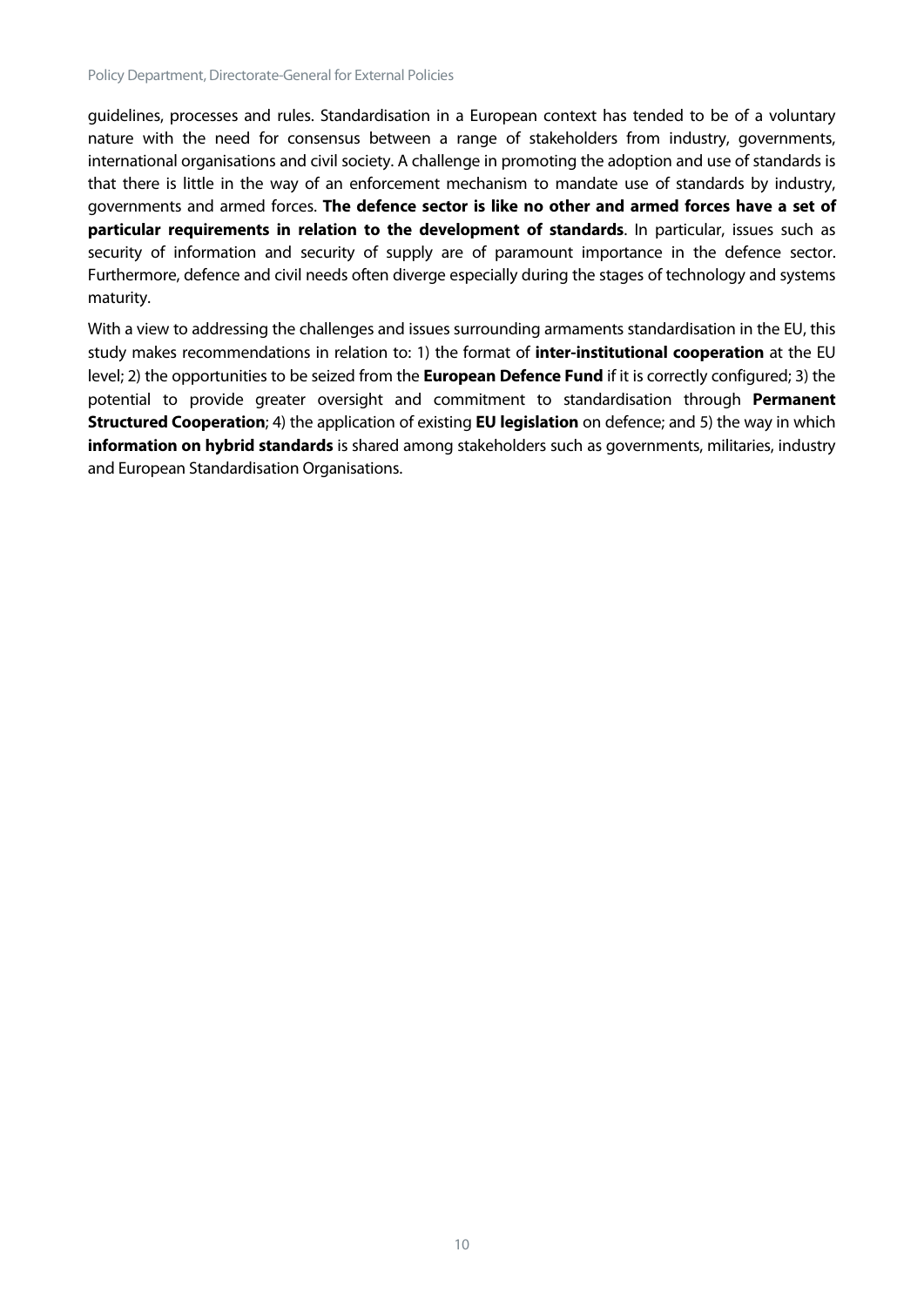guidelines, processes and rules. Standardisation in a European context has tended to be of a voluntary nature with the need for consensus between a range of stakeholders from industry, governments, international organisations and civil society. A challenge in promoting the adoption and use of standards is that there is little in the way of an enforcement mechanism to mandate use of standards by industry, governments and armed forces. **The defence sector is like no other and armed forces have a set of particular requirements in relation to the development of standards**. In particular, issues such as security of information and security of supply are of paramount importance in the defence sector. Furthermore, defence and civil needs often diverge especially during the stages of technology and systems maturity.

With a view to addressing the challenges and issues surrounding armaments standardisation in the EU, this study makes recommendations in relation to: 1) the format of **inter-institutional cooperation** at the EU level; 2) the opportunities to be seized from the **European Defence Fund** if it is correctly configured; 3) the potential to provide greater oversight and commitment to standardisation through **Permanent Structured Cooperation**; 4) the application of existing **EU legislation** on defence; and 5) the way in which **information on hybrid standards** is shared among stakeholders such as governments, militaries, industry and European Standardisation Organisations.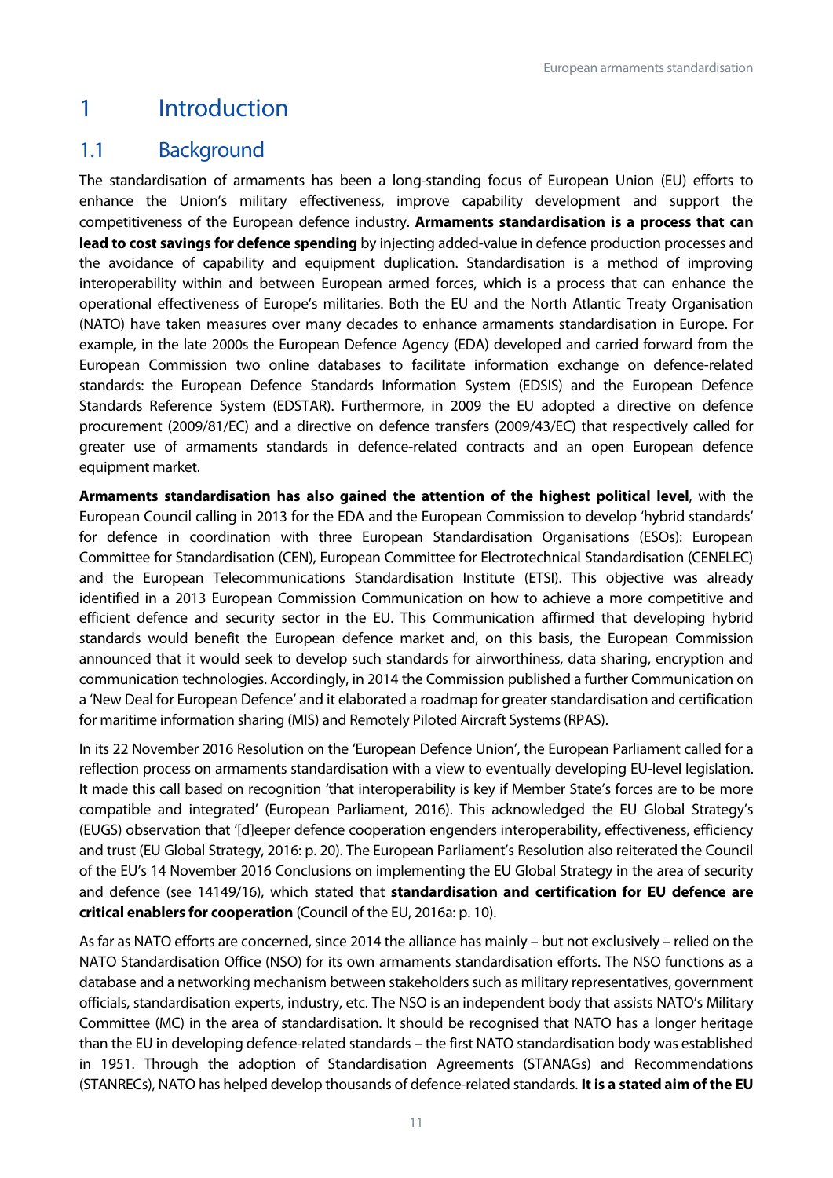# 1 Introduction

## 1.1 Background

The standardisation of armaments has been a long-standing focus of European Union (EU) efforts to enhance the Union's military effectiveness, improve capability development and support the competitiveness of the European defence industry. **Armaments standardisation is a process that can lead to cost savings for defence spending** by injecting added-value in defence production processes and the avoidance of capability and equipment duplication. Standardisation is a method of improving interoperability within and between European armed forces, which is a process that can enhance the operational effectiveness of Europe's militaries. Both the EU and the North Atlantic Treaty Organisation (NATO) have taken measures over many decades to enhance armaments standardisation in Europe. For example, in the late 2000s the European Defence Agency (EDA) developed and carried forward from the European Commission two online databases to facilitate information exchange on defence-related standards: the European Defence Standards Information System (EDSIS) and the European Defence Standards Reference System (EDSTAR). Furthermore, in 2009 the EU adopted a directive on defence procurement (2009/81/EC) and a directive on defence transfers (2009/43/EC) that respectively called for greater use of armaments standards in defence-related contracts and an open European defence equipment market.

**Armaments standardisation has also gained the attention of the highest political level**, with the European Council calling in 2013 for the EDA and the European Commission to develop 'hybrid standards' for defence in coordination with three European Standardisation Organisations (ESOs): European Committee for Standardisation (CEN), European Committee for Electrotechnical Standardisation (CENELEC) and the European Telecommunications Standardisation Institute (ETSI). This objective was already identified in a 2013 European Commission Communication on how to achieve a more competitive and efficient defence and security sector in the EU. This Communication affirmed that developing hybrid standards would benefit the European defence market and, on this basis, the European Commission announced that it would seek to develop such standards for airworthiness, data sharing, encryption and communication technologies. Accordingly, in 2014 the Commission published a further Communication on a 'New Deal for European Defence' and it elaborated a roadmap for greater standardisation and certification for maritime information sharing (MIS) and Remotely Piloted Aircraft Systems (RPAS).

In its 22 November 2016 Resolution on the 'European Defence Union', the European Parliament called for a reflection process on armaments standardisation with a view to eventually developing EU-level legislation. It made this call based on recognition 'that interoperability is key if Member State's forces are to be more compatible and integrated' (European Parliament, 2016). This acknowledged the EU Global Strategy's (EUGS) observation that '[d]eeper defence cooperation engenders interoperability, effectiveness, efficiency and trust (EU Global Strategy, 2016: p. 20). The European Parliament's Resolution also reiterated the Council of the EU's 14 November 2016 Conclusions on implementing the EU Global Strategy in the area of security and defence (see 14149/16), which stated that **standardisation and certification for EU defence are critical enablers for cooperation** (Council of the EU, 2016a: p. 10).

As far as NATO efforts are concerned, since 2014 the alliance has mainly – but not exclusively – relied on the NATO Standardisation Office (NSO) for its own armaments standardisation efforts. The NSO functions as a database and a networking mechanism between stakeholders such as military representatives, government officials, standardisation experts, industry, etc. The NSO is an independent body that assists NATO's Military Committee (MC) in the area of standardisation. It should be recognised that NATO has a longer heritage than the EU in developing defence-related standards – the first NATO standardisation body was established in 1951. Through the adoption of Standardisation Agreements (STANAGs) and Recommendations (STANRECs), NATO has helped develop thousands of defence-related standards. **It is a stated aim of the EU**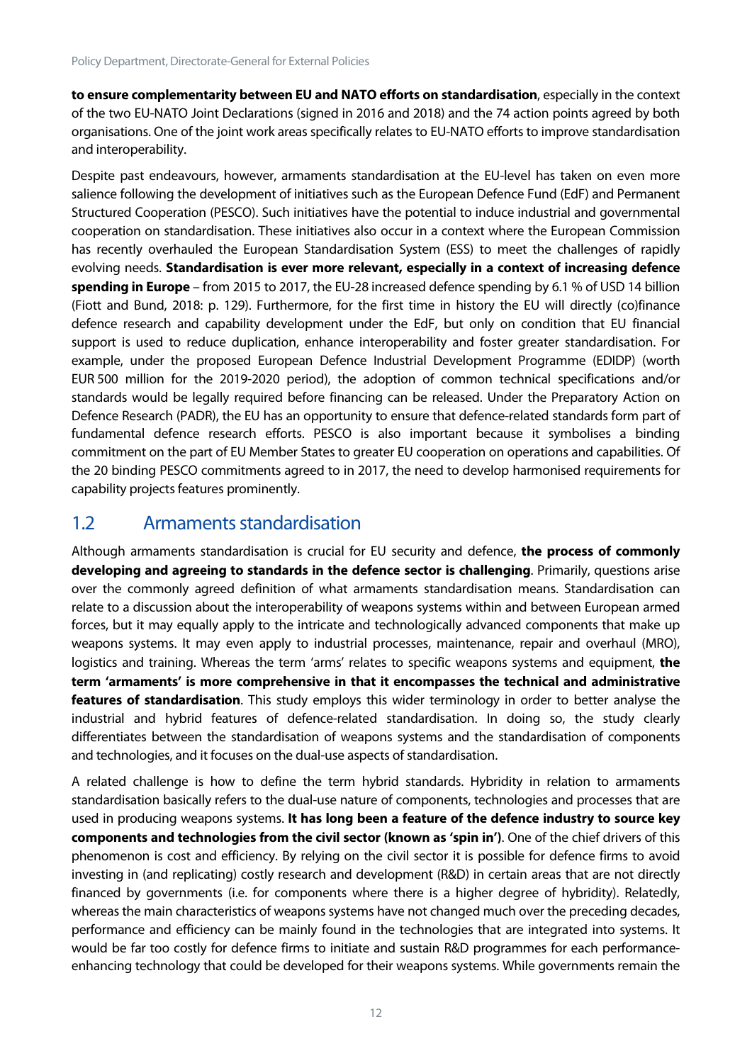**to ensure complementarity between EU and NATO efforts on standardisation**, especially in the context of the two EU-NATO Joint Declarations (signed in 2016 and 2018) and the 74 action points agreed by both organisations. One of the joint work areas specifically relates to EU-NATO efforts to improve standardisation and interoperability.

Despite past endeavours, however, armaments standardisation at the EU-level has taken on even more salience following the development of initiatives such as the European Defence Fund (EdF) and Permanent Structured Cooperation (PESCO). Such initiatives have the potential to induce industrial and governmental cooperation on standardisation. These initiatives also occur in a context where the European Commission has recently overhauled the European Standardisation System (ESS) to meet the challenges of rapidly evolving needs. **Standardisation is ever more relevant, especially in a context of increasing defence spending in Europe** – from 2015 to 2017, the EU-28 increased defence spending by 6.1 % of USD 14 billion (Fiott and Bund, 2018: p. 129). Furthermore, for the first time in history the EU will directly (co)finance defence research and capability development under the EdF, but only on condition that EU financial support is used to reduce duplication, enhance interoperability and foster greater standardisation. For example, under the proposed European Defence Industrial Development Programme (EDIDP) (worth EUR 500 million for the 2019-2020 period), the adoption of common technical specifications and/or standards would be legally required before financing can be released. Under the Preparatory Action on Defence Research (PADR), the EU has an opportunity to ensure that defence-related standards form part of fundamental defence research efforts. PESCO is also important because it symbolises a binding commitment on the part of EU Member States to greater EU cooperation on operations and capabilities. Of the 20 binding PESCO commitments agreed to in 2017, the need to develop harmonised requirements for capability projects features prominently.

## 1.2 Armaments standardisation

Although armaments standardisation is crucial for EU security and defence, **the process of commonly developing and agreeing to standards in the defence sector is challenging**. Primarily, questions arise over the commonly agreed definition of what armaments standardisation means. Standardisation can relate to a discussion about the interoperability of weapons systems within and between European armed forces, but it may equally apply to the intricate and technologically advanced components that make up weapons systems. It may even apply to industrial processes, maintenance, repair and overhaul (MRO), logistics and training. Whereas the term 'arms' relates to specific weapons systems and equipment, **the term 'armaments' is more comprehensive in that it encompasses the technical and administrative features of standardisation**. This study employs this wider terminology in order to better analyse the industrial and hybrid features of defence-related standardisation. In doing so, the study clearly differentiates between the standardisation of weapons systems and the standardisation of components and technologies, and it focuses on the dual-use aspects of standardisation.

A related challenge is how to define the term hybrid standards. Hybridity in relation to armaments standardisation basically refers to the dual-use nature of components, technologies and processes that are used in producing weapons systems. **It has long been a feature of the defence industry to source key components and technologies from the civil sector (known as 'spin in')**. One of the chief drivers of this phenomenon is cost and efficiency. By relying on the civil sector it is possible for defence firms to avoid investing in (and replicating) costly research and development (R&D) in certain areas that are not directly financed by governments (i.e. for components where there is a higher degree of hybridity). Relatedly, whereas the main characteristics of weapons systems have not changed much over the preceding decades, performance and efficiency can be mainly found in the technologies that are integrated into systems. It would be far too costly for defence firms to initiate and sustain R&D programmes for each performance-enhancing technology that could be developed for their weapons systems. While governments remain the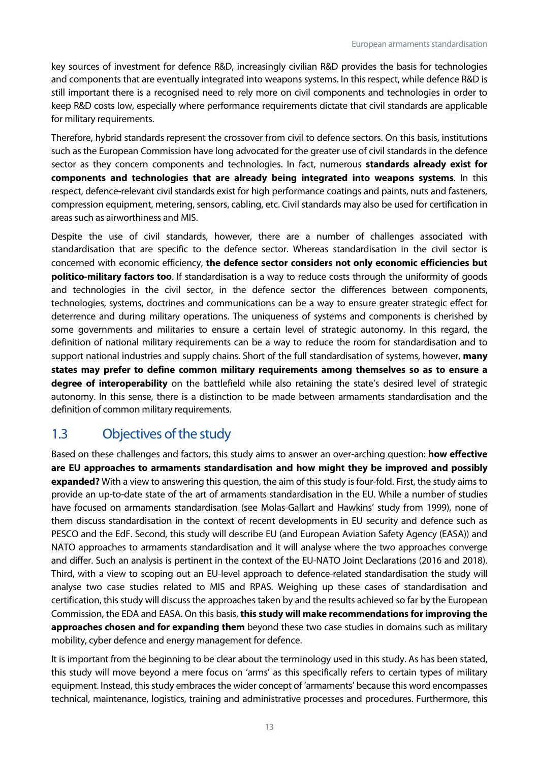key sources of investment for defence R&D, increasingly civilian R&D provides the basis for technologies and components that are eventually integrated into weapons systems. In this respect, while defence R&D is still important there is a recognised need to rely more on civil components and technologies in order to keep R&D costs low, especially where performance requirements dictate that civil standards are applicable for military requirements.

Therefore, hybrid standards represent the crossover from civil to defence sectors. On this basis, institutions such as the European Commission have long advocated for the greater use of civil standards in the defence sector as they concern components and technologies. In fact, numerous **standards already exist for components and technologies that are already being integrated into weapons systems**. In this respect, defence-relevant civil standards exist for high performance coatings and paints, nuts and fasteners, compression equipment, metering, sensors, cabling, etc. Civil standards may also be used for certification in areas such as airworthiness and MIS.

Despite the use of civil standards, however, there are a number of challenges associated with standardisation that are specific to the defence sector. Whereas standardisation in the civil sector is concerned with economic efficiency, **the defence sector considers not only economic efficiencies but politico-military factors too**. If standardisation is a way to reduce costs through the uniformity of goods and technologies in the civil sector, in the defence sector the differences between components, technologies, systems, doctrines and communications can be a way to ensure greater strategic effect for deterrence and during military operations. The uniqueness of systems and components is cherished by some governments and militaries to ensure a certain level of strategic autonomy. In this regard, the definition of national military requirements can be a way to reduce the room for standardisation and to support national industries and supply chains. Short of the full standardisation of systems, however, **many states may prefer to define common military requirements among themselves so as to ensure a degree of interoperability** on the battlefield while also retaining the state's desired level of strategic autonomy. In this sense, there is a distinction to be made between armaments standardisation and the definition of common military requirements.

## 1.3 Objectives of the study

Based on these challenges and factors, this study aims to answer an over-arching question: **how effective are EU approaches to armaments standardisation and how might they be improved and possibly expanded?** With a view to answering this question, the aim of this study is four-fold. First, the study aims to provide an up-to-date state of the art of armaments standardisation in the EU. While a number of studies have focused on armaments standardisation (see Molas-Gallart and Hawkins' study from 1999), none of them discuss standardisation in the context of recent developments in EU security and defence such as PESCO and the EdF. Second, this study will describe EU (and European Aviation Safety Agency (EASA)) and NATO approaches to armaments standardisation and it will analyse where the two approaches converge and differ. Such an analysis is pertinent in the context of the EU-NATO Joint Declarations (2016 and 2018). Third, with a view to scoping out an EU-level approach to defence-related standardisation the study will analyse two case studies related to MIS and RPAS. Weighing up these cases of standardisation and certification, this study will discuss the approaches taken by and the results achieved so far by the European Commission, the EDA and EASA. On this basis, **this study will make recommendations for improving the approaches chosen and for expanding them** beyond these two case studies in domains such as military mobility, cyber defence and energy management for defence.

It is important from the beginning to be clear about the terminology used in this study. As has been stated, this study will move beyond a mere focus on 'arms' as this specifically refers to certain types of military equipment. Instead, this study embraces the wider concept of 'armaments' because this word encompasses technical, maintenance, logistics, training and administrative processes and procedures. Furthermore, this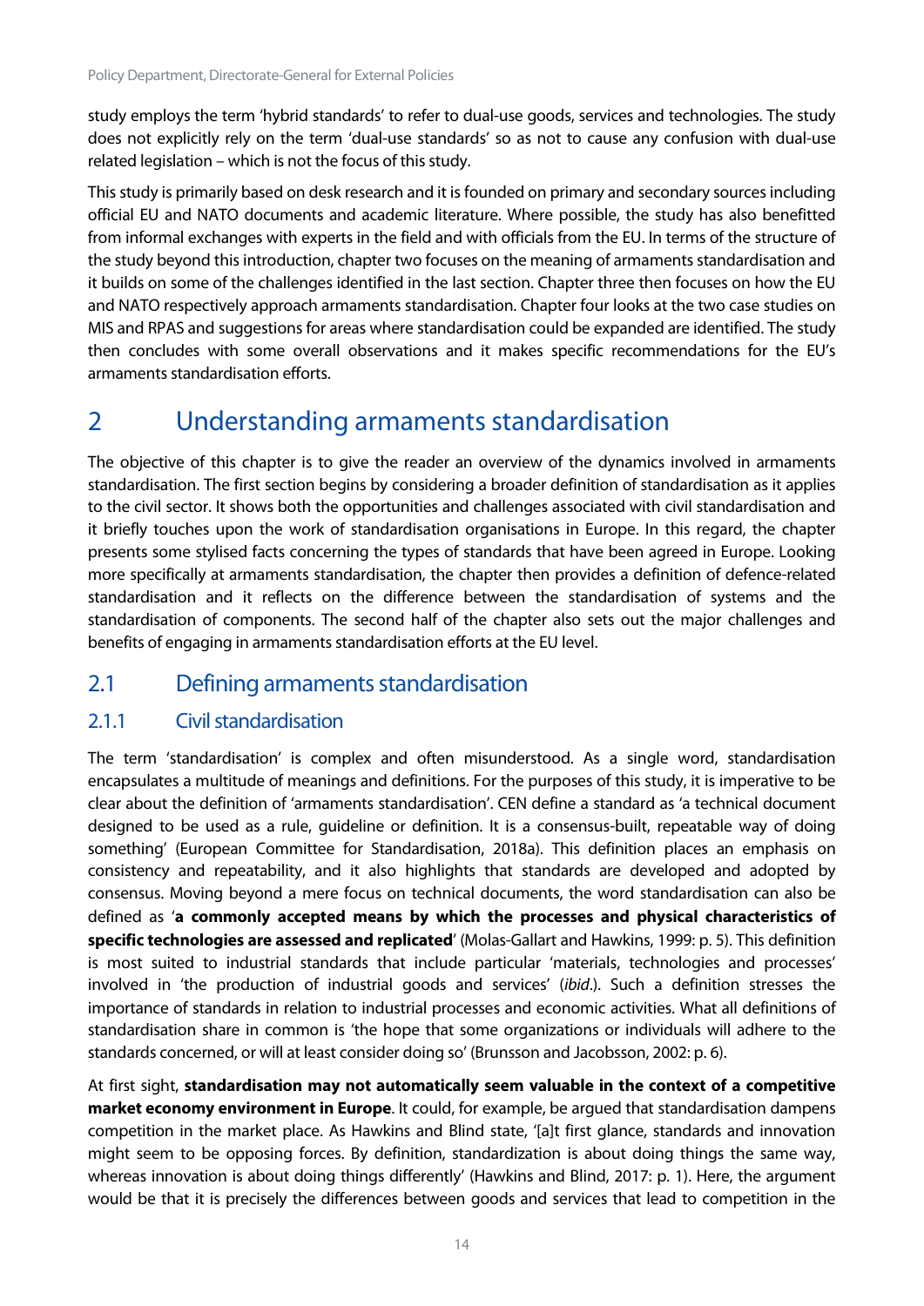study employs the term 'hybrid standards' to refer to dual-use goods, services and technologies. The study does not explicitly rely on the term 'dual-use standards' so as not to cause any confusion with dual-use related legislation – which is not the focus of this study.

This study is primarily based on desk research and it is founded on primary and secondary sources including official EU and NATO documents and academic literature. Where possible, the study has also benefitted from informal exchanges with experts in the field and with officials from the EU. In terms of the structure of the study beyond this introduction, chapter two focuses on the meaning of armaments standardisation and it builds on some of the challenges identified in the last section. Chapter three then focuses on how the EU and NATO respectively approach armaments standardisation. Chapter four looks at the two case studies on MIS and RPAS and suggestions for areas where standardisation could be expanded are identified. The study then concludes with some overall observations and it makes specific recommendations for the EU's armaments standardisation efforts.

# 2 Understanding armaments standardisation

The objective of this chapter is to give the reader an overview of the dynamics involved in armaments standardisation. The first section begins by considering a broader definition of standardisation as it applies to the civil sector. It shows both the opportunities and challenges associated with civil standardisation and it briefly touches upon the work of standardisation organisations in Europe. In this regard, the chapter presents some stylised facts concerning the types of standards that have been agreed in Europe. Looking more specifically at armaments standardisation, the chapter then provides a definition of defence-related standardisation and it reflects on the difference between the standardisation of systems and the standardisation of components. The second half of the chapter also sets out the major challenges and benefits of engaging in armaments standardisation efforts at the EU level.

## 2.1 Defining armaments standardisation

### 2.1.1 Civil standardisation

The term 'standardisation' is complex and often misunderstood. As a single word, standardisation encapsulates a multitude of meanings and definitions. For the purposes of this study, it is imperative to be clear about the definition of 'armaments standardisation'. CEN define a standard as 'a technical document designed to be used as a rule, guideline or definition. It is a consensus-built, repeatable way of doing something' (European Committee for Standardisation, 2018a). This definition places an emphasis on consistency and repeatability, and it also highlights that standards are developed and adopted by consensus. Moving beyond a mere focus on technical documents, the word standardisation can also be defined as '**a commonly accepted means by which the processes and physical characteristics of specific technologies are assessed and replicated**' (Molas-Gallart and Hawkins, 1999: p. 5). This definition is most suited to industrial standards that include particular 'materials, technologies and processes' involved in 'the production of industrial goods and services' (*ibid*.). Such a definition stresses the importance of standards in relation to industrial processes and economic activities. What all definitions of standardisation share in common is 'the hope that some organizations or individuals will adhere to the standards concerned, or will at least consider doing so' (Brunsson and Jacobsson, 2002: p. 6).

At first sight, **standardisation may not automatically seem valuable in the context of a competitive market economy environment in Europe**. It could, for example, be argued that standardisation dampens competition in the market place. As Hawkins and Blind state, '[a]t first glance, standards and innovation might seem to be opposing forces. By definition, standardization is about doing things the same way, whereas innovation is about doing things differently' (Hawkins and Blind, 2017: p. 1). Here, the argument would be that it is precisely the differences between goods and services that lead to competition in the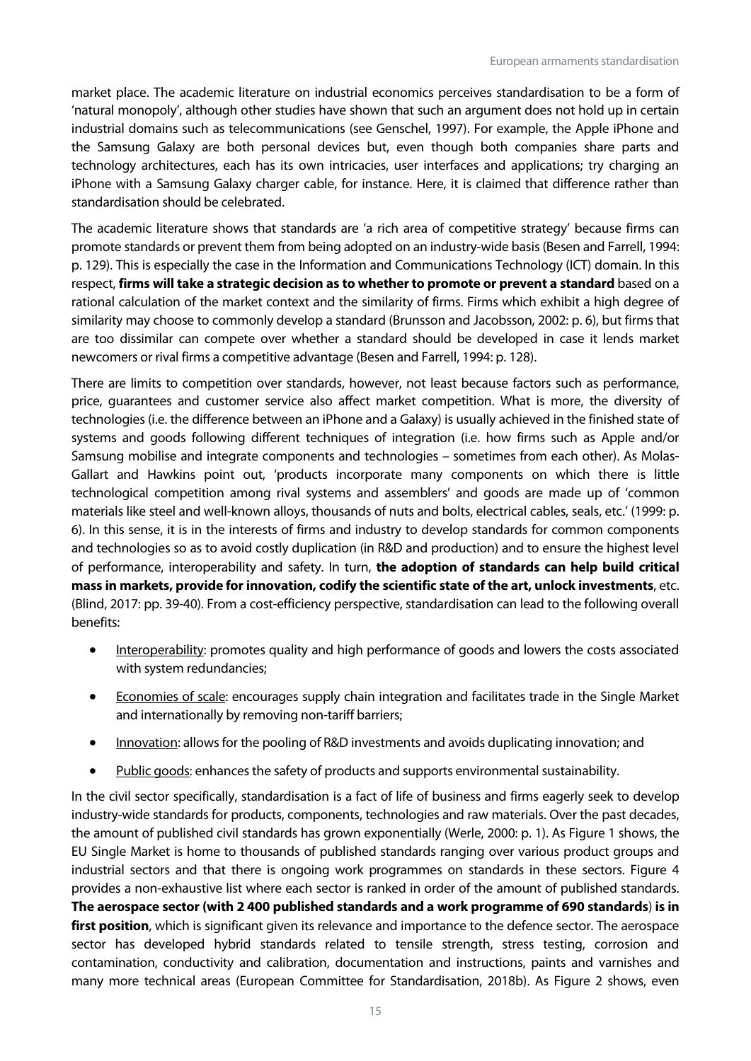market place. The academic literature on industrial economics perceives standardisation to be a form of 'natural monopoly', although other studies have shown that such an argument does not hold up in certain industrial domains such as telecommunications (see Genschel, 1997). For example, the Apple iPhone and the Samsung Galaxy are both personal devices but, even though both companies share parts and technology architectures, each has its own intricacies, user interfaces and applications; try charging an iPhone with a Samsung Galaxy charger cable, for instance. Here, it is claimed that difference rather than standardisation should be celebrated.

The academic literature shows that standards are 'a rich area of competitive strategy' because firms can promote standards or prevent them from being adopted on an industry-wide basis (Besen and Farrell, 1994: p. 129). This is especially the case in the Information and Communications Technology (ICT) domain. In this respect, **firms will take a strategic decision as to whether to promote or prevent a standard** based on a rational calculation of the market context and the similarity of firms. Firms which exhibit a high degree of similarity may choose to commonly develop a standard (Brunsson and Jacobsson, 2002: p. 6), but firms that are too dissimilar can compete over whether a standard should be developed in case it lends market newcomers or rival firms a competitive advantage (Besen and Farrell, 1994: p. 128).

There are limits to competition over standards, however, not least because factors such as performance, price, guarantees and customer service also affect market competition. What is more, the diversity of technologies (i.e. the difference between an iPhone and a Galaxy) is usually achieved in the finished state of systems and goods following different techniques of integration (i.e. how firms such as Apple and/or Samsung mobilise and integrate components and technologies – sometimes from each other). As Molas-Gallart and Hawkins point out, 'products incorporate many components on which there is little technological competition among rival systems and assemblers' and goods are made up of 'common materials like steel and well-known alloys, thousands of nuts and bolts, electrical cables, seals, etc.' (1999: p. 6). In this sense, it is in the interests of firms and industry to develop standards for common components and technologies so as to avoid costly duplication (in R&D and production) and to ensure the highest level of performance, interoperability and safety. In turn, **the adoption of standards can help build critical mass in markets, provide for innovation, codify the scientific state of the art, unlock investments**, etc. (Blind, 2017: pp. 39-40). From a cost-efficiency perspective, standardisation can lead to the following overall benefits:

- Interoperability: promotes quality and high performance of goods and lowers the costs associated with system redundancies;
- Economies of scale: encourages supply chain integration and facilitates trade in the Single Market and internationally by removing non-tariff barriers;
- Innovation: allows for the pooling of R&D investments and avoids duplicating innovation; and
- Public goods: enhances the safety of products and supports environmental sustainability.

In the civil sector specifically, standardisation is a fact of life of business and firms eagerly seek to develop industry-wide standards for products, components, technologies and raw materials. Over the past decades, the amount of published civil standards has grown exponentially (Werle, 2000: p. 1). As Figure 1 shows, the EU Single Market is home to thousands of published standards ranging over various product groups and industrial sectors and that there is ongoing work programmes on standards in these sectors. Figure 4 provides a non-exhaustive list where each sector is ranked in order of the amount of published standards. **The aerospace sector (with 2 400 published standards and a work programme of 690 standards) is in first position**, which is significant given its relevance and importance to the defence sector. The aerospace sector has developed hybrid standards related to tensile strength, stress testing, corrosion and contamination, conductivity and calibration, documentation and instructions, paints and varnishes and many more technical areas (European Committee for Standardisation, 2018b). As Figure 2 shows, even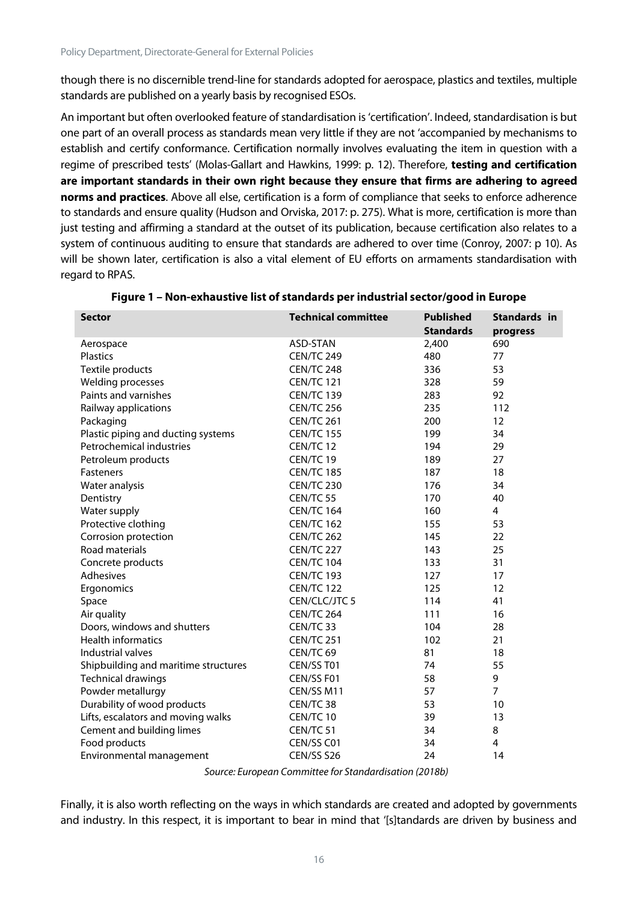though there is no discernible trend-line for standards adopted for aerospace, plastics and textiles, multiple standards are published on a yearly basis by recognised ESOs.

An important but often overlooked feature of standardisation is 'certification'. Indeed, standardisation is but one part of an overall process as standards mean very little if they are not 'accompanied by mechanisms to establish and certify conformance. Certification normally involves evaluating the item in question with a regime of prescribed tests' (Molas-Gallart and Hawkins, 1999: p. 12). Therefore, **testing and certification are important standards in their own right because they ensure that firms are adhering to agreed norms and practices**. Above all else, certification is a form of compliance that seeks to enforce adherence to standards and ensure quality (Hudson and Orviska, 2017: p. 275). What is more, certification is more than just testing and affirming a standard at the outset of its publication, because certification also relates to a system of continuous auditing to ensure that standards are adhered to over time (Conroy, 2007: p 10). As will be shown later, certification is also a vital element of EU efforts on armaments standardisation with regard to RPAS.

**Figure 1 – Non-exhaustive list of standards per industrial sector/good in Europe**

| Sector | Technical committee | Published Standards | Standards in progress |
|---|---|---|---|
| Aerospace | ASD-STAN | 2,400 | 690 |
| Plastics | CEN/TC 249 | 480 | 77 |
| Textile products | CEN/TC 248 | 336 | 53 |
| Welding processes | CEN/TC 121 | 328 | 59 |
| Paints and varnishes | CEN/TC 139 | 283 | 92 |
| Railway applications | CEN/TC 256 | 235 | 112 |
| Packaging | CEN/TC 261 | 200 | 12 |
| Plastic piping and ducting systems | CEN/TC 155 | 199 | 34 |
| Petrochemical industries | CEN/TC 12 | 194 | 29 |
| Petroleum products | CEN/TC 19 | 189 | 27 |
| Fasteners | CEN/TC 185 | 187 | 18 |
| Water analysis | CEN/TC 230 | 176 | 34 |
| Dentistry | CEN/TC 55 | 170 | 40 |
| Water supply | CEN/TC 164 | 160 | 4 |
| Protective clothing | CEN/TC 162 | 155 | 53 |
| Corrosion protection | CEN/TC 262 | 145 | 22 |
| Road materials | CEN/TC 227 | 143 | 25 |
| Concrete products | CEN/TC 104 | 133 | 31 |
| Adhesives | CEN/TC 193 | 127 | 17 |
| Ergonomics | CEN/TC 122 | 125 | 12 |
| Space | CEN/CLC/JTC 5 | 114 | 41 |
| Air quality | CEN/TC 264 | 111 | 16 |
| Doors, windows and shutters | CEN/TC 33 | 104 | 28 |
| Health informatics | CEN/TC 251 | 102 | 21 |
| Industrial valves | CEN/TC 69 | 81 | 18 |
| Shipbuilding and maritime structures | CEN/SS T01 | 74 | 55 |
| Technical drawings | CEN/SS F01 | 58 | 9 |
| Powder metallurgy | CEN/SS M11 | 57 | 7 |
| Durability of wood products | CEN/TC 38 | 53 | 10 |
| Lifts, escalators and moving walks | CEN/TC 10 | 39 | 13 |
| Cement and building limes | CEN/TC 51 | 34 | 8 |
| Food products | CEN/SS C01 | 34 | 4 |
| Environmental management | CEN/SS S26 | 24 | 14 |

*Source: European Committee for Standardisation (2018b)*

Finally, it is also worth reflecting on the ways in which standards are created and adopted by governments and industry. In this respect, it is important to bear in mind that '[s]tandards are driven by business and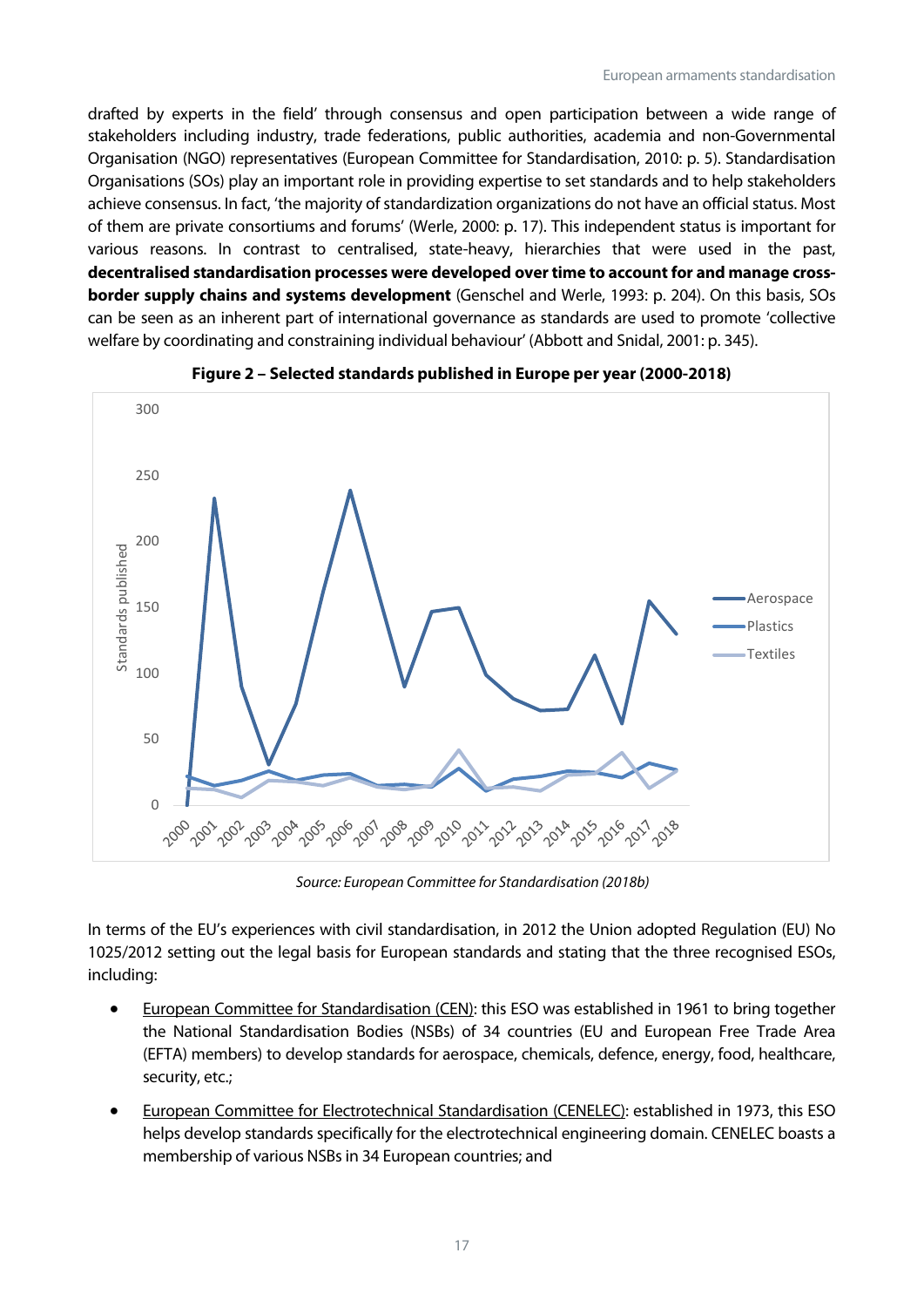drafted by experts in the field' through consensus and open participation between a wide range of stakeholders including industry, trade federations, public authorities, academia and non-Governmental Organisation (NGO) representatives (European Committee for Standardisation, 2010: p. 5). Standardisation Organisations (SOs) play an important role in providing expertise to set standards and to help stakeholders achieve consensus. In fact, 'the majority of standardization organizations do not have an official status. Most of them are private consortiums and forums' (Werle, 2000: p. 17). This independent status is important for various reasons. In contrast to centralised, state-heavy, hierarchies that were used in the past, **decentralised standardisation processes were developed over time to account for and manage cross-border supply chains and systems development** (Genschel and Werle, 1993: p. 204). On this basis, SOs can be seen as an inherent part of international governance as standards are used to promote 'collective welfare by coordinating and constraining individual behaviour' (Abbott and Snidal, 2001: p. 345).

**Figure 2 – Selected standards published in Europe per year (2000-2018)**

*Source: European Committee for Standardisation (2018b)*

In terms of the EU's experiences with civil standardisation, in 2012 the Union adopted Regulation (EU) No 1025/2012 setting out the legal basis for European standards and stating that the three recognised ESOs, including:

- European Committee for Standardisation (CEN): this ESO was established in 1961 to bring together the National Standardisation Bodies (NSBs) of 34 countries (EU and European Free Trade Area (EFTA) members) to develop standards for aerospace, chemicals, defence, energy, food, healthcare, security, etc.;
- European Committee for Electrotechnical Standardisation (CENELEC): established in 1973, this ESO helps develop standards specifically for the electrotechnical engineering domain. CENELEC boasts a membership of various NSBs in 34 European countries; and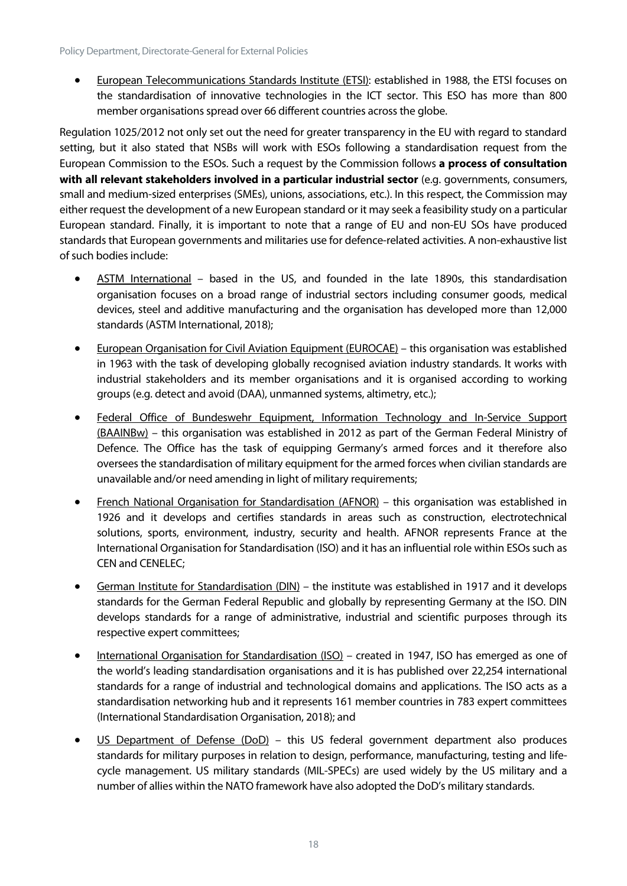- European Telecommunications Standards Institute (ETSI): established in 1988, the ETSI focuses on the standardisation of innovative technologies in the ICT sector. This ESO has more than 800 member organisations spread over 66 different countries across the globe.

Regulation 1025/2012 not only set out the need for greater transparency in the EU with regard to standard setting, but it also stated that NSBs will work with ESOs following a standardisation request from the European Commission to the ESOs. Such a request by the Commission follows **a process of consultation with all relevant stakeholders involved in a particular industrial sector** (e.g. governments, consumers, small and medium-sized enterprises (SMEs), unions, associations, etc.). In this respect, the Commission may either request the development of a new European standard or it may seek a feasibility study on a particular European standard. Finally, it is important to note that a range of EU and non-EU SOs have produced standards that European governments and militaries use for defence-related activities. A non-exhaustive list of such bodies include:

- ASTM International – based in the US, and founded in the late 1890s, this standardisation organisation focuses on a broad range of industrial sectors including consumer goods, medical devices, steel and additive manufacturing and the organisation has developed more than 12,000 standards (ASTM International, 2018);
- European Organisation for Civil Aviation Equipment (EUROCAE) – this organisation was established in 1963 with the task of developing globally recognised aviation industry standards. It works with industrial stakeholders and its member organisations and it is organised according to working groups (e.g. detect and avoid (DAA), unmanned systems, altimetry, etc.);
- Federal Office of Bundeswehr Equipment, Information Technology and In-Service Support (BAAINBw) – this organisation was established in 2012 as part of the German Federal Ministry of Defence. The Office has the task of equipping Germany's armed forces and it therefore also oversees the standardisation of military equipment for the armed forces when civilian standards are unavailable and/or need amending in light of military requirements;
- French National Organisation for Standardisation (AFNOR) – this organisation was established in 1926 and it develops and certifies standards in areas such as construction, electrotechnical solutions, sports, environment, industry, security and health. AFNOR represents France at the International Organisation for Standardisation (ISO) and it has an influential role within ESOs such as CEN and CENELEC;
- German Institute for Standardisation (DIN) – the institute was established in 1917 and it develops standards for the German Federal Republic and globally by representing Germany at the ISO. DIN develops standards for a range of administrative, industrial and scientific purposes through its respective expert committees;
- International Organisation for Standardisation (ISO) – created in 1947, ISO has emerged as one of the world's leading standardisation organisations and it is has published over 22,254 international standards for a range of industrial and technological domains and applications. The ISO acts as a standardisation networking hub and it represents 161 member countries in 783 expert committees (International Standardisation Organisation, 2018); and
- US Department of Defense (DoD) – this US federal government department also produces standards for military purposes in relation to design, performance, manufacturing, testing and life-cycle management. US military standards (MIL-SPECs) are used widely by the US military and a number of allies within the NATO framework have also adopted the DoD's military standards.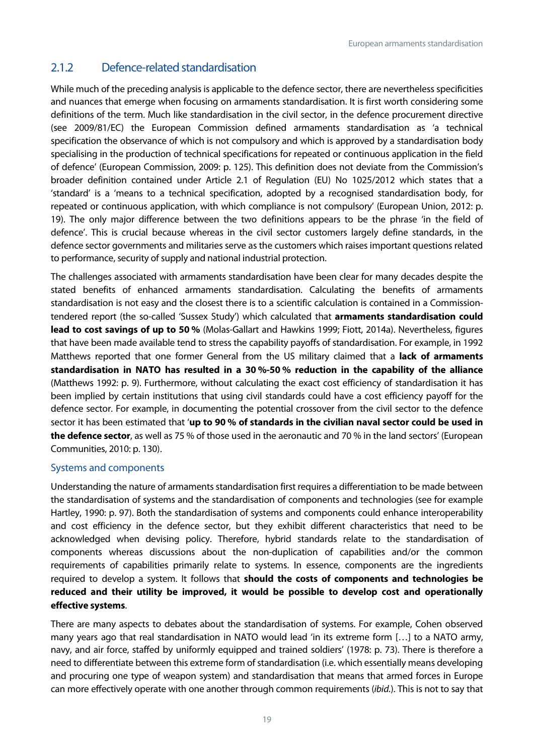### 2.1.2 Defence-related standardisation

While much of the preceding analysis is applicable to the defence sector, there are nevertheless specificities and nuances that emerge when focusing on armaments standardisation. It is first worth considering some definitions of the term. Much like standardisation in the civil sector, in the defence procurement directive (see 2009/81/EC) the European Commission defined armaments standardisation as 'a technical specification the observance of which is not compulsory and which is approved by a standardisation body specialising in the production of technical specifications for repeated or continuous application in the field of defence' (European Commission, 2009: p. 125). This definition does not deviate from the Commission's broader definition contained under Article 2.1 of Regulation (EU) No 1025/2012 which states that a 'standard' is a 'means to a technical specification, adopted by a recognised standardisation body, for repeated or continuous application, with which compliance is not compulsory' (European Union, 2012: p. 19). The only major difference between the two definitions appears to be the phrase 'in the field of defence'. This is crucial because whereas in the civil sector customers largely define standards, in the defence sector governments and militaries serve as the customers which raises important questions related to performance, security of supply and national industrial protection.

The challenges associated with armaments standardisation have been clear for many decades despite the stated benefits of enhanced armaments standardisation. Calculating the benefits of armaments standardisation is not easy and the closest there is to a scientific calculation is contained in a Commission-tendered report (the so-called 'Sussex Study') which calculated that **armaments standardisation could lead to cost savings of up to 50 %** (Molas-Gallart and Hawkins 1999; Fiott, 2014a). Nevertheless, figures that have been made available tend to stress the capability payoffs of standardisation. For example, in 1992 Matthews reported that one former General from the US military claimed that a **lack of armaments standardisation in NATO has resulted in a 30 %-50 % reduction in the capability of the alliance** (Matthews 1992: p. 9). Furthermore, without calculating the exact cost efficiency of standardisation it has been implied by certain institutions that using civil standards could have a cost efficiency payoff for the defence sector. For example, in documenting the potential crossover from the civil sector to the defence sector it has been estimated that '**up to 90 % of standards in the civilian naval sector could be used in the defence sector**, as well as 75 % of those used in the aeronautic and 70 % in the land sectors' (European Communities, 2010: p. 130).

#### Systems and components

Understanding the nature of armaments standardisation first requires a differentiation to be made between the standardisation of systems and the standardisation of components and technologies (see for example Hartley, 1990: p. 97). Both the standardisation of systems and components could enhance interoperability and cost efficiency in the defence sector, but they exhibit different characteristics that need to be acknowledged when devising policy. Therefore, hybrid standards relate to the standardisation of components whereas discussions about the non-duplication of capabilities and/or the common requirements of capabilities primarily relate to systems. In essence, components are the ingredients required to develop a system. It follows that **should the costs of components and technologies be reduced and their utility be improved, it would be possible to develop cost and operationally effective systems**.

There are many aspects to debates about the standardisation of systems. For example, Cohen observed many years ago that real standardisation in NATO would lead 'in its extreme form […] to a NATO army, navy, and air force, staffed by uniformly equipped and trained soldiers' (1978: p. 73). There is therefore a need to differentiate between this extreme form of standardisation (i.e. which essentially means developing and procuring one type of weapon system) and standardisation that means that armed forces in Europe can more effectively operate with one another through common requirements (*ibid.*). This is not to say that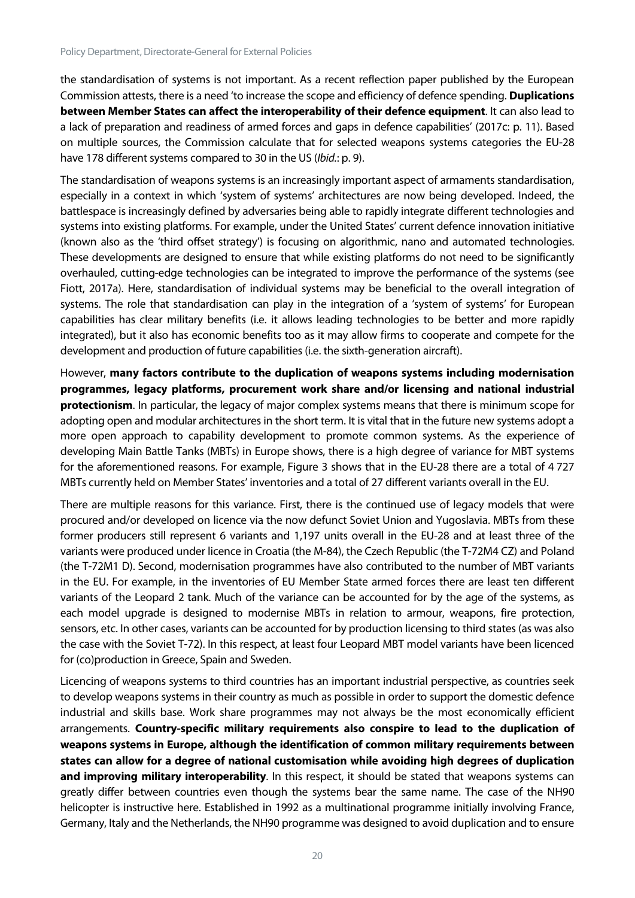the standardisation of systems is not important. As a recent reflection paper published by the European Commission attests, there is a need 'to increase the scope and efficiency of defence spending. **Duplications between Member States can affect the interoperability of their defence equipment**. It can also lead to a lack of preparation and readiness of armed forces and gaps in defence capabilities' (2017c: p. 11). Based on multiple sources, the Commission calculate that for selected weapons systems categories the EU-28 have 178 different systems compared to 30 in the US (*Ibid.*: p. 9).

The standardisation of weapons systems is an increasingly important aspect of armaments standardisation, especially in a context in which 'system of systems' architectures are now being developed. Indeed, the battlespace is increasingly defined by adversaries being able to rapidly integrate different technologies and systems into existing platforms. For example, under the United States' current defence innovation initiative (known also as the 'third offset strategy') is focusing on algorithmic, nano and automated technologies. These developments are designed to ensure that while existing platforms do not need to be significantly overhauled, cutting-edge technologies can be integrated to improve the performance of the systems (see Fiott, 2017a). Here, standardisation of individual systems may be beneficial to the overall integration of systems. The role that standardisation can play in the integration of a 'system of systems' for European capabilities has clear military benefits (i.e. it allows leading technologies to be better and more rapidly integrated), but it also has economic benefits too as it may allow firms to cooperate and compete for the development and production of future capabilities (i.e. the sixth-generation aircraft).

However, **many factors contribute to the duplication of weapons systems including modernisation programmes, legacy platforms, procurement work share and/or licensing and national industrial protectionism**. In particular, the legacy of major complex systems means that there is minimum scope for adopting open and modular architectures in the short term. It is vital that in the future new systems adopt a more open approach to capability development to promote common systems. As the experience of developing Main Battle Tanks (MBTs) in Europe shows, there is a high degree of variance for MBT systems for the aforementioned reasons. For example, Figure 3 shows that in the EU-28 there are a total of 4 727 MBTs currently held on Member States' inventories and a total of 27 different variants overall in the EU.

There are multiple reasons for this variance. First, there is the continued use of legacy models that were procured and/or developed on licence via the now defunct Soviet Union and Yugoslavia. MBTs from these former producers still represent 6 variants and 1,197 units overall in the EU-28 and at least three of the variants were produced under licence in Croatia (the M-84), the Czech Republic (the T-72M4 CZ) and Poland (the T-72M1 D). Second, modernisation programmes have also contributed to the number of MBT variants in the EU. For example, in the inventories of EU Member State armed forces there are least ten different variants of the Leopard 2 tank. Much of the variance can be accounted for by the age of the systems, as each model upgrade is designed to modernise MBTs in relation to armour, weapons, fire protection, sensors, etc. In other cases, variants can be accounted for by production licensing to third states (as was also the case with the Soviet T-72). In this respect, at least four Leopard MBT model variants have been licenced for (co)production in Greece, Spain and Sweden.

Licencing of weapons systems to third countries has an important industrial perspective, as countries seek to develop weapons systems in their country as much as possible in order to support the domestic defence industrial and skills base. Work share programmes may not always be the most economically efficient arrangements. **Country-specific military requirements also conspire to lead to the duplication of weapons systems in Europe, although the identification of common military requirements between states can allow for a degree of national customisation while avoiding high degrees of duplication and improving military interoperability**. In this respect, it should be stated that weapons systems can greatly differ between countries even though the systems bear the same name. The case of the NH90 helicopter is instructive here. Established in 1992 as a multinational programme initially involving France, Germany, Italy and the Netherlands, the NH90 programme was designed to avoid duplication and to ensure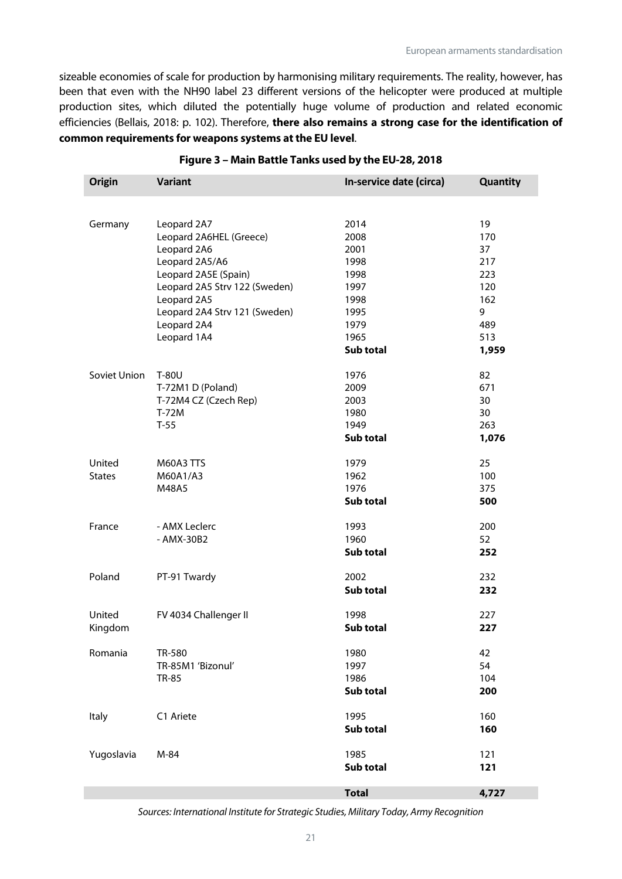sizeable economies of scale for production by harmonising military requirements. The reality, however, has been that even with the NH90 label 23 different versions of the helicopter were produced at multiple production sites, which diluted the potentially huge volume of production and related economic efficiencies (Bellais, 2018: p. 102). Therefore, **there also remains a strong case for the identification of common requirements for weapons systems at the EU level**.

**Figure 3 – Main Battle Tanks used by the EU-28, 2018**

| Origin | Variant | In-service date (circa) | Quantity |
|---|---|---|---|
| Germany | Leopard 2A7 | 2014 | 19 |
| | Leopard 2A6HEL (Greece) | 2008 | 170 |
| | Leopard 2A6 | 2001 | 37 |
| | Leopard 2A5/A6 | 1998 | 217 |
| | Leopard 2A5E (Spain) | 1998 | 223 |
| | Leopard 2A5 Strv 122 (Sweden) | 1997 | 120 |
| | Leopard 2A5 | 1998 | 162 |
| | Leopard 2A4 Strv 121 (Sweden) | 1995 | 9 |
| | Leopard 2A4 | 1979 | 489 |
| | Leopard 1A4 | 1965 | 513 |
| | | **Sub total** | **1,959** |
| Soviet Union | T-80U | 1976 | 82 |
| | T-72M1 D (Poland) | 2009 | 671 |
| | T-72M4 CZ (Czech Rep) | 2003 | 30 |
| | T-72M | 1980 | 30 |
| | T-55 | 1949 | 263 |
| | | **Sub total** | **1,076** |
| United States | M60A3 TTS | 1979 | 25 |
| | M60A1/A3 | 1962 | 100 |
| | M48A5 | 1976 | 375 |
| | | **Sub total** | **500** |
| France | - AMX Leclerc | 1993 | 200 |
| | - AMX-30B2 | 1960 | 52 |
| | | **Sub total** | **252** |
| Poland | PT-91 Twardy | 2002 | 232 |
| | | **Sub total** | **232** |
| United Kingdom | FV 4034 Challenger II | 1998 | 227 |
| | | **Sub total** | **227** |
| Romania | TR-580 | 1980 | 42 |
| | TR-85M1 'Bizonul' | 1997 | 54 |
| | TR-85 | 1986 | 104 |
| | | **Sub total** | **200** |
| Italy | C1 Ariete | 1995 | 160 |
| | | **Sub total** | **160** |
| Yugoslavia | M-84 | 1985 | 121 |
| | | **Sub total** | **121** |
| | | **Total** | **4,727** |

*Sources: International Institute for Strategic Studies, Military Today, Army Recognition*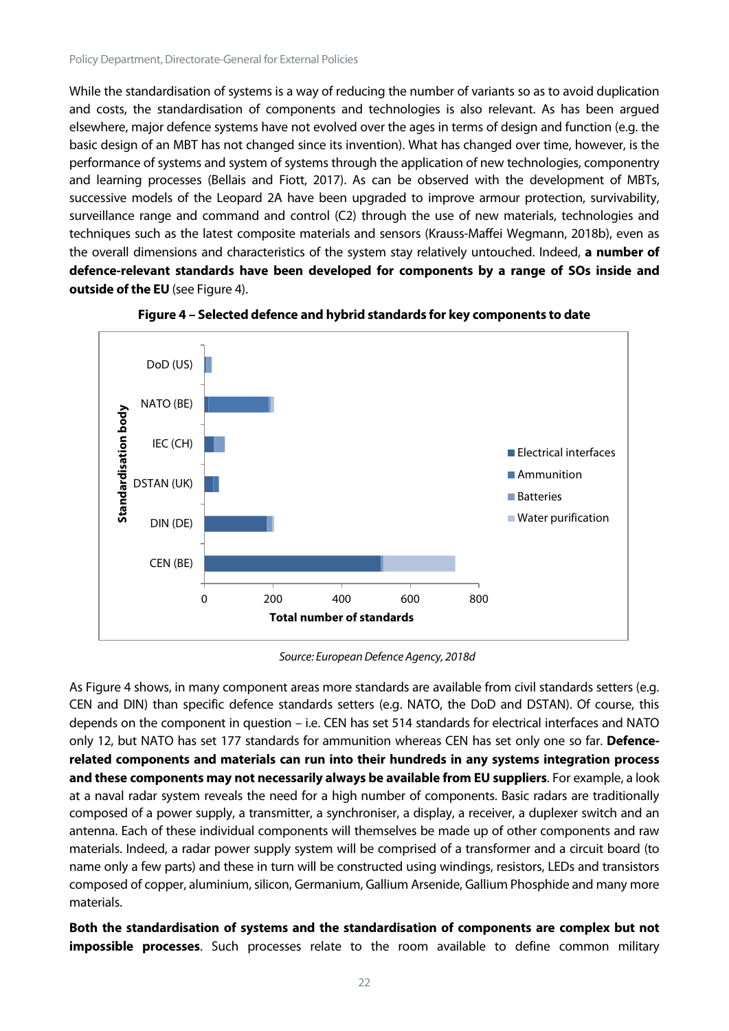While the standardisation of systems is a way of reducing the number of variants so as to avoid duplication and costs, the standardisation of components and technologies is also relevant. As has been argued elsewhere, major defence systems have not evolved over the ages in terms of design and function (e.g. the basic design of an MBT has not changed since its invention). What has changed over time, however, is the performance of systems and system of systems through the application of new technologies, componentry and learning processes (Bellais and Fiott, 2017). As can be observed with the development of MBTs, successive models of the Leopard 2A have been upgraded to improve armour protection, survivability, surveillance range and command and control (C2) through the use of new materials, technologies and techniques such as the latest composite materials and sensors (Krauss-Maffei Wegmann, 2018b), even as the overall dimensions and characteristics of the system stay relatively untouched. Indeed, **a number of defence-relevant standards have been developed for components by a range of SOs inside and outside of the EU** (see Figure 4).

**Figure 4 – Selected defence and hybrid standards for key components to date**

*Source: European Defence Agency, 2018d*

As Figure 4 shows, in many component areas more standards are available from civil standards setters (e.g. CEN and DIN) than specific defence standards setters (e.g. NATO, the DoD and DSTAN). Of course, this depends on the component in question – i.e. CEN has set 514 standards for electrical interfaces and NATO only 12, but NATO has set 177 standards for ammunition whereas CEN has set only one so far. **Defence-related components and materials can run into their hundreds in any systems integration process and these components may not necessarily always be available from EU suppliers**. For example, a look at a naval radar system reveals the need for a high number of components. Basic radars are traditionally composed of a power supply, a transmitter, a synchroniser, a display, a receiver, a duplexer switch and an antenna. Each of these individual components will themselves be made up of other components and raw materials. Indeed, a radar power supply system will be comprised of a transformer and a circuit board (to name only a few parts) and these in turn will be constructed using windings, resistors, LEDs and transistors composed of copper, aluminium, silicon, Germanium, Gallium Arsenide, Gallium Phosphide and many more materials.

**Both the standardisation of systems and the standardisation of components are complex but not impossible processes**. Such processes relate to the room available to define common military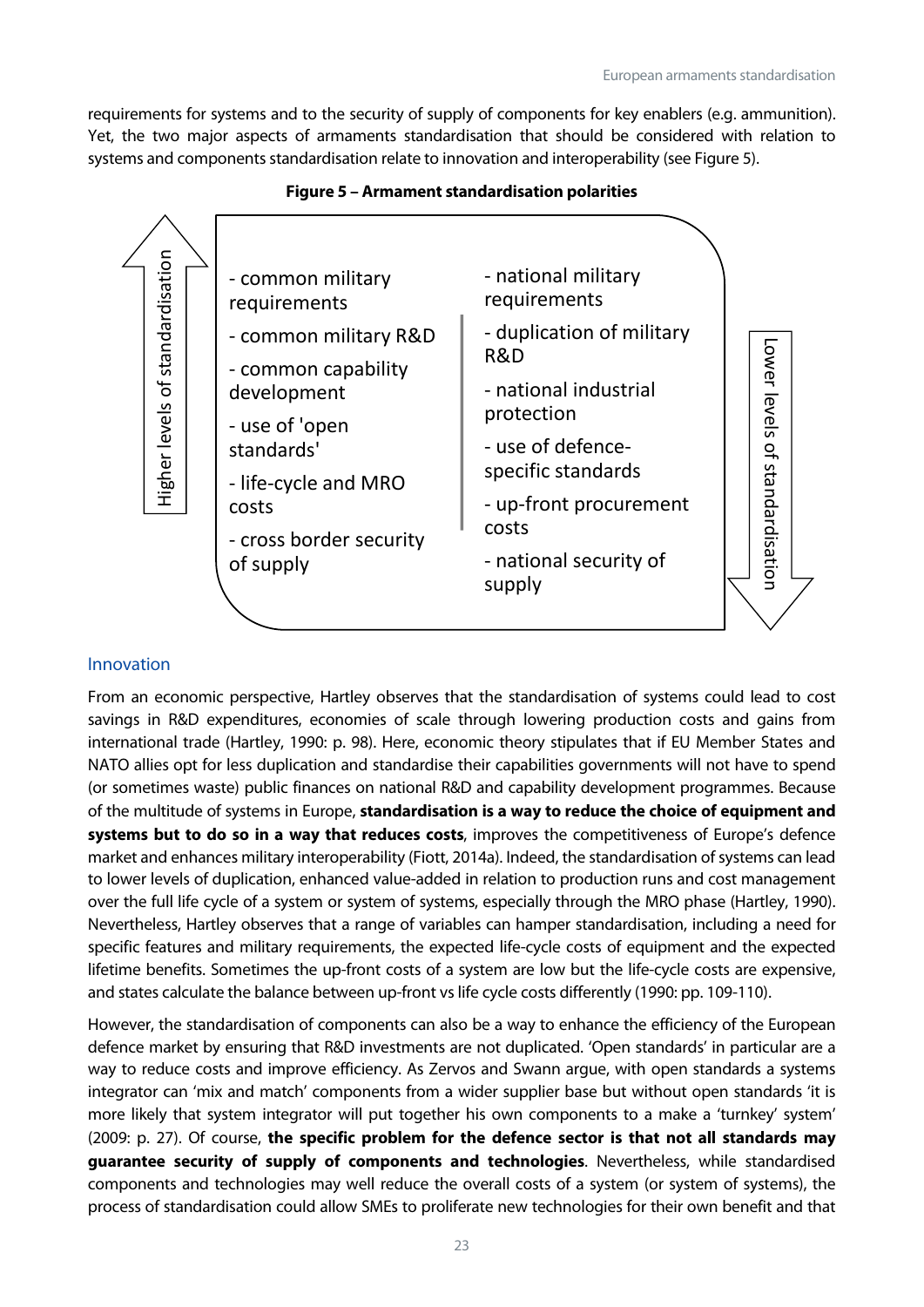requirements for systems and to the security of supply of components for key enablers (e.g. ammunition). Yet, the two major aspects of armaments standardisation that should be considered with relation to systems and components standardisation relate to innovation and interoperability (see Figure 5).

**Figure 5 – Armament standardisation polarities**

| Higher levels of standardisation | Lower levels of standardisation |
|---|---|
| - common military requirements | - national military requirements |
| - common military R&D | - duplication of military R&D |
| - common capability development | - national industrial protection |
| - use of 'open standards' | - use of defence-specific standards |
| - life-cycle and MRO costs | - up-front procurement costs |
| - cross border security of supply | - national security of supply |

## Innovation

From an economic perspective, Hartley observes that the standardisation of systems could lead to cost savings in R&D expenditures, economies of scale through lowering production costs and gains from international trade (Hartley, 1990: p. 98). Here, economic theory stipulates that if EU Member States and NATO allies opt for less duplication and standardise their capabilities governments will not have to spend (or sometimes waste) public finances on national R&D and capability development programmes. Because of the multitude of systems in Europe, **standardisation is a way to reduce the choice of equipment and systems but to do so in a way that reduces costs**, improves the competitiveness of Europe's defence market and enhances military interoperability (Fiott, 2014a). Indeed, the standardisation of systems can lead to lower levels of duplication, enhanced value-added in relation to production runs and cost management over the full life cycle of a system or system of systems, especially through the MRO phase (Hartley, 1990). Nevertheless, Hartley observes that a range of variables can hamper standardisation, including a need for specific features and military requirements, the expected life-cycle costs of equipment and the expected lifetime benefits. Sometimes the up-front costs of a system are low but the life-cycle costs are expensive, and states calculate the balance between up-front vs life cycle costs differently (1990: pp. 109-110).

However, the standardisation of components can also be a way to enhance the efficiency of the European defence market by ensuring that R&D investments are not duplicated. 'Open standards' in particular are a way to reduce costs and improve efficiency. As Zervos and Swann argue, with open standards a systems integrator can 'mix and match' components from a wider supplier base but without open standards 'it is more likely that system integrator will put together his own components to a make a 'turnkey' system' (2009: p. 27). Of course, **the specific problem for the defence sector is that not all standards may guarantee security of supply of components and technologies**. Nevertheless, while standardised components and technologies may well reduce the overall costs of a system (or system of systems), the process of standardisation could allow SMEs to proliferate new technologies for their own benefit and that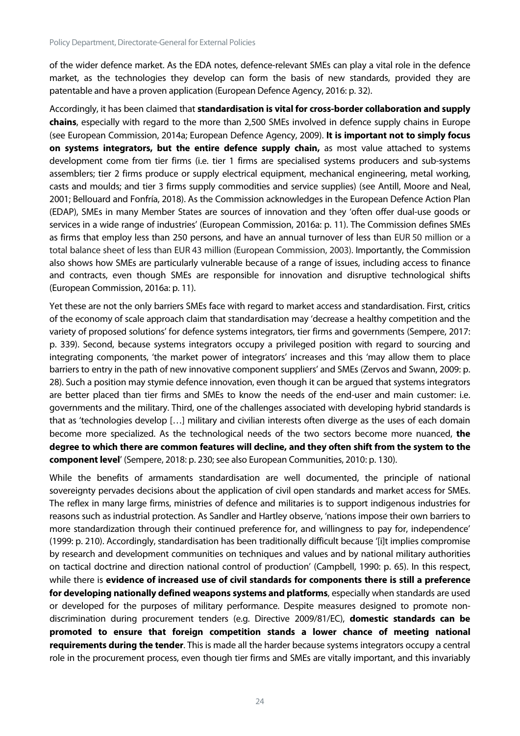of the wider defence market. As the EDA notes, defence-relevant SMEs can play a vital role in the defence market, as the technologies they develop can form the basis of new standards, provided they are patentable and have a proven application (European Defence Agency, 2016: p. 32).

Accordingly, it has been claimed that **standardisation is vital for cross-border collaboration and supply chains**, especially with regard to the more than 2,500 SMEs involved in defence supply chains in Europe (see European Commission, 2014a; European Defence Agency, 2009). **It is important not to simply focus on systems integrators, but the entire defence supply chain,** as most value attached to systems development come from tier firms (i.e. tier 1 firms are specialised systems producers and sub-systems assemblers; tier 2 firms produce or supply electrical equipment, mechanical engineering, metal working, casts and moulds; and tier 3 firms supply commodities and service supplies) (see Antill, Moore and Neal, 2001; Bellouard and Fonfría, 2018). As the Commission acknowledges in the European Defence Action Plan (EDAP), SMEs in many Member States are sources of innovation and they 'often offer dual-use goods or services in a wide range of industries' (European Commission, 2016a: p. 11). The Commission defines SMEs as firms that employ less than 250 persons, and have an annual turnover of less than EUR 50 million or a total balance sheet of less than EUR 43 million (European Commission, 2003). Importantly, the Commission also shows how SMEs are particularly vulnerable because of a range of issues, including access to finance and contracts, even though SMEs are responsible for innovation and disruptive technological shifts (European Commission, 2016a: p. 11).

Yet these are not the only barriers SMEs face with regard to market access and standardisation. First, critics of the economy of scale approach claim that standardisation may 'decrease a healthy competition and the variety of proposed solutions' for defence systems integrators, tier firms and governments (Sempere, 2017: p. 339). Second, because systems integrators occupy a privileged position with regard to sourcing and integrating components, 'the market power of integrators' increases and this 'may allow them to place barriers to entry in the path of new innovative component suppliers' and SMEs (Zervos and Swann, 2009: p. 28). Such a position may stymie defence innovation, even though it can be argued that systems integrators are better placed than tier firms and SMEs to know the needs of the end-user and main customer: i.e. governments and the military. Third, one of the challenges associated with developing hybrid standards is that as 'technologies develop […] military and civilian interests often diverge as the uses of each domain become more specialized. As the technological needs of the two sectors become more nuanced, **the degree to which there are common features will decline, and they often shift from the system to the component level**' (Sempere, 2018: p. 230; see also European Communities, 2010: p. 130).

While the benefits of armaments standardisation are well documented, the principle of national sovereignty pervades decisions about the application of civil open standards and market access for SMEs. The reflex in many large firms, ministries of defence and militaries is to support indigenous industries for reasons such as industrial protection. As Sandler and Hartley observe, 'nations impose their own barriers to more standardization through their continued preference for, and willingness to pay for, independence' (1999: p. 210). Accordingly, standardisation has been traditionally difficult because '[i]t implies compromise by research and development communities on techniques and values and by national military authorities on tactical doctrine and direction national control of production' (Campbell, 1990: p. 65). In this respect, while there is **evidence of increased use of civil standards for components there is still a preference for developing nationally defined weapons systems and platforms**, especially when standards are used or developed for the purposes of military performance. Despite measures designed to promote non-discrimination during procurement tenders (e.g. Directive 2009/81/EC), **domestic standards can be promoted to ensure that foreign competition stands a lower chance of meeting national requirements during the tender**. This is made all the harder because systems integrators occupy a central role in the procurement process, even though tier firms and SMEs are vitally important, and this invariably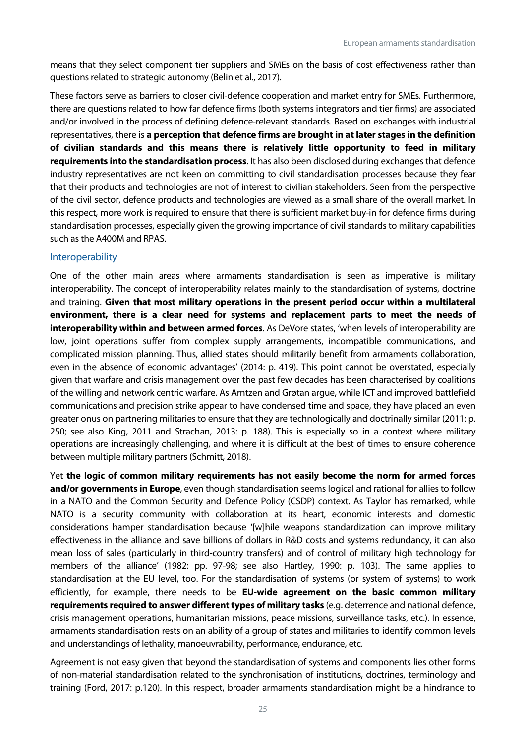means that they select component tier suppliers and SMEs on the basis of cost effectiveness rather than questions related to strategic autonomy (Belin et al., 2017).

These factors serve as barriers to closer civil-defence cooperation and market entry for SMEs. Furthermore, there are questions related to how far defence firms (both systems integrators and tier firms) are associated and/or involved in the process of defining defence-relevant standards. Based on exchanges with industrial representatives, there is **a perception that defence firms are brought in at later stages in the definition of civilian standards and this means there is relatively little opportunity to feed in military requirements into the standardisation process**. It has also been disclosed during exchanges that defence industry representatives are not keen on committing to civil standardisation processes because they fear that their products and technologies are not of interest to civilian stakeholders. Seen from the perspective of the civil sector, defence products and technologies are viewed as a small share of the overall market. In this respect, more work is required to ensure that there is sufficient market buy-in for defence firms during standardisation processes, especially given the growing importance of civil standards to military capabilities such as the A400M and RPAS.

### Interoperability

One of the other main areas where armaments standardisation is seen as imperative is military interoperability. The concept of interoperability relates mainly to the standardisation of systems, doctrine and training. **Given that most military operations in the present period occur within a multilateral environment, there is a clear need for systems and replacement parts to meet the needs of interoperability within and between armed forces**. As DeVore states, 'when levels of interoperability are low, joint operations suffer from complex supply arrangements, incompatible communications, and complicated mission planning. Thus, allied states should militarily benefit from armaments collaboration, even in the absence of economic advantages' (2014: p. 419). This point cannot be overstated, especially given that warfare and crisis management over the past few decades has been characterised by coalitions of the willing and network centric warfare. As Arntzen and Grøtan argue, while ICT and improved battlefield communications and precision strike appear to have condensed time and space, they have placed an even greater onus on partnering militaries to ensure that they are technologically and doctrinally similar (2011: p. 250; see also King, 2011 and Strachan, 2013: p. 188). This is especially so in a context where military operations are increasingly challenging, and where it is difficult at the best of times to ensure coherence between multiple military partners (Schmitt, 2018).

Yet **the logic of common military requirements has not easily become the norm for armed forces and/or governments in Europe**, even though standardisation seems logical and rational for allies to follow in a NATO and the Common Security and Defence Policy (CSDP) context. As Taylor has remarked, while NATO is a security community with collaboration at its heart, economic interests and domestic considerations hamper standardisation because '[w]hile weapons standardization can improve military effectiveness in the alliance and save billions of dollars in R&D costs and systems redundancy, it can also mean loss of sales (particularly in third-country transfers) and of control of military high technology for members of the alliance' (1982: pp. 97-98; see also Hartley, 1990: p. 103). The same applies to standardisation at the EU level, too. For the standardisation of systems (or system of systems) to work efficiently, for example, there needs to be **EU-wide agreement on the basic common military requirements required to answer different types of military tasks** (e.g. deterrence and national defence, crisis management operations, humanitarian missions, peace missions, surveillance tasks, etc.). In essence, armaments standardisation rests on an ability of a group of states and militaries to identify common levels and understandings of lethality, manoeuvrability, performance, endurance, etc.

Agreement is not easy given that beyond the standardisation of systems and components lies other forms of non-material standardisation related to the synchronisation of institutions, doctrines, terminology and training (Ford, 2017: p.120). In this respect, broader armaments standardisation might be a hindrance to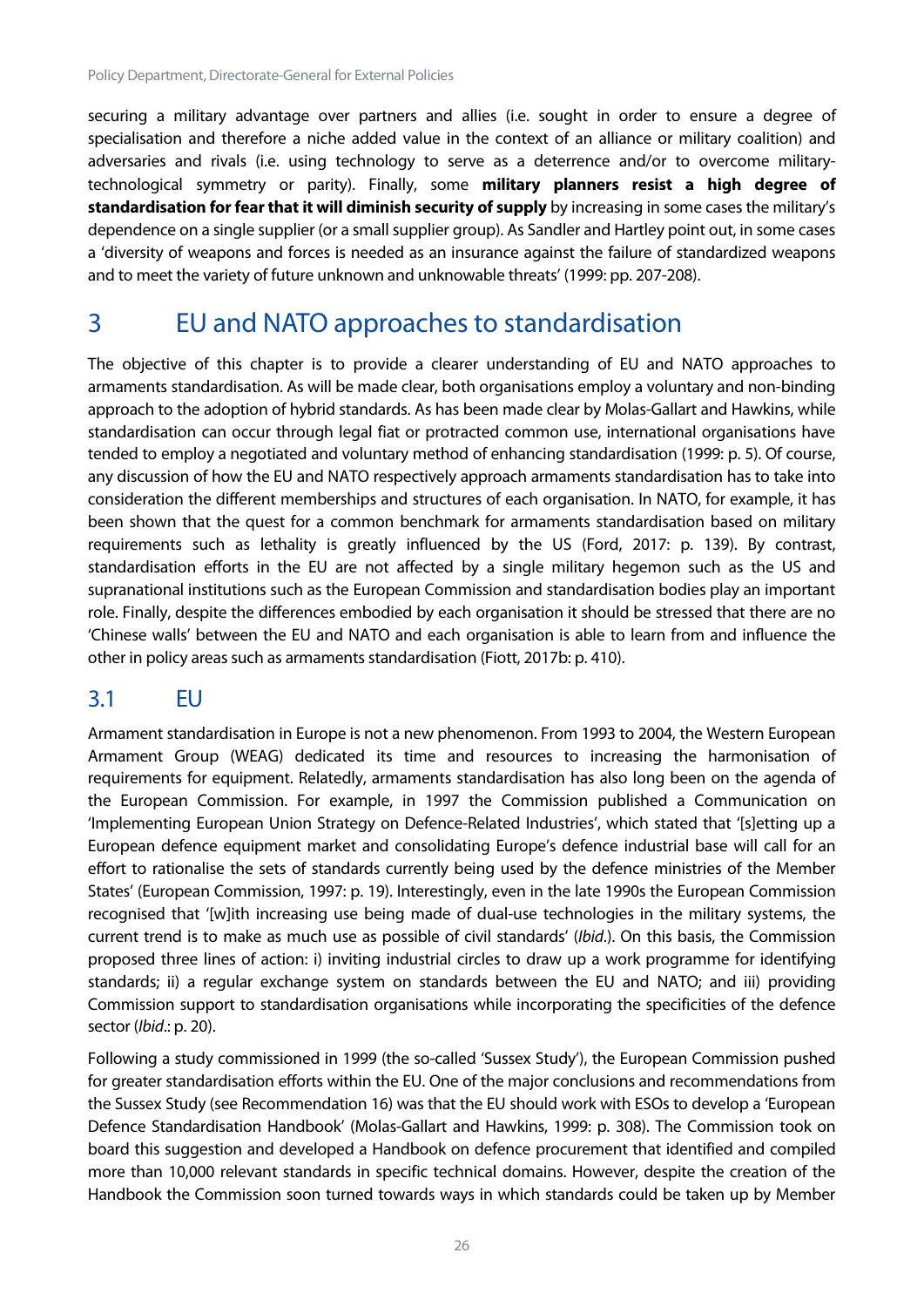securing a military advantage over partners and allies (i.e. sought in order to ensure a degree of specialisation and therefore a niche added value in the context of an alliance or military coalition) and adversaries and rivals (i.e. using technology to serve as a deterrence and/or to overcome military-technological symmetry or parity). Finally, some **military planners resist a high degree of standardisation for fear that it will diminish security of supply** by increasing in some cases the military's dependence on a single supplier (or a small supplier group). As Sandler and Hartley point out, in some cases a 'diversity of weapons and forces is needed as an insurance against the failure of standardized weapons and to meet the variety of future unknown and unknowable threats' (1999: pp. 207-208).

# 3 EU and NATO approaches to standardisation

The objective of this chapter is to provide a clearer understanding of EU and NATO approaches to armaments standardisation. As will be made clear, both organisations employ a voluntary and non-binding approach to the adoption of hybrid standards. As has been made clear by Molas-Gallart and Hawkins, while standardisation can occur through legal fiat or protracted common use, international organisations have tended to employ a negotiated and voluntary method of enhancing standardisation (1999: p. 5). Of course, any discussion of how the EU and NATO respectively approach armaments standardisation has to take into consideration the different memberships and structures of each organisation. In NATO, for example, it has been shown that the quest for a common benchmark for armaments standardisation based on military requirements such as lethality is greatly influenced by the US (Ford, 2017: p. 139). By contrast, standardisation efforts in the EU are not affected by a single military hegemon such as the US and supranational institutions such as the European Commission and standardisation bodies play an important role. Finally, despite the differences embodied by each organisation it should be stressed that there are no 'Chinese walls' between the EU and NATO and each organisation is able to learn from and influence the other in policy areas such as armaments standardisation (Fiott, 2017b: p. 410).

## 3.1 EU

Armament standardisation in Europe is not a new phenomenon. From 1993 to 2004, the Western European Armament Group (WEAG) dedicated its time and resources to increasing the harmonisation of requirements for equipment. Relatedly, armaments standardisation has also long been on the agenda of the European Commission. For example, in 1997 the Commission published a Communication on 'Implementing European Union Strategy on Defence-Related Industries', which stated that '[s]etting up a European defence equipment market and consolidating Europe's defence industrial base will call for an effort to rationalise the sets of standards currently being used by the defence ministries of the Member States' (European Commission, 1997: p. 19). Interestingly, even in the late 1990s the European Commission recognised that '[w]ith increasing use being made of dual-use technologies in the military systems, the current trend is to make as much use as possible of civil standards' (*Ibid*.). On this basis, the Commission proposed three lines of action: i) inviting industrial circles to draw up a work programme for identifying standards; ii) a regular exchange system on standards between the EU and NATO; and iii) providing Commission support to standardisation organisations while incorporating the specificities of the defence sector (*Ibid*.: p. 20).

Following a study commissioned in 1999 (the so-called 'Sussex Study'), the European Commission pushed for greater standardisation efforts within the EU. One of the major conclusions and recommendations from the Sussex Study (see Recommendation 16) was that the EU should work with ESOs to develop a 'European Defence Standardisation Handbook' (Molas-Gallart and Hawkins, 1999: p. 308). The Commission took on board this suggestion and developed a Handbook on defence procurement that identified and compiled more than 10,000 relevant standards in specific technical domains. However, despite the creation of the Handbook the Commission soon turned towards ways in which standards could be taken up by Member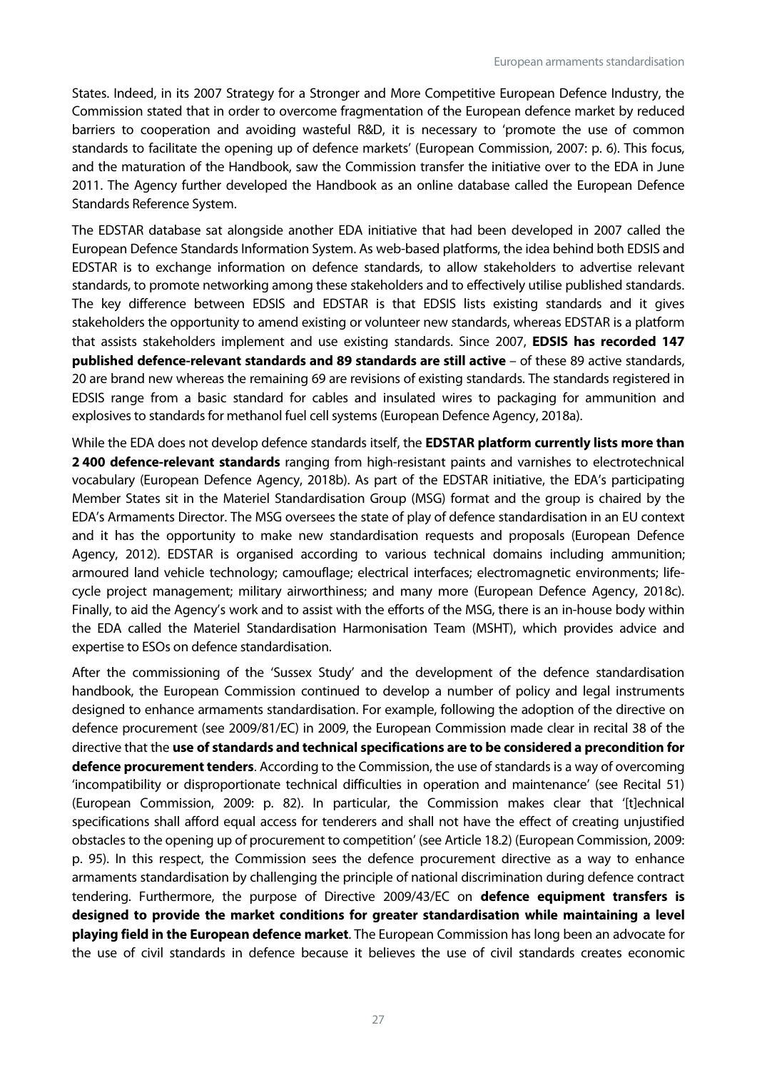States. Indeed, in its 2007 Strategy for a Stronger and More Competitive European Defence Industry, the Commission stated that in order to overcome fragmentation of the European defence market by reduced barriers to cooperation and avoiding wasteful R&D, it is necessary to 'promote the use of common standards to facilitate the opening up of defence markets' (European Commission, 2007: p. 6). This focus, and the maturation of the Handbook, saw the Commission transfer the initiative over to the EDA in June 2011. The Agency further developed the Handbook as an online database called the European Defence Standards Reference System.

The EDSTAR database sat alongside another EDA initiative that had been developed in 2007 called the European Defence Standards Information System. As web-based platforms, the idea behind both EDSIS and EDSTAR is to exchange information on defence standards, to allow stakeholders to advertise relevant standards, to promote networking among these stakeholders and to effectively utilise published standards. The key difference between EDSIS and EDSTAR is that EDSIS lists existing standards and it gives stakeholders the opportunity to amend existing or volunteer new standards, whereas EDSTAR is a platform that assists stakeholders implement and use existing standards. Since 2007, **EDSIS has recorded 147 published defence-relevant standards and 89 standards are still active** – of these 89 active standards, 20 are brand new whereas the remaining 69 are revisions of existing standards. The standards registered in EDSIS range from a basic standard for cables and insulated wires to packaging for ammunition and explosives to standards for methanol fuel cell systems (European Defence Agency, 2018a).

While the EDA does not develop defence standards itself, the **EDSTAR platform currently lists more than 2 400 defence-relevant standards** ranging from high-resistant paints and varnishes to electrotechnical vocabulary (European Defence Agency, 2018b). As part of the EDSTAR initiative, the EDA's participating Member States sit in the Materiel Standardisation Group (MSG) format and the group is chaired by the EDA's Armaments Director. The MSG oversees the state of play of defence standardisation in an EU context and it has the opportunity to make new standardisation requests and proposals (European Defence Agency, 2012). EDSTAR is organised according to various technical domains including ammunition; armoured land vehicle technology; camouflage; electrical interfaces; electromagnetic environments; life-cycle project management; military airworthiness; and many more (European Defence Agency, 2018c). Finally, to aid the Agency's work and to assist with the efforts of the MSG, there is an in-house body within the EDA called the Materiel Standardisation Harmonisation Team (MSHT), which provides advice and expertise to ESOs on defence standardisation.

After the commissioning of the 'Sussex Study' and the development of the defence standardisation handbook, the European Commission continued to develop a number of policy and legal instruments designed to enhance armaments standardisation. For example, following the adoption of the directive on defence procurement (see 2009/81/EC) in 2009, the European Commission made clear in recital 38 of the directive that the **use of standards and technical specifications are to be considered a precondition for defence procurement tenders**. According to the Commission, the use of standards is a way of overcoming 'incompatibility or disproportionate technical difficulties in operation and maintenance' (see Recital 51) (European Commission, 2009: p. 82). In particular, the Commission makes clear that '[t]echnical specifications shall afford equal access for tenderers and shall not have the effect of creating unjustified obstacles to the opening up of procurement to competition' (see Article 18.2) (European Commission, 2009: p. 95). In this respect, the Commission sees the defence procurement directive as a way to enhance armaments standardisation by challenging the principle of national discrimination during defence contract tendering. Furthermore, the purpose of Directive 2009/43/EC on **defence equipment transfers is designed to provide the market conditions for greater standardisation while maintaining a level playing field in the European defence market**. The European Commission has long been an advocate for the use of civil standards in defence because it believes the use of civil standards creates economic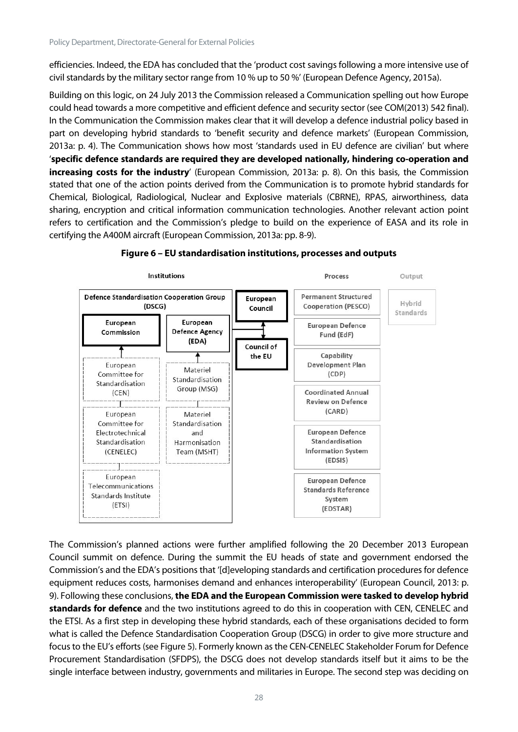efficiencies. Indeed, the EDA has concluded that the 'product cost savings following a more intensive use of civil standards by the military sector range from 10 % up to 50 %' (European Defence Agency, 2015a).

Building on this logic, on 24 July 2013 the Commission released a Communication spelling out how Europe could head towards a more competitive and efficient defence and security sector (see COM(2013) 542 final). In the Communication the Commission makes clear that it will develop a defence industrial policy based in part on developing hybrid standards to 'benefit security and defence markets' (European Commission, 2013a: p. 4). The Communication shows how most 'standards used in EU defence are civilian' but where '**specific defence standards are required they are developed nationally, hindering co-operation and increasing costs for the industry**' (European Commission, 2013a: p. 8). On this basis, the Commission stated that one of the action points derived from the Communication is to promote hybrid standards for Chemical, Biological, Radiological, Nuclear and Explosive materials (CBRNE), RPAS, airworthiness, data sharing, encryption and critical information communication technologies. Another relevant action point refers to certification and the Commission's pledge to build on the experience of EASA and its role in certifying the A400M aircraft (European Commission, 2013a: pp. 8-9).

**Figure 6 – EU standardisation institutions, processes and outputs**

| Institutions | | | Process | Output |
|---|---|---|---|---|
| Defence Standardisation Cooperation Group (DSCG) | | European Council | Permanent Structured Cooperation (PESCO) | Hybrid Standards |
| European Commission | European Defence Agency (EDA) | Council of the EU | European Defence Fund (EdF) | |
| European Committee for Standardisation (CEN) | Materiel Standardisation Group (MSG) | | Capability Development Plan (CDP) | |
| European Committee for Electrotechnical Standardisation (CENELEC) | Materiel Standardisation and Harmonisation Team (MSHT) | | Coordinated Annual Review on Defence (CARD) | |
| European Telecommunications Standards Institute (ETSI) | | | European Defence Standardisation Information System (EDSIS) | |
| | | | European Defence Standards Reference System (EDSTAR) | |

The Commission's planned actions were further amplified following the 20 December 2013 European Council summit on defence. During the summit the EU heads of state and government endorsed the Commission's and the EDA's positions that '[d]eveloping standards and certification procedures for defence equipment reduces costs, harmonises demand and enhances interoperability' (European Council, 2013: p. 9). Following these conclusions, **the EDA and the European Commission were tasked to develop hybrid standards for defence** and the two institutions agreed to do this in cooperation with CEN, CENELEC and the ETSI. As a first step in developing these hybrid standards, each of these organisations decided to form what is called the Defence Standardisation Cooperation Group (DSCG) in order to give more structure and focus to the EU's efforts (see Figure 5). Formerly known as the CEN-CENELEC Stakeholder Forum for Defence Procurement Standardisation (SFDPS), the DSCG does not develop standards itself but it aims to be the single interface between industry, governments and militaries in Europe. The second step was deciding on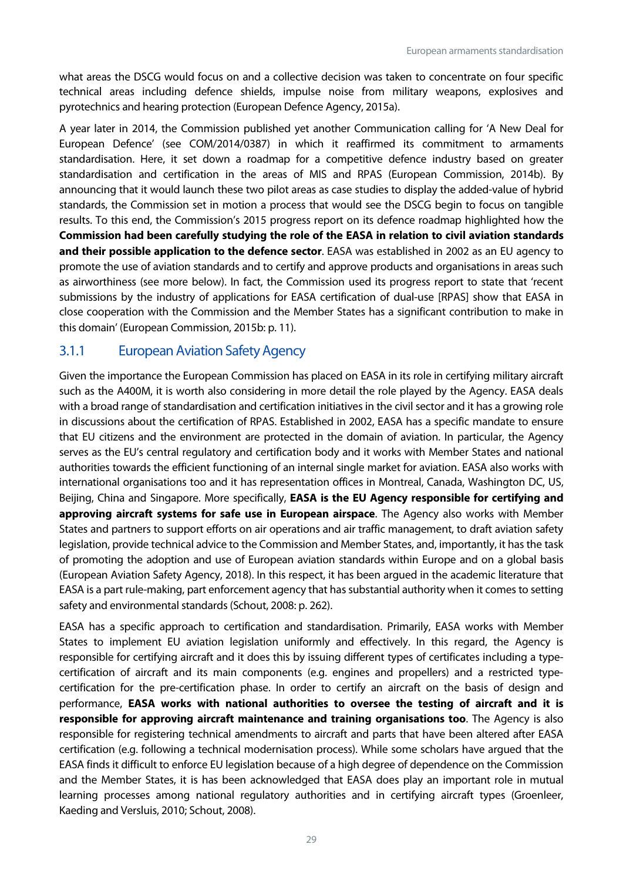what areas the DSCG would focus on and a collective decision was taken to concentrate on four specific technical areas including defence shields, impulse noise from military weapons, explosives and pyrotechnics and hearing protection (European Defence Agency, 2015a).

A year later in 2014, the Commission published yet another Communication calling for 'A New Deal for European Defence' (see COM/2014/0387) in which it reaffirmed its commitment to armaments standardisation. Here, it set down a roadmap for a competitive defence industry based on greater standardisation and certification in the areas of MIS and RPAS (European Commission, 2014b). By announcing that it would launch these two pilot areas as case studies to display the added-value of hybrid standards, the Commission set in motion a process that would see the DSCG begin to focus on tangible results. To this end, the Commission's 2015 progress report on its defence roadmap highlighted how the **Commission had been carefully studying the role of the EASA in relation to civil aviation standards and their possible application to the defence sector**. EASA was established in 2002 as an EU agency to promote the use of aviation standards and to certify and approve products and organisations in areas such as airworthiness (see more below). In fact, the Commission used its progress report to state that 'recent submissions by the industry of applications for EASA certification of dual-use [RPAS] show that EASA in close cooperation with the Commission and the Member States has a significant contribution to make in this domain' (European Commission, 2015b: p. 11).

### 3.1.1 European Aviation Safety Agency

Given the importance the European Commission has placed on EASA in its role in certifying military aircraft such as the A400M, it is worth also considering in more detail the role played by the Agency. EASA deals with a broad range of standardisation and certification initiatives in the civil sector and it has a growing role in discussions about the certification of RPAS. Established in 2002, EASA has a specific mandate to ensure that EU citizens and the environment are protected in the domain of aviation. In particular, the Agency serves as the EU's central regulatory and certification body and it works with Member States and national authorities towards the efficient functioning of an internal single market for aviation. EASA also works with international organisations too and it has representation offices in Montreal, Canada, Washington DC, US, Beijing, China and Singapore. More specifically, **EASA is the EU Agency responsible for certifying and approving aircraft systems for safe use in European airspace**. The Agency also works with Member States and partners to support efforts on air operations and air traffic management, to draft aviation safety legislation, provide technical advice to the Commission and Member States, and, importantly, it has the task of promoting the adoption and use of European aviation standards within Europe and on a global basis (European Aviation Safety Agency, 2018). In this respect, it has been argued in the academic literature that EASA is a part rule-making, part enforcement agency that has substantial authority when it comes to setting safety and environmental standards (Schout, 2008: p. 262).

EASA has a specific approach to certification and standardisation. Primarily, EASA works with Member States to implement EU aviation legislation uniformly and effectively. In this regard, the Agency is responsible for certifying aircraft and it does this by issuing different types of certificates including a type-certification of aircraft and its main components (e.g. engines and propellers) and a restricted type-certification for the pre-certification phase. In order to certify an aircraft on the basis of design and performance, **EASA works with national authorities to oversee the testing of aircraft and it is responsible for approving aircraft maintenance and training organisations too**. The Agency is also responsible for registering technical amendments to aircraft and parts that have been altered after EASA certification (e.g. following a technical modernisation process). While some scholars have argued that the EASA finds it difficult to enforce EU legislation because of a high degree of dependence on the Commission and the Member States, it is has been acknowledged that EASA does play an important role in mutual learning processes among national regulatory authorities and in certifying aircraft types (Groenleer, Kaeding and Versluis, 2010; Schout, 2008).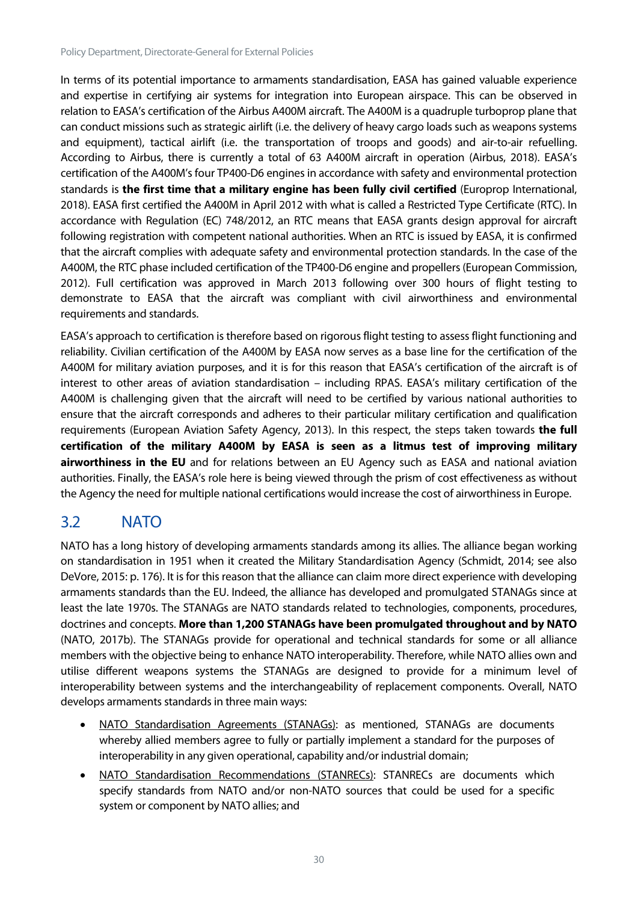In terms of its potential importance to armaments standardisation, EASA has gained valuable experience and expertise in certifying air systems for integration into European airspace. This can be observed in relation to EASA's certification of the Airbus A400M aircraft. The A400M is a quadruple turboprop plane that can conduct missions such as strategic airlift (i.e. the delivery of heavy cargo loads such as weapons systems and equipment), tactical airlift (i.e. the transportation of troops and goods) and air-to-air refuelling. According to Airbus, there is currently a total of 63 A400M aircraft in operation (Airbus, 2018). EASA's certification of the A400M's four TP400-D6 engines in accordance with safety and environmental protection standards is **the first time that a military engine has been fully civil certified** (Europrop International, 2018). EASA first certified the A400M in April 2012 with what is called a Restricted Type Certificate (RTC). In accordance with Regulation (EC) 748/2012, an RTC means that EASA grants design approval for aircraft following registration with competent national authorities. When an RTC is issued by EASA, it is confirmed that the aircraft complies with adequate safety and environmental protection standards. In the case of the A400M, the RTC phase included certification of the TP400-D6 engine and propellers (European Commission, 2012). Full certification was approved in March 2013 following over 300 hours of flight testing to demonstrate to EASA that the aircraft was compliant with civil airworthiness and environmental requirements and standards.

EASA's approach to certification is therefore based on rigorous flight testing to assess flight functioning and reliability. Civilian certification of the A400M by EASA now serves as a base line for the certification of the A400M for military aviation purposes, and it is for this reason that EASA's certification of the aircraft is of interest to other areas of aviation standardisation – including RPAS. EASA's military certification of the A400M is challenging given that the aircraft will need to be certified by various national authorities to ensure that the aircraft corresponds and adheres to their particular military certification and qualification requirements (European Aviation Safety Agency, 2013). In this respect, the steps taken towards **the full certification of the military A400M by EASA is seen as a litmus test of improving military airworthiness in the EU** and for relations between an EU Agency such as EASA and national aviation authorities. Finally, the EASA's role here is being viewed through the prism of cost effectiveness as without the Agency the need for multiple national certifications would increase the cost of airworthiness in Europe.

## 3.2 NATO

NATO has a long history of developing armaments standards among its allies. The alliance began working on standardisation in 1951 when it created the Military Standardisation Agency (Schmidt, 2014; see also DeVore, 2015: p. 176). It is for this reason that the alliance can claim more direct experience with developing armaments standards than the EU. Indeed, the alliance has developed and promulgated STANAGs since at least the late 1970s. The STANAGs are NATO standards related to technologies, components, procedures, doctrines and concepts. **More than 1,200 STANAGs have been promulgated throughout and by NATO** (NATO, 2017b). The STANAGs provide for operational and technical standards for some or all alliance members with the objective being to enhance NATO interoperability. Therefore, while NATO allies own and utilise different weapons systems the STANAGs are designed to provide for a minimum level of interoperability between systems and the interchangeability of replacement components. Overall, NATO develops armaments standards in three main ways:

- NATO Standardisation Agreements (STANAGs): as mentioned, STANAGs are documents whereby allied members agree to fully or partially implement a standard for the purposes of interoperability in any given operational, capability and/or industrial domain;
- NATO Standardisation Recommendations (STANRECs): STANRECs are documents which specify standards from NATO and/or non-NATO sources that could be used for a specific system or component by NATO allies; and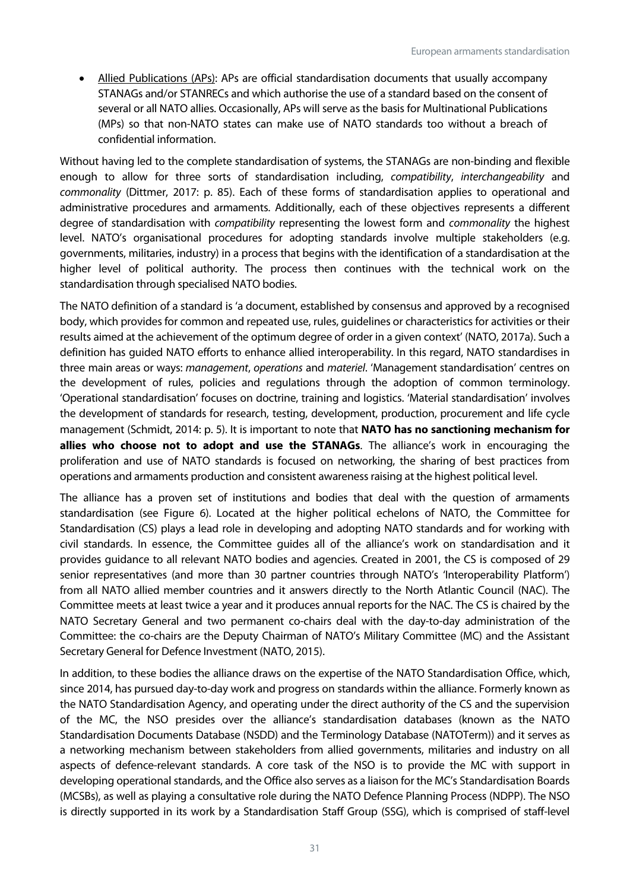- Allied Publications (APs): APs are official standardisation documents that usually accompany STANAGs and/or STANRECs and which authorise the use of a standard based on the consent of several or all NATO allies. Occasionally, APs will serve as the basis for Multinational Publications (MPs) so that non-NATO states can make use of NATO standards too without a breach of confidential information.

Without having led to the complete standardisation of systems, the STANAGs are non-binding and flexible enough to allow for three sorts of standardisation including, *compatibility*, *interchangeability* and *commonality* (Dittmer, 2017: p. 85). Each of these forms of standardisation applies to operational and administrative procedures and armaments. Additionally, each of these objectives represents a different degree of standardisation with *compatibility* representing the lowest form and *commonality* the highest level. NATO's organisational procedures for adopting standards involve multiple stakeholders (e.g. governments, militaries, industry) in a process that begins with the identification of a standardisation at the higher level of political authority. The process then continues with the technical work on the standardisation through specialised NATO bodies.

The NATO definition of a standard is 'a document, established by consensus and approved by a recognised body, which provides for common and repeated use, rules, guidelines or characteristics for activities or their results aimed at the achievement of the optimum degree of order in a given context' (NATO, 2017a). Such a definition has guided NATO efforts to enhance allied interoperability. In this regard, NATO standardises in three main areas or ways: *management*, *operations* and *materiel*. 'Management standardisation' centres on the development of rules, policies and regulations through the adoption of common terminology. 'Operational standardisation' focuses on doctrine, training and logistics. 'Material standardisation' involves the development of standards for research, testing, development, production, procurement and life cycle management (Schmidt, 2014: p. 5). It is important to note that **NATO has no sanctioning mechanism for allies who choose not to adopt and use the STANAGs**. The alliance's work in encouraging the proliferation and use of NATO standards is focused on networking, the sharing of best practices from operations and armaments production and consistent awareness raising at the highest political level.

The alliance has a proven set of institutions and bodies that deal with the question of armaments standardisation (see Figure 6). Located at the higher political echelons of NATO, the Committee for Standardisation (CS) plays a lead role in developing and adopting NATO standards and for working with civil standards. In essence, the Committee guides all of the alliance's work on standardisation and it provides guidance to all relevant NATO bodies and agencies. Created in 2001, the CS is composed of 29 senior representatives (and more than 30 partner countries through NATO's 'Interoperability Platform') from all NATO allied member countries and it answers directly to the North Atlantic Council (NAC). The Committee meets at least twice a year and it produces annual reports for the NAC. The CS is chaired by the NATO Secretary General and two permanent co-chairs deal with the day-to-day administration of the Committee: the co-chairs are the Deputy Chairman of NATO's Military Committee (MC) and the Assistant Secretary General for Defence Investment (NATO, 2015).

In addition, to these bodies the alliance draws on the expertise of the NATO Standardisation Office, which, since 2014, has pursued day-to-day work and progress on standards within the alliance. Formerly known as the NATO Standardisation Agency, and operating under the direct authority of the CS and the supervision of the MC, the NSO presides over the alliance's standardisation databases (known as the NATO Standardisation Documents Database (NSDD) and the Terminology Database (NATOTerm)) and it serves as a networking mechanism between stakeholders from allied governments, militaries and industry on all aspects of defence-relevant standards. A core task of the NSO is to provide the MC with support in developing operational standards, and the Office also serves as a liaison for the MC's Standardisation Boards (MCSBs), as well as playing a consultative role during the NATO Defence Planning Process (NDPP). The NSO is directly supported in its work by a Standardisation Staff Group (SSG), which is comprised of staff-level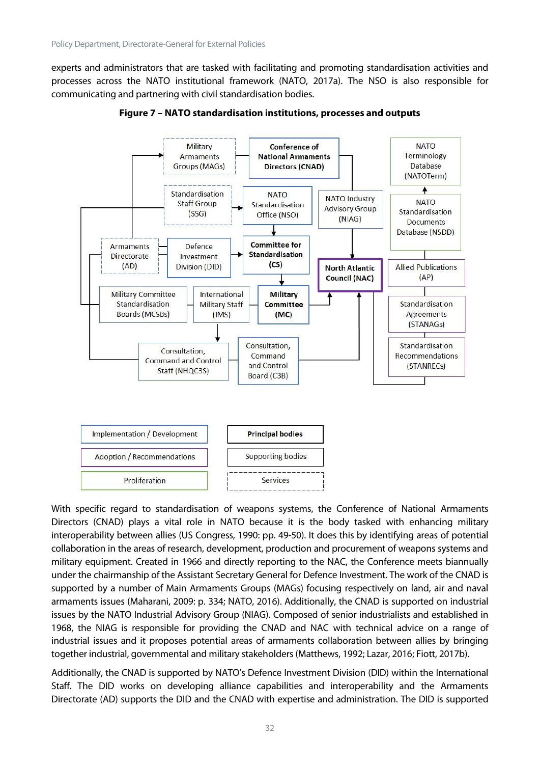experts and administrators that are tasked with facilitating and promoting standardisation activities and processes across the NATO institutional framework (NATO, 2017a). The NSO is also responsible for communicating and partnering with civil standardisation bodies.

**Figure 7 – NATO standardisation institutions, processes and outputs**

Military Armaments Groups (MAGs)

Conference of National Armaments Directors (CNAD)

NATO Terminology Database (NATOTerm)

Standardisation Staff Group (SSG)

NATO Standardisation Office (NSO)

NATO Industry Advisory Group (NIAG)

NATO Standardisation Documents Database (NSDD)

Armaments Directorate (AD)

Defence Investment Division (DID)

Committee for Standardisation (CS)

North Atlantic Council (NAC)

Allied Publications (AP)

Military Committee Standardisation Boards (MCSBs)

International Military Staff (IMS)

Military Committee (MC)

Standardisation Agreements (STANAGs)

Consultation, Command and Control Staff (NHQC3S)

Consultation, Command and Control Board (C3B)

Standardisation Recommendations (STANRECs)

Implementation / Development | Principal bodies

Adoption / Recommendations | Supporting bodies

Proliferation | Services

With specific regard to standardisation of weapons systems, the Conference of National Armaments Directors (CNAD) plays a vital role in NATO because it is the body tasked with enhancing military interoperability between allies (US Congress, 1990: pp. 49-50). It does this by identifying areas of potential collaboration in the areas of research, development, production and procurement of weapons systems and military equipment. Created in 1966 and directly reporting to the NAC, the Conference meets biannually under the chairmanship of the Assistant Secretary General for Defence Investment. The work of the CNAD is supported by a number of Main Armaments Groups (MAGs) focusing respectively on land, air and naval armaments issues (Maharani, 2009: p. 334; NATO, 2016). Additionally, the CNAD is supported on industrial issues by the NATO Industrial Advisory Group (NIAG). Composed of senior industrialists and established in 1968, the NIAG is responsible for providing the CNAD and NAC with technical advice on a range of industrial issues and it proposes potential areas of armaments collaboration between allies by bringing together industrial, governmental and military stakeholders (Matthews, 1992; Lazar, 2016; Fiott, 2017b).

Additionally, the CNAD is supported by NATO's Defence Investment Division (DID) within the International Staff. The DID works on developing alliance capabilities and interoperability and the Armaments Directorate (AD) supports the DID and the CNAD with expertise and administration. The DID is supported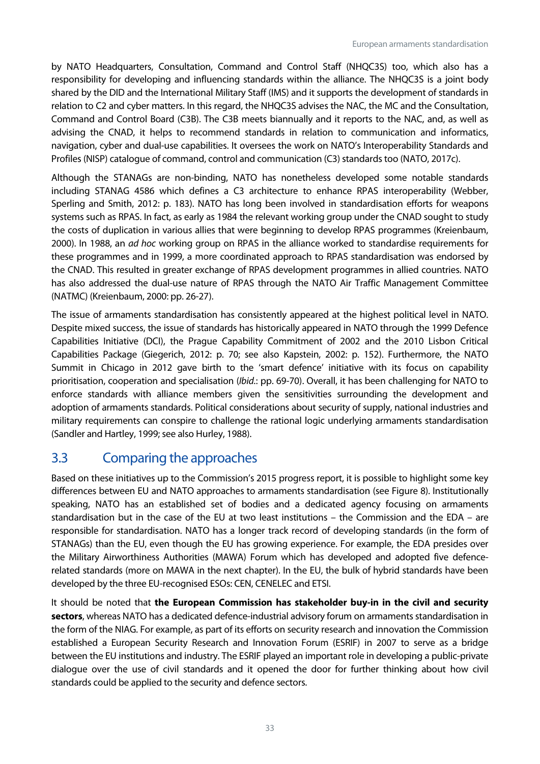by NATO Headquarters, Consultation, Command and Control Staff (NHQC3S) too, which also has a responsibility for developing and influencing standards within the alliance. The NHQC3S is a joint body shared by the DID and the International Military Staff (IMS) and it supports the development of standards in relation to C2 and cyber matters. In this regard, the NHQC3S advises the NAC, the MC and the Consultation, Command and Control Board (C3B). The C3B meets biannually and it reports to the NAC, and, as well as advising the CNAD, it helps to recommend standards in relation to communication and informatics, navigation, cyber and dual-use capabilities. It oversees the work on NATO's Interoperability Standards and Profiles (NISP) catalogue of command, control and communication (C3) standards too (NATO, 2017c).

Although the STANAGs are non-binding, NATO has nonetheless developed some notable standards including STANAG 4586 which defines a C3 architecture to enhance RPAS interoperability (Webber, Sperling and Smith, 2012: p. 183). NATO has long been involved in standardisation efforts for weapons systems such as RPAS. In fact, as early as 1984 the relevant working group under the CNAD sought to study the costs of duplication in various allies that were beginning to develop RPAS programmes (Kreienbaum, 2000). In 1988, an *ad hoc* working group on RPAS in the alliance worked to standardise requirements for these programmes and in 1999, a more coordinated approach to RPAS standardisation was endorsed by the CNAD. This resulted in greater exchange of RPAS development programmes in allied countries. NATO has also addressed the dual-use nature of RPAS through the NATO Air Traffic Management Committee (NATMC) (Kreienbaum, 2000: pp. 26-27).

The issue of armaments standardisation has consistently appeared at the highest political level in NATO. Despite mixed success, the issue of standards has historically appeared in NATO through the 1999 Defence Capabilities Initiative (DCI), the Prague Capability Commitment of 2002 and the 2010 Lisbon Critical Capabilities Package (Giegerich, 2012: p. 70; see also Kapstein, 2002: p. 152). Furthermore, the NATO Summit in Chicago in 2012 gave birth to the 'smart defence' initiative with its focus on capability prioritisation, cooperation and specialisation (*Ibid.*: pp. 69-70). Overall, it has been challenging for NATO to enforce standards with alliance members given the sensitivities surrounding the development and adoption of armaments standards. Political considerations about security of supply, national industries and military requirements can conspire to challenge the rational logic underlying armaments standardisation (Sandler and Hartley, 1999; see also Hurley, 1988).

## 3.3 Comparing the approaches

Based on these initiatives up to the Commission's 2015 progress report, it is possible to highlight some key differences between EU and NATO approaches to armaments standardisation (see Figure 8). Institutionally speaking, NATO has an established set of bodies and a dedicated agency focusing on armaments standardisation but in the case of the EU at two least institutions – the Commission and the EDA – are responsible for standardisation. NATO has a longer track record of developing standards (in the form of STANAGs) than the EU, even though the EU has growing experience. For example, the EDA presides over the Military Airworthiness Authorities (MAWA) Forum which has developed and adopted five defence-related standards (more on MAWA in the next chapter). In the EU, the bulk of hybrid standards have been developed by the three EU-recognised ESOs: CEN, CENELEC and ETSI.

It should be noted that **the European Commission has stakeholder buy-in in the civil and security sectors**, whereas NATO has a dedicated defence-industrial advisory forum on armaments standardisation in the form of the NIAG. For example, as part of its efforts on security research and innovation the Commission established a European Security Research and Innovation Forum (ESRIF) in 2007 to serve as a bridge between the EU institutions and industry. The ESRIF played an important role in developing a public-private dialogue over the use of civil standards and it opened the door for further thinking about how civil standards could be applied to the security and defence sectors.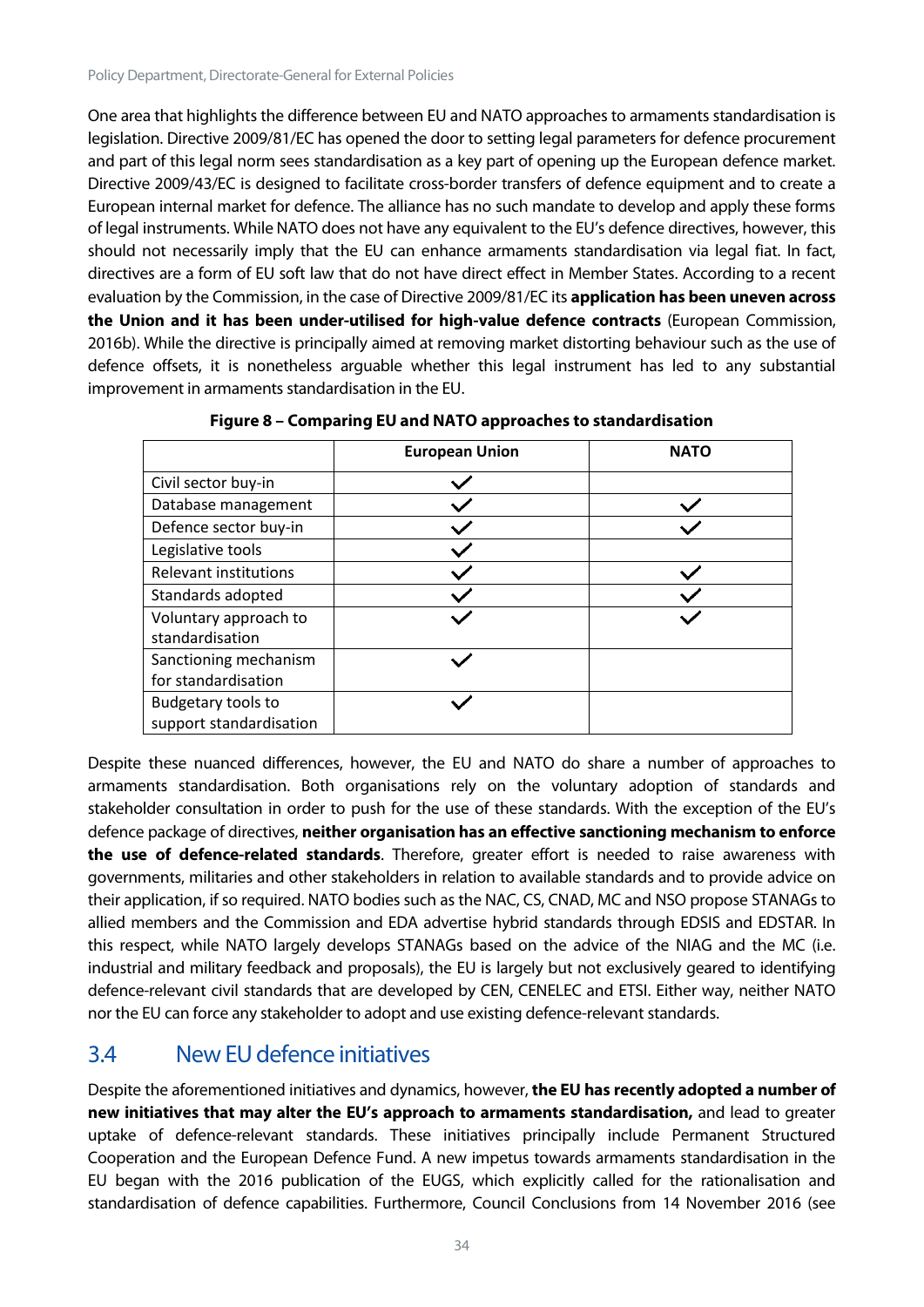One area that highlights the difference between EU and NATO approaches to armaments standardisation is legislation. Directive 2009/81/EC has opened the door to setting legal parameters for defence procurement and part of this legal norm sees standardisation as a key part of opening up the European defence market. Directive 2009/43/EC is designed to facilitate cross-border transfers of defence equipment and to create a European internal market for defence. The alliance has no such mandate to develop and apply these forms of legal instruments. While NATO does not have any equivalent to the EU's defence directives, however, this should not necessarily imply that the EU can enhance armaments standardisation via legal fiat. In fact, directives are a form of EU soft law that do not have direct effect in Member States. According to a recent evaluation by the Commission, in the case of Directive 2009/81/EC its **application has been uneven across the Union and it has been under-utilised for high-value defence contracts** (European Commission, 2016b). While the directive is principally aimed at removing market distorting behaviour such as the use of defence offsets, it is nonetheless arguable whether this legal instrument has led to any substantial improvement in armaments standardisation in the EU.

**Figure 8 – Comparing EU and NATO approaches to standardisation**

| | European Union | NATO |
|---|---|---|
| Civil sector buy-in | ✓ | |
| Database management | ✓ | ✓ |
| Defence sector buy-in | ✓ | ✓ |
| Legislative tools | ✓ | |
| Relevant institutions | ✓ | ✓ |
| Standards adopted | ✓ | ✓ |
| Voluntary approach to standardisation | ✓ | ✓ |
| Sanctioning mechanism for standardisation | ✓ | |
| Budgetary tools to support standardisation | ✓ | |

Despite these nuanced differences, however, the EU and NATO do share a number of approaches to armaments standardisation. Both organisations rely on the voluntary adoption of standards and stakeholder consultation in order to push for the use of these standards. With the exception of the EU's defence package of directives, **neither organisation has an effective sanctioning mechanism to enforce the use of defence-related standards**. Therefore, greater effort is needed to raise awareness with governments, militaries and other stakeholders in relation to available standards and to provide advice on their application, if so required. NATO bodies such as the NAC, CS, CNAD, MC and NSO propose STANAGs to allied members and the Commission and EDA advertise hybrid standards through EDSIS and EDSTAR. In this respect, while NATO largely develops STANAGs based on the advice of the NIAG and the MC (i.e. industrial and military feedback and proposals), the EU is largely but not exclusively geared to identifying defence-relevant civil standards that are developed by CEN, CENELEC and ETSI. Either way, neither NATO nor the EU can force any stakeholder to adopt and use existing defence-relevant standards.

## 3.4 New EU defence initiatives

Despite the aforementioned initiatives and dynamics, however, **the EU has recently adopted a number of new initiatives that may alter the EU's approach to armaments standardisation,** and lead to greater uptake of defence-relevant standards. These initiatives principally include Permanent Structured Cooperation and the European Defence Fund. A new impetus towards armaments standardisation in the EU began with the 2016 publication of the EUGS, which explicitly called for the rationalisation and standardisation of defence capabilities. Furthermore, Council Conclusions from 14 November 2016 (see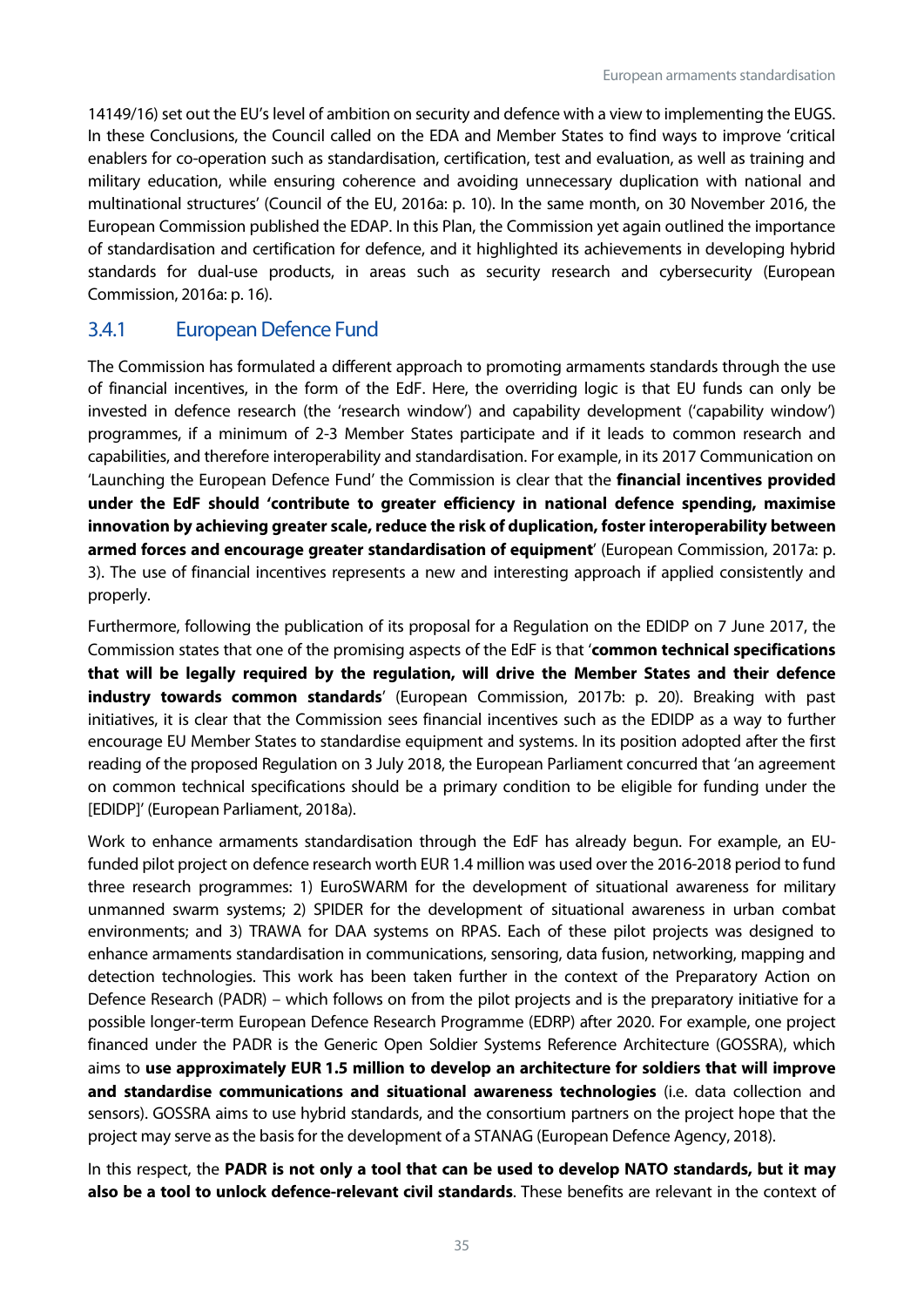14149/16) set out the EU's level of ambition on security and defence with a view to implementing the EUGS. In these Conclusions, the Council called on the EDA and Member States to find ways to improve 'critical enablers for co-operation such as standardisation, certification, test and evaluation, as well as training and military education, while ensuring coherence and avoiding unnecessary duplication with national and multinational structures' (Council of the EU, 2016a: p. 10). In the same month, on 30 November 2016, the European Commission published the EDAP. In this Plan, the Commission yet again outlined the importance of standardisation and certification for defence, and it highlighted its achievements in developing hybrid standards for dual-use products, in areas such as security research and cybersecurity (European Commission, 2016a: p. 16).

### 3.4.1 European Defence Fund

The Commission has formulated a different approach to promoting armaments standards through the use of financial incentives, in the form of the EdF. Here, the overriding logic is that EU funds can only be invested in defence research (the 'research window') and capability development ('capability window') programmes, if a minimum of 2-3 Member States participate and if it leads to common research and capabilities, and therefore interoperability and standardisation. For example, in its 2017 Communication on 'Launching the European Defence Fund' the Commission is clear that the **financial incentives provided under the EdF should 'contribute to greater efficiency in national defence spending, maximise innovation by achieving greater scale, reduce the risk of duplication, foster interoperability between armed forces and encourage greater standardisation of equipment**' (European Commission, 2017a: p. 3). The use of financial incentives represents a new and interesting approach if applied consistently and properly.

Furthermore, following the publication of its proposal for a Regulation on the EDIDP on 7 June 2017, the Commission states that one of the promising aspects of the EdF is that '**common technical specifications that will be legally required by the regulation, will drive the Member States and their defence industry towards common standards**' (European Commission, 2017b: p. 20). Breaking with past initiatives, it is clear that the Commission sees financial incentives such as the EDIDP as a way to further encourage EU Member States to standardise equipment and systems. In its position adopted after the first reading of the proposed Regulation on 3 July 2018, the European Parliament concurred that 'an agreement on common technical specifications should be a primary condition to be eligible for funding under the [EDIDP]' (European Parliament, 2018a).

Work to enhance armaments standardisation through the EdF has already begun. For example, an EU-funded pilot project on defence research worth EUR 1.4 million was used over the 2016-2018 period to fund three research programmes: 1) EuroSWARM for the development of situational awareness for military unmanned swarm systems; 2) SPIDER for the development of situational awareness in urban combat environments; and 3) TRAWA for DAA systems on RPAS. Each of these pilot projects was designed to enhance armaments standardisation in communications, sensoring, data fusion, networking, mapping and detection technologies. This work has been taken further in the context of the Preparatory Action on Defence Research (PADR) – which follows on from the pilot projects and is the preparatory initiative for a possible longer-term European Defence Research Programme (EDRP) after 2020. For example, one project financed under the PADR is the Generic Open Soldier Systems Reference Architecture (GOSSRA), which aims to **use approximately EUR 1.5 million to develop an architecture for soldiers that will improve and standardise communications and situational awareness technologies** (i.e. data collection and sensors). GOSSRA aims to use hybrid standards, and the consortium partners on the project hope that the project may serve as the basis for the development of a STANAG (European Defence Agency, 2018).

In this respect, the **PADR is not only a tool that can be used to develop NATO standards, but it may also be a tool to unlock defence-relevant civil standards**. These benefits are relevant in the context of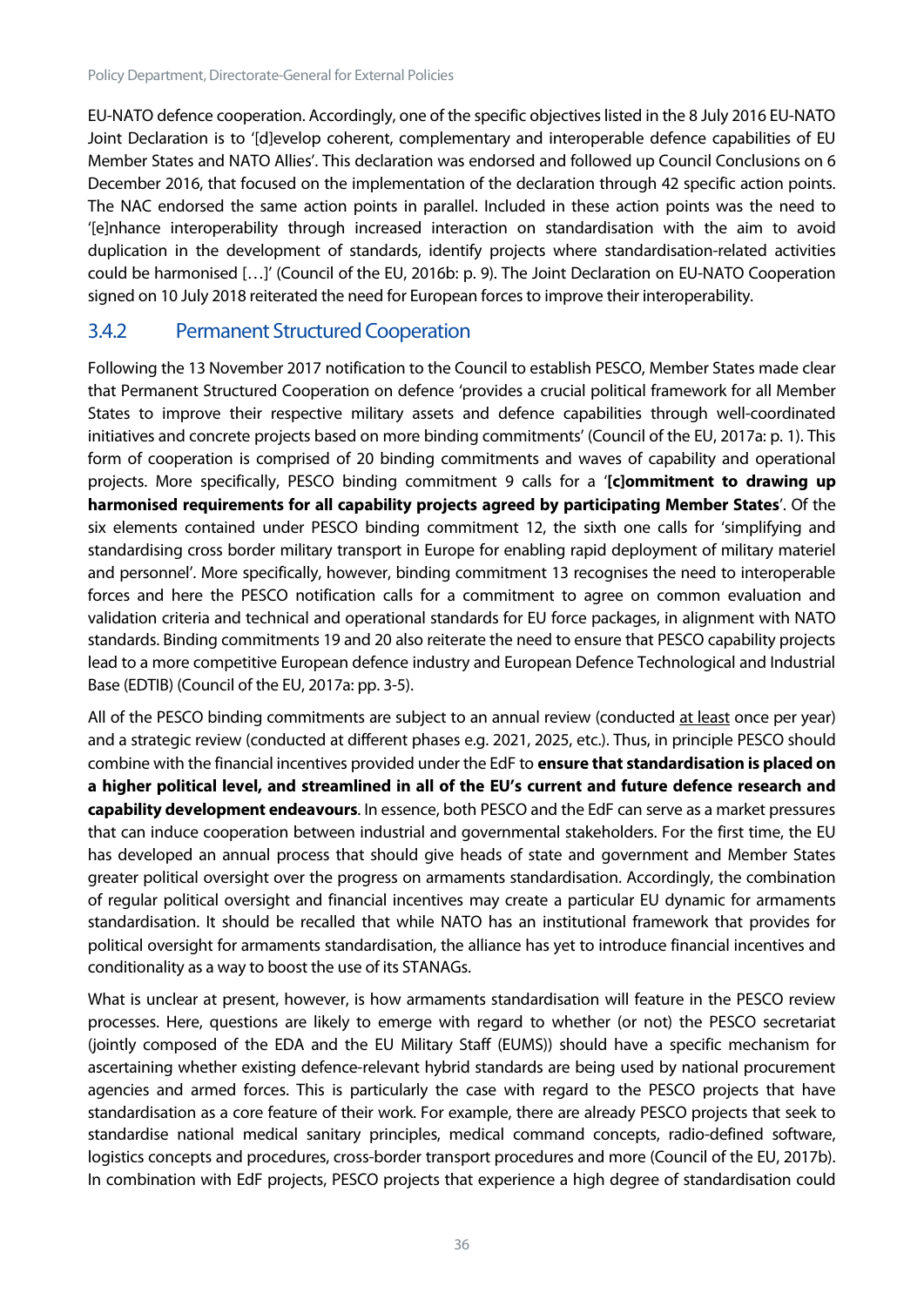EU-NATO defence cooperation. Accordingly, one of the specific objectives listed in the 8 July 2016 EU-NATO Joint Declaration is to '[d]evelop coherent, complementary and interoperable defence capabilities of EU Member States and NATO Allies'. This declaration was endorsed and followed up Council Conclusions on 6 December 2016, that focused on the implementation of the declaration through 42 specific action points. The NAC endorsed the same action points in parallel. Included in these action points was the need to '[e]nhance interoperability through increased interaction on standardisation with the aim to avoid duplication in the development of standards, identify projects where standardisation-related activities could be harmonised […]' (Council of the EU, 2016b: p. 9). The Joint Declaration on EU-NATO Cooperation signed on 10 July 2018 reiterated the need for European forces to improve their interoperability.

### 3.4.2 Permanent Structured Cooperation

Following the 13 November 2017 notification to the Council to establish PESCO, Member States made clear that Permanent Structured Cooperation on defence 'provides a crucial political framework for all Member States to improve their respective military assets and defence capabilities through well-coordinated initiatives and concrete projects based on more binding commitments' (Council of the EU, 2017a: p. 1). This form of cooperation is comprised of 20 binding commitments and waves of capability and operational projects. More specifically, PESCO binding commitment 9 calls for a '**[c]ommitment to drawing up harmonised requirements for all capability projects agreed by participating Member States**'. Of the six elements contained under PESCO binding commitment 12, the sixth one calls for 'simplifying and standardising cross border military transport in Europe for enabling rapid deployment of military materiel and personnel'. More specifically, however, binding commitment 13 recognises the need to interoperable forces and here the PESCO notification calls for a commitment to agree on common evaluation and validation criteria and technical and operational standards for EU force packages, in alignment with NATO standards. Binding commitments 19 and 20 also reiterate the need to ensure that PESCO capability projects lead to a more competitive European defence industry and European Defence Technological and Industrial Base (EDTIB) (Council of the EU, 2017a: pp. 3-5).

All of the PESCO binding commitments are subject to an annual review (conducted at least once per year) and a strategic review (conducted at different phases e.g. 2021, 2025, etc.). Thus, in principle PESCO should combine with the financial incentives provided under the EdF to **ensure that standardisation is placed on a higher political level, and streamlined in all of the EU's current and future defence research and capability development endeavours**. In essence, both PESCO and the EdF can serve as a market pressures that can induce cooperation between industrial and governmental stakeholders. For the first time, the EU has developed an annual process that should give heads of state and government and Member States greater political oversight over the progress on armaments standardisation. Accordingly, the combination of regular political oversight and financial incentives may create a particular EU dynamic for armaments standardisation. It should be recalled that while NATO has an institutional framework that provides for political oversight for armaments standardisation, the alliance has yet to introduce financial incentives and conditionality as a way to boost the use of its STANAGs.

What is unclear at present, however, is how armaments standardisation will feature in the PESCO review processes. Here, questions are likely to emerge with regard to whether (or not) the PESCO secretariat (jointly composed of the EDA and the EU Military Staff (EUMS)) should have a specific mechanism for ascertaining whether existing defence-relevant hybrid standards are being used by national procurement agencies and armed forces. This is particularly the case with regard to the PESCO projects that have standardisation as a core feature of their work. For example, there are already PESCO projects that seek to standardise national medical sanitary principles, medical command concepts, radio-defined software, logistics concepts and procedures, cross-border transport procedures and more (Council of the EU, 2017b). In combination with EdF projects, PESCO projects that experience a high degree of standardisation could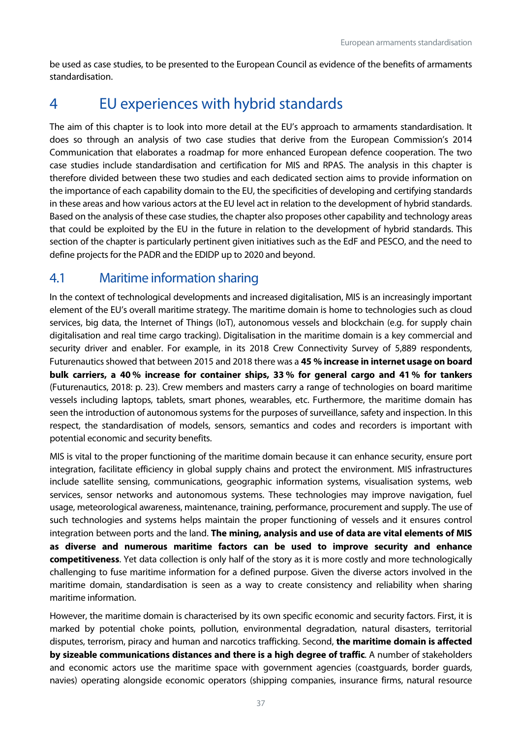be used as case studies, to be presented to the European Council as evidence of the benefits of armaments standardisation.

# 4 EU experiences with hybrid standards

The aim of this chapter is to look into more detail at the EU's approach to armaments standardisation. It does so through an analysis of two case studies that derive from the European Commission's 2014 Communication that elaborates a roadmap for more enhanced European defence cooperation. The two case studies include standardisation and certification for MIS and RPAS. The analysis in this chapter is therefore divided between these two studies and each dedicated section aims to provide information on the importance of each capability domain to the EU, the specificities of developing and certifying standards in these areas and how various actors at the EU level act in relation to the development of hybrid standards. Based on the analysis of these case studies, the chapter also proposes other capability and technology areas that could be exploited by the EU in the future in relation to the development of hybrid standards. This section of the chapter is particularly pertinent given initiatives such as the EdF and PESCO, and the need to define projects for the PADR and the EDIDP up to 2020 and beyond.

## 4.1 Maritime information sharing

In the context of technological developments and increased digitalisation, MIS is an increasingly important element of the EU's overall maritime strategy. The maritime domain is home to technologies such as cloud services, big data, the Internet of Things (IoT), autonomous vessels and blockchain (e.g. for supply chain digitalisation and real time cargo tracking). Digitalisation in the maritime domain is a key commercial and security driver and enabler. For example, in its 2018 Crew Connectivity Survey of 5,889 respondents, Futurenautics showed that between 2015 and 2018 there was a **45 % increase in internet usage on board bulk carriers, a 40 % increase for container ships, 33 % for general cargo and 41 % for tankers** (Futurenautics, 2018: p. 23). Crew members and masters carry a range of technologies on board maritime vessels including laptops, tablets, smart phones, wearables, etc. Furthermore, the maritime domain has seen the introduction of autonomous systems for the purposes of surveillance, safety and inspection. In this respect, the standardisation of models, sensors, semantics and codes and recorders is important with potential economic and security benefits.

MIS is vital to the proper functioning of the maritime domain because it can enhance security, ensure port integration, facilitate efficiency in global supply chains and protect the environment. MIS infrastructures include satellite sensing, communications, geographic information systems, visualisation systems, web services, sensor networks and autonomous systems. These technologies may improve navigation, fuel usage, meteorological awareness, maintenance, training, performance, procurement and supply. The use of such technologies and systems helps maintain the proper functioning of vessels and it ensures control integration between ports and the land. **The mining, analysis and use of data are vital elements of MIS as diverse and numerous maritime factors can be used to improve security and enhance competitiveness**. Yet data collection is only half of the story as it is more costly and more technologically challenging to fuse maritime information for a defined purpose. Given the diverse actors involved in the maritime domain, standardisation is seen as a way to create consistency and reliability when sharing maritime information.

However, the maritime domain is characterised by its own specific economic and security factors. First, it is marked by potential choke points, pollution, environmental degradation, natural disasters, territorial disputes, terrorism, piracy and human and narcotics trafficking. Second, **the maritime domain is affected by sizeable communications distances and there is a high degree of traffic**. A number of stakeholders and economic actors use the maritime space with government agencies (coastguards, border guards, navies) operating alongside economic operators (shipping companies, insurance firms, natural resource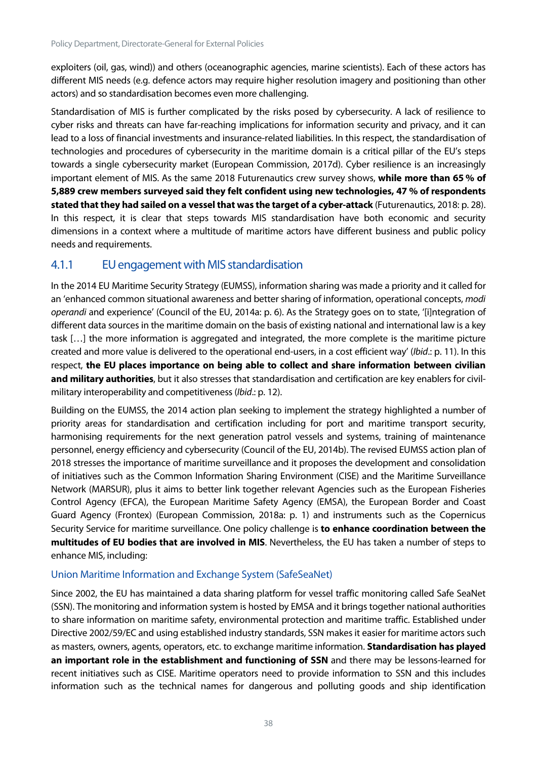exploiters (oil, gas, wind)) and others (oceanographic agencies, marine scientists). Each of these actors has different MIS needs (e.g. defence actors may require higher resolution imagery and positioning than other actors) and so standardisation becomes even more challenging.

Standardisation of MIS is further complicated by the risks posed by cybersecurity. A lack of resilience to cyber risks and threats can have far-reaching implications for information security and privacy, and it can lead to a loss of financial investments and insurance-related liabilities. In this respect, the standardisation of technologies and procedures of cybersecurity in the maritime domain is a critical pillar of the EU's steps towards a single cybersecurity market (European Commission, 2017d). Cyber resilience is an increasingly important element of MIS. As the same 2018 Futurenautics crew survey shows, **while more than 65 % of 5,889 crew members surveyed said they felt confident using new technologies, 47 % of respondents stated that they had sailed on a vessel that was the target of a cyber-attack** (Futurenautics, 2018: p. 28). In this respect, it is clear that steps towards MIS standardisation have both economic and security dimensions in a context where a multitude of maritime actors have different business and public policy needs and requirements.

### 4.1.1 EU engagement with MIS standardisation

In the 2014 EU Maritime Security Strategy (EUMSS), information sharing was made a priority and it called for an 'enhanced common situational awareness and better sharing of information, operational concepts, *modi operandi* and experience' (Council of the EU, 2014a: p. 6). As the Strategy goes on to state, '[i]ntegration of different data sources in the maritime domain on the basis of existing national and international law is a key task […] the more information is aggregated and integrated, the more complete is the maritime picture created and more value is delivered to the operational end-users, in a cost efficient way' (*Ibid*.: p. 11). In this respect, **the EU places importance on being able to collect and share information between civilian and military authorities**, but it also stresses that standardisation and certification are key enablers for civil-military interoperability and competitiveness (*Ibid*.: p. 12).

Building on the EUMSS, the 2014 action plan seeking to implement the strategy highlighted a number of priority areas for standardisation and certification including for port and maritime transport security, harmonising requirements for the next generation patrol vessels and systems, training of maintenance personnel, energy efficiency and cybersecurity (Council of the EU, 2014b). The revised EUMSS action plan of 2018 stresses the importance of maritime surveillance and it proposes the development and consolidation of initiatives such as the Common Information Sharing Environment (CISE) and the Maritime Surveillance Network (MARSUR), plus it aims to better link together relevant Agencies such as the European Fisheries Control Agency (EFCA), the European Maritime Safety Agency (EMSA), the European Border and Coast Guard Agency (Frontex) (European Commission, 2018a: p. 1) and instruments such as the Copernicus Security Service for maritime surveillance. One policy challenge is **to enhance coordination between the multitudes of EU bodies that are involved in MIS**. Nevertheless, the EU has taken a number of steps to enhance MIS, including:

#### Union Maritime Information and Exchange System (SafeSeaNet)

Since 2002, the EU has maintained a data sharing platform for vessel traffic monitoring called Safe SeaNet (SSN). The monitoring and information system is hosted by EMSA and it brings together national authorities to share information on maritime safety, environmental protection and maritime traffic. Established under Directive 2002/59/EC and using established industry standards, SSN makes it easier for maritime actors such as masters, owners, agents, operators, etc. to exchange maritime information. **Standardisation has played an important role in the establishment and functioning of SSN** and there may be lessons-learned for recent initiatives such as CISE. Maritime operators need to provide information to SSN and this includes information such as the technical names for dangerous and polluting goods and ship identification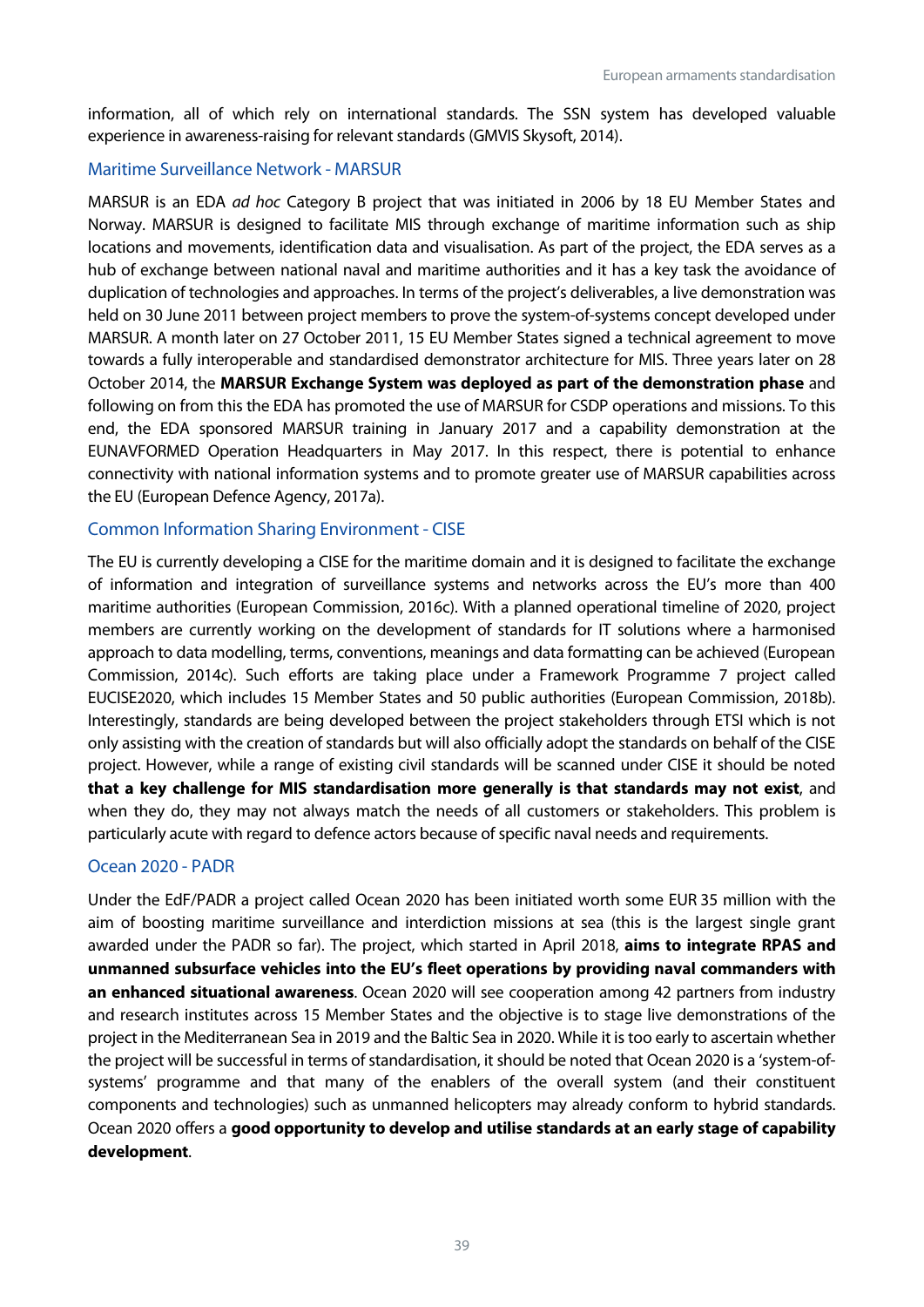information, all of which rely on international standards. The SSN system has developed valuable experience in awareness-raising for relevant standards (GMVIS Skysoft, 2014).

### Maritime Surveillance Network - MARSUR

MARSUR is an EDA *ad hoc* Category B project that was initiated in 2006 by 18 EU Member States and Norway. MARSUR is designed to facilitate MIS through exchange of maritime information such as ship locations and movements, identification data and visualisation. As part of the project, the EDA serves as a hub of exchange between national naval and maritime authorities and it has a key task the avoidance of duplication of technologies and approaches. In terms of the project's deliverables, a live demonstration was held on 30 June 2011 between project members to prove the system-of-systems concept developed under MARSUR. A month later on 27 October 2011, 15 EU Member States signed a technical agreement to move towards a fully interoperable and standardised demonstrator architecture for MIS. Three years later on 28 October 2014, the **MARSUR Exchange System was deployed as part of the demonstration phase** and following on from this the EDA has promoted the use of MARSUR for CSDP operations and missions. To this end, the EDA sponsored MARSUR training in January 2017 and a capability demonstration at the EUNAVFORMED Operation Headquarters in May 2017. In this respect, there is potential to enhance connectivity with national information systems and to promote greater use of MARSUR capabilities across the EU (European Defence Agency, 2017a).

### Common Information Sharing Environment - CISE

The EU is currently developing a CISE for the maritime domain and it is designed to facilitate the exchange of information and integration of surveillance systems and networks across the EU's more than 400 maritime authorities (European Commission, 2016c). With a planned operational timeline of 2020, project members are currently working on the development of standards for IT solutions where a harmonised approach to data modelling, terms, conventions, meanings and data formatting can be achieved (European Commission, 2014c). Such efforts are taking place under a Framework Programme 7 project called EUCISE2020, which includes 15 Member States and 50 public authorities (European Commission, 2018b). Interestingly, standards are being developed between the project stakeholders through ETSI which is not only assisting with the creation of standards but will also officially adopt the standards on behalf of the CISE project. However, while a range of existing civil standards will be scanned under CISE it should be noted **that a key challenge for MIS standardisation more generally is that standards may not exist**, and when they do, they may not always match the needs of all customers or stakeholders. This problem is particularly acute with regard to defence actors because of specific naval needs and requirements.

### Ocean 2020 - PADR

Under the EdF/PADR a project called Ocean 2020 has been initiated worth some EUR 35 million with the aim of boosting maritime surveillance and interdiction missions at sea (this is the largest single grant awarded under the PADR so far). The project, which started in April 2018, **aims to integrate RPAS and unmanned subsurface vehicles into the EU's fleet operations by providing naval commanders with an enhanced situational awareness**. Ocean 2020 will see cooperation among 42 partners from industry and research institutes across 15 Member States and the objective is to stage live demonstrations of the project in the Mediterranean Sea in 2019 and the Baltic Sea in 2020. While it is too early to ascertain whether the project will be successful in terms of standardisation, it should be noted that Ocean 2020 is a 'system-of-systems' programme and that many of the enablers of the overall system (and their constituent components and technologies) such as unmanned helicopters may already conform to hybrid standards. Ocean 2020 offers a **good opportunity to develop and utilise standards at an early stage of capability development**.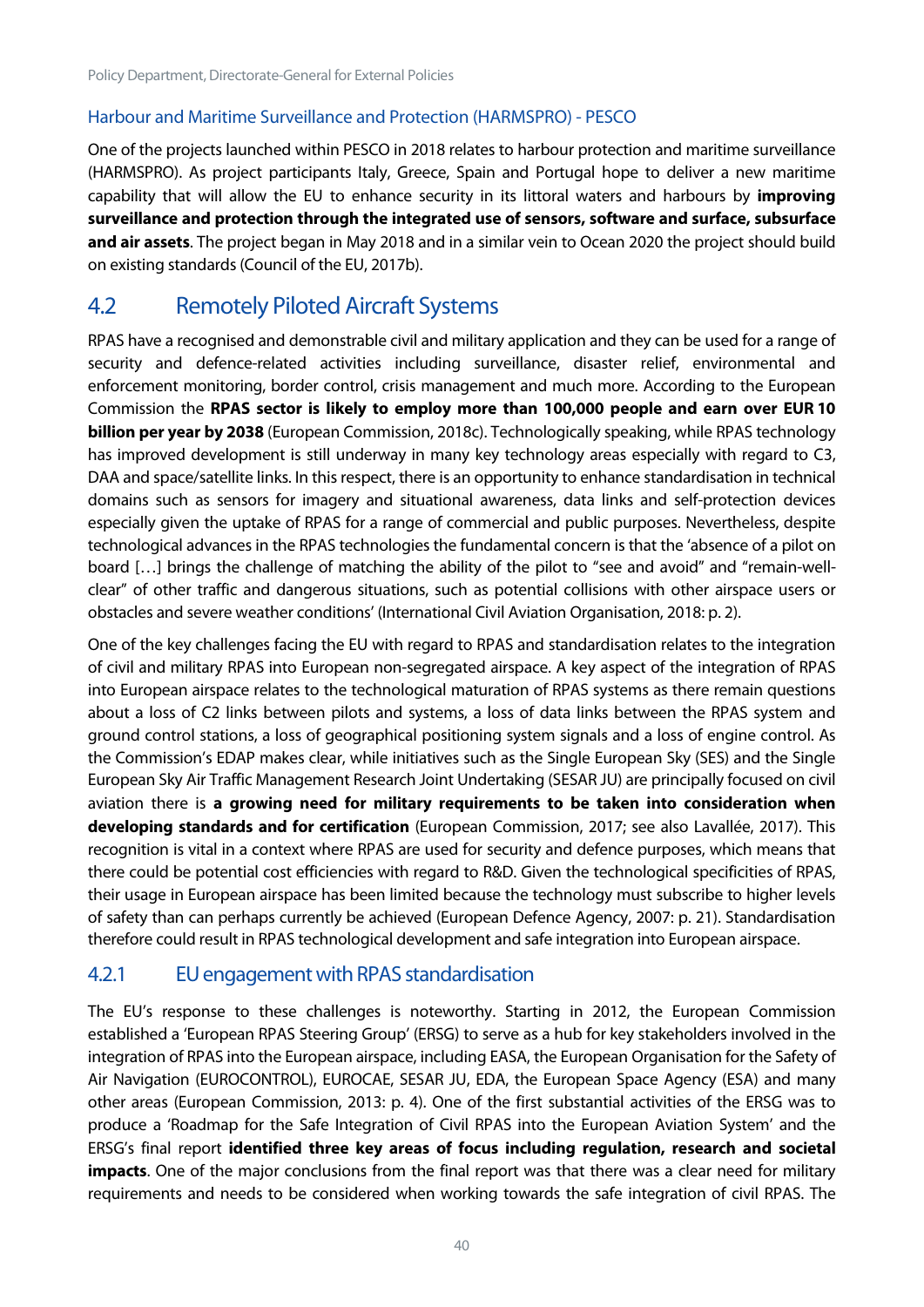### Harbour and Maritime Surveillance and Protection (HARMSPRO) - PESCO

One of the projects launched within PESCO in 2018 relates to harbour protection and maritime surveillance (HARMSPRO). As project participants Italy, Greece, Spain and Portugal hope to deliver a new maritime capability that will allow the EU to enhance security in its littoral waters and harbours by **improving surveillance and protection through the integrated use of sensors, software and surface, subsurface and air assets**. The project began in May 2018 and in a similar vein to Ocean 2020 the project should build on existing standards (Council of the EU, 2017b).

## 4.2 Remotely Piloted Aircraft Systems

RPAS have a recognised and demonstrable civil and military application and they can be used for a range of security and defence-related activities including surveillance, disaster relief, environmental and enforcement monitoring, border control, crisis management and much more. According to the European Commission the **RPAS sector is likely to employ more than 100,000 people and earn over EUR 10 billion per year by 2038** (European Commission, 2018c). Technologically speaking, while RPAS technology has improved development is still underway in many key technology areas especially with regard to C3, DAA and space/satellite links. In this respect, there is an opportunity to enhance standardisation in technical domains such as sensors for imagery and situational awareness, data links and self-protection devices especially given the uptake of RPAS for a range of commercial and public purposes. Nevertheless, despite technological advances in the RPAS technologies the fundamental concern is that the 'absence of a pilot on board […] brings the challenge of matching the ability of the pilot to "see and avoid" and "remain-well-clear" of other traffic and dangerous situations, such as potential collisions with other airspace users or obstacles and severe weather conditions' (International Civil Aviation Organisation, 2018: p. 2).

One of the key challenges facing the EU with regard to RPAS and standardisation relates to the integration of civil and military RPAS into European non-segregated airspace. A key aspect of the integration of RPAS into European airspace relates to the technological maturation of RPAS systems as there remain questions about a loss of C2 links between pilots and systems, a loss of data links between the RPAS system and ground control stations, a loss of geographical positioning system signals and a loss of engine control. As the Commission's EDAP makes clear, while initiatives such as the Single European Sky (SES) and the Single European Sky Air Traffic Management Research Joint Undertaking (SESAR JU) are principally focused on civil aviation there is **a growing need for military requirements to be taken into consideration when developing standards and for certification** (European Commission, 2017; see also Lavallée, 2017). This recognition is vital in a context where RPAS are used for security and defence purposes, which means that there could be potential cost efficiencies with regard to R&D. Given the technological specificities of RPAS, their usage in European airspace has been limited because the technology must subscribe to higher levels of safety than can perhaps currently be achieved (European Defence Agency, 2007: p. 21). Standardisation therefore could result in RPAS technological development and safe integration into European airspace.

### 4.2.1 EU engagement with RPAS standardisation

The EU's response to these challenges is noteworthy. Starting in 2012, the European Commission established a 'European RPAS Steering Group' (ERSG) to serve as a hub for key stakeholders involved in the integration of RPAS into the European airspace, including EASA, the European Organisation for the Safety of Air Navigation (EUROCONTROL), EUROCAE, SESAR JU, EDA, the European Space Agency (ESA) and many other areas (European Commission, 2013: p. 4). One of the first substantial activities of the ERSG was to produce a 'Roadmap for the Safe Integration of Civil RPAS into the European Aviation System' and the ERSG's final report **identified three key areas of focus including regulation, research and societal impacts**. One of the major conclusions from the final report was that there was a clear need for military requirements and needs to be considered when working towards the safe integration of civil RPAS. The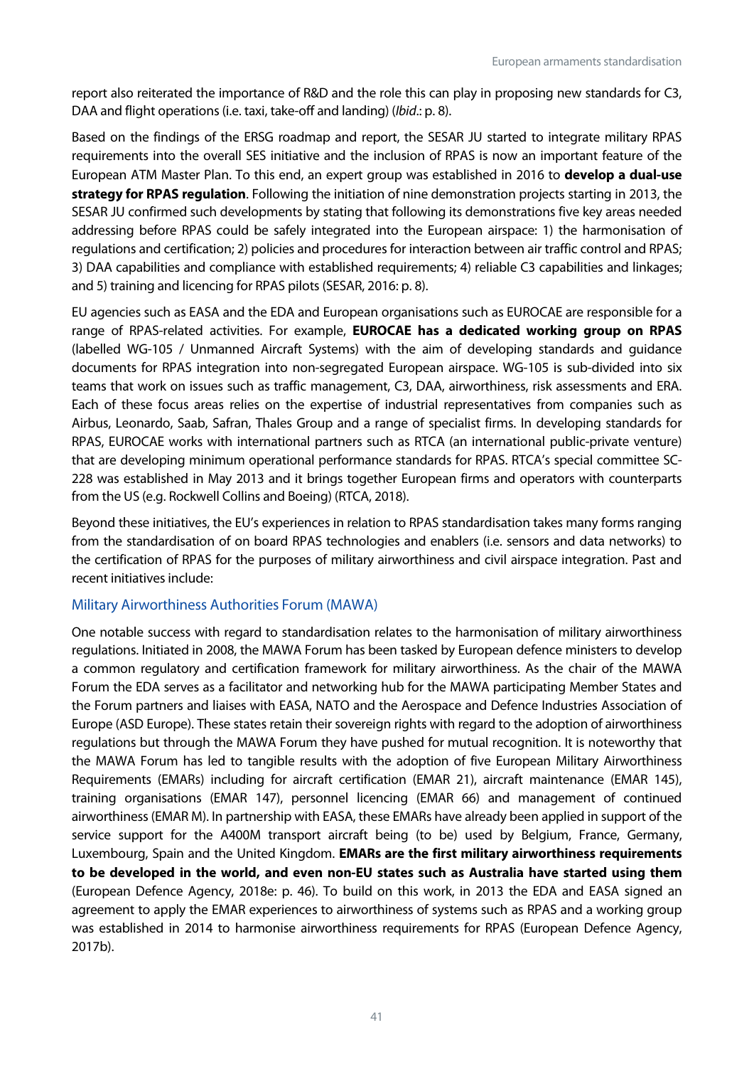report also reiterated the importance of R&D and the role this can play in proposing new standards for C3, DAA and flight operations (i.e. taxi, take-off and landing) (*Ibid*.: p. 8).

Based on the findings of the ERSG roadmap and report, the SESAR JU started to integrate military RPAS requirements into the overall SES initiative and the inclusion of RPAS is now an important feature of the European ATM Master Plan. To this end, an expert group was established in 2016 to **develop a dual-use strategy for RPAS regulation**. Following the initiation of nine demonstration projects starting in 2013, the SESAR JU confirmed such developments by stating that following its demonstrations five key areas needed addressing before RPAS could be safely integrated into the European airspace: 1) the harmonisation of regulations and certification; 2) policies and procedures for interaction between air traffic control and RPAS; 3) DAA capabilities and compliance with established requirements; 4) reliable C3 capabilities and linkages; and 5) training and licencing for RPAS pilots (SESAR, 2016: p. 8).

EU agencies such as EASA and the EDA and European organisations such as EUROCAE are responsible for a range of RPAS-related activities. For example, **EUROCAE has a dedicated working group on RPAS** (labelled WG-105 / Unmanned Aircraft Systems) with the aim of developing standards and guidance documents for RPAS integration into non-segregated European airspace. WG-105 is sub-divided into six teams that work on issues such as traffic management, C3, DAA, airworthiness, risk assessments and ERA. Each of these focus areas relies on the expertise of industrial representatives from companies such as Airbus, Leonardo, Saab, Safran, Thales Group and a range of specialist firms. In developing standards for RPAS, EUROCAE works with international partners such as RTCA (an international public-private venture) that are developing minimum operational performance standards for RPAS. RTCA's special committee SC-228 was established in May 2013 and it brings together European firms and operators with counterparts from the US (e.g. Rockwell Collins and Boeing) (RTCA, 2018).

Beyond these initiatives, the EU's experiences in relation to RPAS standardisation takes many forms ranging from the standardisation of on board RPAS technologies and enablers (i.e. sensors and data networks) to the certification of RPAS for the purposes of military airworthiness and civil airspace integration. Past and recent initiatives include:

### Military Airworthiness Authorities Forum (MAWA)

One notable success with regard to standardisation relates to the harmonisation of military airworthiness regulations. Initiated in 2008, the MAWA Forum has been tasked by European defence ministers to develop a common regulatory and certification framework for military airworthiness. As the chair of the MAWA Forum the EDA serves as a facilitator and networking hub for the MAWA participating Member States and the Forum partners and liaises with EASA, NATO and the Aerospace and Defence Industries Association of Europe (ASD Europe). These states retain their sovereign rights with regard to the adoption of airworthiness regulations but through the MAWA Forum they have pushed for mutual recognition. It is noteworthy that the MAWA Forum has led to tangible results with the adoption of five European Military Airworthiness Requirements (EMARs) including for aircraft certification (EMAR 21), aircraft maintenance (EMAR 145), training organisations (EMAR 147), personnel licencing (EMAR 66) and management of continued airworthiness (EMAR M). In partnership with EASA, these EMARs have already been applied in support of the service support for the A400M transport aircraft being (to be) used by Belgium, France, Germany, Luxembourg, Spain and the United Kingdom. **EMARs are the first military airworthiness requirements to be developed in the world, and even non-EU states such as Australia have started using them** (European Defence Agency, 2018e: p. 46). To build on this work, in 2013 the EDA and EASA signed an agreement to apply the EMAR experiences to airworthiness of systems such as RPAS and a working group was established in 2014 to harmonise airworthiness requirements for RPAS (European Defence Agency, 2017b).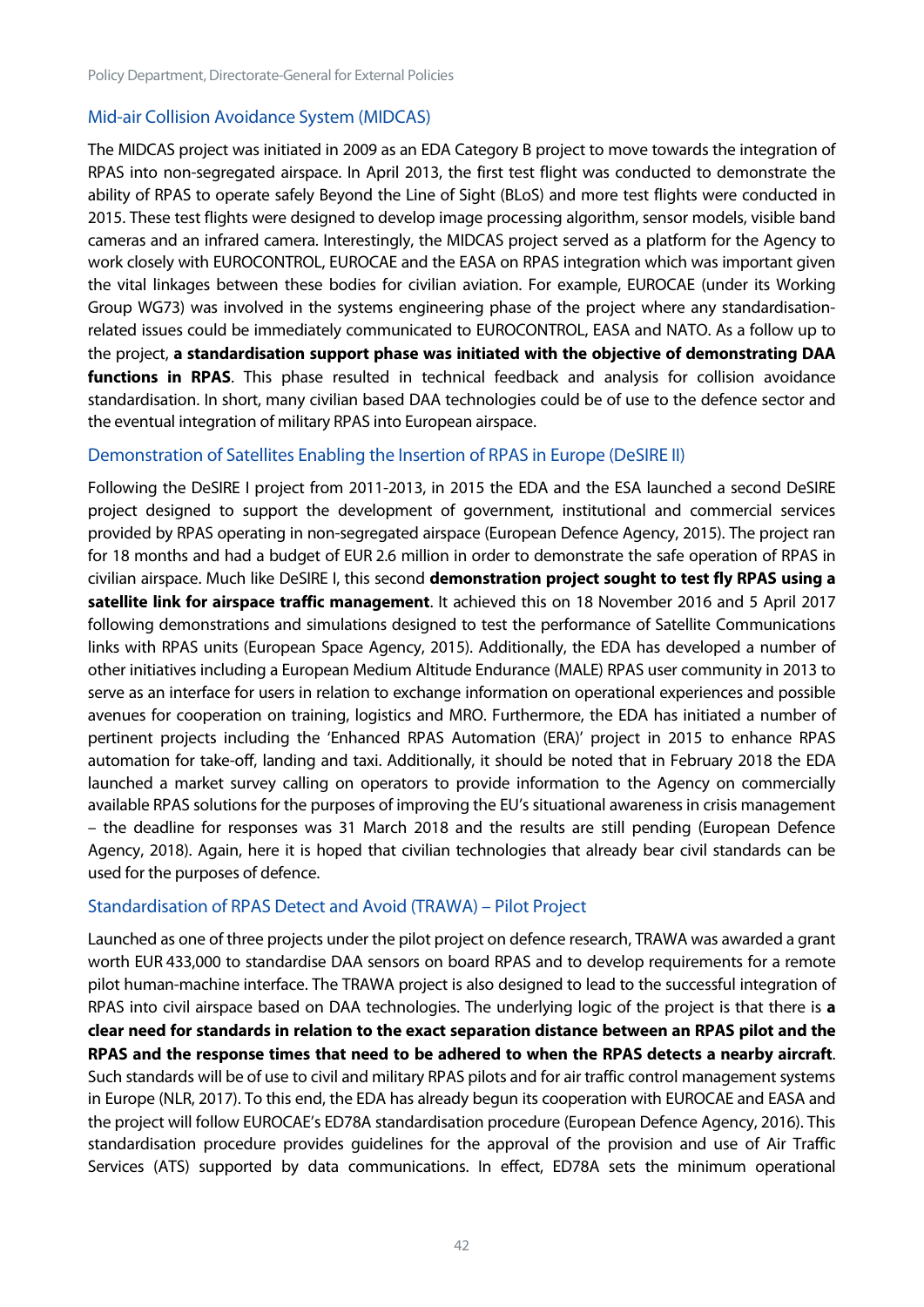### Mid-air Collision Avoidance System (MIDCAS)

The MIDCAS project was initiated in 2009 as an EDA Category B project to move towards the integration of RPAS into non-segregated airspace. In April 2013, the first test flight was conducted to demonstrate the ability of RPAS to operate safely Beyond the Line of Sight (BLoS) and more test flights were conducted in 2015. These test flights were designed to develop image processing algorithm, sensor models, visible band cameras and an infrared camera. Interestingly, the MIDCAS project served as a platform for the Agency to work closely with EUROCONTROL, EUROCAE and the EASA on RPAS integration which was important given the vital linkages between these bodies for civilian aviation. For example, EUROCAE (under its Working Group WG73) was involved in the systems engineering phase of the project where any standardisation-related issues could be immediately communicated to EUROCONTROL, EASA and NATO. As a follow up to the project, **a standardisation support phase was initiated with the objective of demonstrating DAA functions in RPAS**. This phase resulted in technical feedback and analysis for collision avoidance standardisation. In short, many civilian based DAA technologies could be of use to the defence sector and the eventual integration of military RPAS into European airspace.

### Demonstration of Satellites Enabling the Insertion of RPAS in Europe (DeSIRE II)

Following the DeSIRE I project from 2011-2013, in 2015 the EDA and the ESA launched a second DeSIRE project designed to support the development of government, institutional and commercial services provided by RPAS operating in non-segregated airspace (European Defence Agency, 2015). The project ran for 18 months and had a budget of EUR 2.6 million in order to demonstrate the safe operation of RPAS in civilian airspace. Much like DeSIRE I, this second **demonstration project sought to test fly RPAS using a satellite link for airspace traffic management**. It achieved this on 18 November 2016 and 5 April 2017 following demonstrations and simulations designed to test the performance of Satellite Communications links with RPAS units (European Space Agency, 2015). Additionally, the EDA has developed a number of other initiatives including a European Medium Altitude Endurance (MALE) RPAS user community in 2013 to serve as an interface for users in relation to exchange information on operational experiences and possible avenues for cooperation on training, logistics and MRO. Furthermore, the EDA has initiated a number of pertinent projects including the 'Enhanced RPAS Automation (ERA)' project in 2015 to enhance RPAS automation for take-off, landing and taxi. Additionally, it should be noted that in February 2018 the EDA launched a market survey calling on operators to provide information to the Agency on commercially available RPAS solutions for the purposes of improving the EU's situational awareness in crisis management – the deadline for responses was 31 March 2018 and the results are still pending (European Defence Agency, 2018). Again, here it is hoped that civilian technologies that already bear civil standards can be used for the purposes of defence.

### Standardisation of RPAS Detect and Avoid (TRAWA) – Pilot Project

Launched as one of three projects under the pilot project on defence research, TRAWA was awarded a grant worth EUR 433,000 to standardise DAA sensors on board RPAS and to develop requirements for a remote pilot human-machine interface. The TRAWA project is also designed to lead to the successful integration of RPAS into civil airspace based on DAA technologies. The underlying logic of the project is that there is **a clear need for standards in relation to the exact separation distance between an RPAS pilot and the RPAS and the response times that need to be adhered to when the RPAS detects a nearby aircraft**. Such standards will be of use to civil and military RPAS pilots and for air traffic control management systems in Europe (NLR, 2017). To this end, the EDA has already begun its cooperation with EUROCAE and EASA and the project will follow EUROCAE's ED78A standardisation procedure (European Defence Agency, 2016). This standardisation procedure provides guidelines for the approval of the provision and use of Air Traffic Services (ATS) supported by data communications. In effect, ED78A sets the minimum operational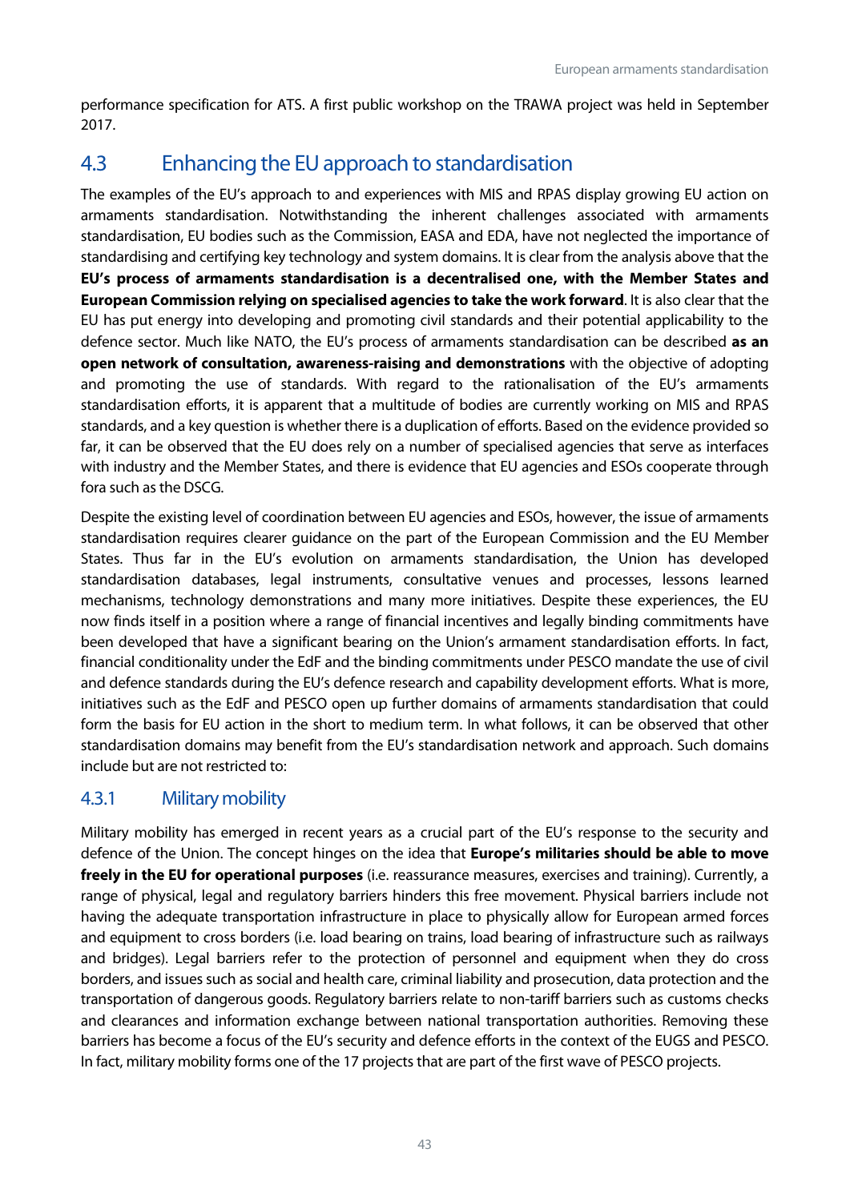performance specification for ATS. A first public workshop on the TRAWA project was held in September 2017.

## 4.3 Enhancing the EU approach to standardisation

The examples of the EU's approach to and experiences with MIS and RPAS display growing EU action on armaments standardisation. Notwithstanding the inherent challenges associated with armaments standardisation, EU bodies such as the Commission, EASA and EDA, have not neglected the importance of standardising and certifying key technology and system domains. It is clear from the analysis above that the **EU's process of armaments standardisation is a decentralised one, with the Member States and European Commission relying on specialised agencies to take the work forward**. It is also clear that the EU has put energy into developing and promoting civil standards and their potential applicability to the defence sector. Much like NATO, the EU's process of armaments standardisation can be described **as an open network of consultation, awareness-raising and demonstrations** with the objective of adopting and promoting the use of standards. With regard to the rationalisation of the EU's armaments standardisation efforts, it is apparent that a multitude of bodies are currently working on MIS and RPAS standards, and a key question is whether there is a duplication of efforts. Based on the evidence provided so far, it can be observed that the EU does rely on a number of specialised agencies that serve as interfaces with industry and the Member States, and there is evidence that EU agencies and ESOs cooperate through fora such as the DSCG.

Despite the existing level of coordination between EU agencies and ESOs, however, the issue of armaments standardisation requires clearer guidance on the part of the European Commission and the EU Member States. Thus far in the EU's evolution on armaments standardisation, the Union has developed standardisation databases, legal instruments, consultative venues and processes, lessons learned mechanisms, technology demonstrations and many more initiatives. Despite these experiences, the EU now finds itself in a position where a range of financial incentives and legally binding commitments have been developed that have a significant bearing on the Union's armament standardisation efforts. In fact, financial conditionality under the EdF and the binding commitments under PESCO mandate the use of civil and defence standards during the EU's defence research and capability development efforts. What is more, initiatives such as the EdF and PESCO open up further domains of armaments standardisation that could form the basis for EU action in the short to medium term. In what follows, it can be observed that other standardisation domains may benefit from the EU's standardisation network and approach. Such domains include but are not restricted to:

### 4.3.1 Military mobility

Military mobility has emerged in recent years as a crucial part of the EU's response to the security and defence of the Union. The concept hinges on the idea that **Europe's militaries should be able to move freely in the EU for operational purposes** (i.e. reassurance measures, exercises and training). Currently, a range of physical, legal and regulatory barriers hinders this free movement. Physical barriers include not having the adequate transportation infrastructure in place to physically allow for European armed forces and equipment to cross borders (i.e. load bearing on trains, load bearing of infrastructure such as railways and bridges). Legal barriers refer to the protection of personnel and equipment when they do cross borders, and issues such as social and health care, criminal liability and prosecution, data protection and the transportation of dangerous goods. Regulatory barriers relate to non-tariff barriers such as customs checks and clearances and information exchange between national transportation authorities. Removing these barriers has become a focus of the EU's security and defence efforts in the context of the EUGS and PESCO. In fact, military mobility forms one of the 17 projects that are part of the first wave of PESCO projects.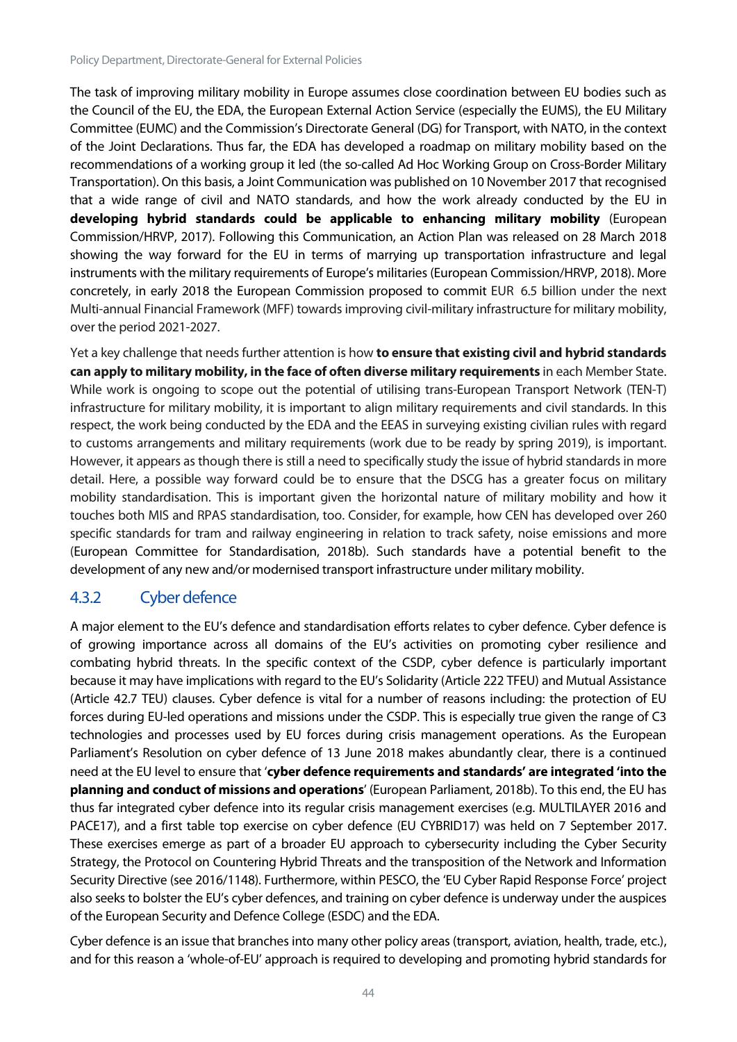The task of improving military mobility in Europe assumes close coordination between EU bodies such as the Council of the EU, the EDA, the European External Action Service (especially the EUMS), the EU Military Committee (EUMC) and the Commission's Directorate General (DG) for Transport, with NATO, in the context of the Joint Declarations. Thus far, the EDA has developed a roadmap on military mobility based on the recommendations of a working group it led (the so-called Ad Hoc Working Group on Cross-Border Military Transportation). On this basis, a Joint Communication was published on 10 November 2017 that recognised that a wide range of civil and NATO standards, and how the work already conducted by the EU in **developing hybrid standards could be applicable to enhancing military mobility** (European Commission/HRVP, 2017). Following this Communication, an Action Plan was released on 28 March 2018 showing the way forward for the EU in terms of marrying up transportation infrastructure and legal instruments with the military requirements of Europe's militaries (European Commission/HRVP, 2018). More concretely, in early 2018 the European Commission proposed to commit EUR 6.5 billion under the next Multi-annual Financial Framework (MFF) towards improving civil-military infrastructure for military mobility, over the period 2021-2027.

Yet a key challenge that needs further attention is how **to ensure that existing civil and hybrid standards can apply to military mobility, in the face of often diverse military requirements** in each Member State. While work is ongoing to scope out the potential of utilising trans-European Transport Network (TEN-T) infrastructure for military mobility, it is important to align military requirements and civil standards. In this respect, the work being conducted by the EDA and the EEAS in surveying existing civilian rules with regard to customs arrangements and military requirements (work due to be ready by spring 2019), is important. However, it appears as though there is still a need to specifically study the issue of hybrid standards in more detail. Here, a possible way forward could be to ensure that the DSCG has a greater focus on military mobility standardisation. This is important given the horizontal nature of military mobility and how it touches both MIS and RPAS standardisation, too. Consider, for example, how CEN has developed over 260 specific standards for tram and railway engineering in relation to track safety, noise emissions and more (European Committee for Standardisation, 2018b). Such standards have a potential benefit to the development of any new and/or modernised transport infrastructure under military mobility.

### 4.3.2 Cyber defence

A major element to the EU's defence and standardisation efforts relates to cyber defence. Cyber defence is of growing importance across all domains of the EU's activities on promoting cyber resilience and combating hybrid threats. In the specific context of the CSDP, cyber defence is particularly important because it may have implications with regard to the EU's Solidarity (Article 222 TFEU) and Mutual Assistance (Article 42.7 TEU) clauses. Cyber defence is vital for a number of reasons including: the protection of EU forces during EU-led operations and missions under the CSDP. This is especially true given the range of C3 technologies and processes used by EU forces during crisis management operations. As the European Parliament's Resolution on cyber defence of 13 June 2018 makes abundantly clear, there is a continued need at the EU level to ensure that '**cyber defence requirements and standards' are integrated 'into the planning and conduct of missions and operations**' (European Parliament, 2018b). To this end, the EU has thus far integrated cyber defence into its regular crisis management exercises (e.g. MULTILAYER 2016 and PACE17), and a first table top exercise on cyber defence (EU CYBRID17) was held on 7 September 2017. These exercises emerge as part of a broader EU approach to cybersecurity including the Cyber Security Strategy, the Protocol on Countering Hybrid Threats and the transposition of the Network and Information Security Directive (see 2016/1148). Furthermore, within PESCO, the 'EU Cyber Rapid Response Force' project also seeks to bolster the EU's cyber defences, and training on cyber defence is underway under the auspices of the European Security and Defence College (ESDC) and the EDA.

Cyber defence is an issue that branches into many other policy areas (transport, aviation, health, trade, etc.), and for this reason a 'whole-of-EU' approach is required to developing and promoting hybrid standards for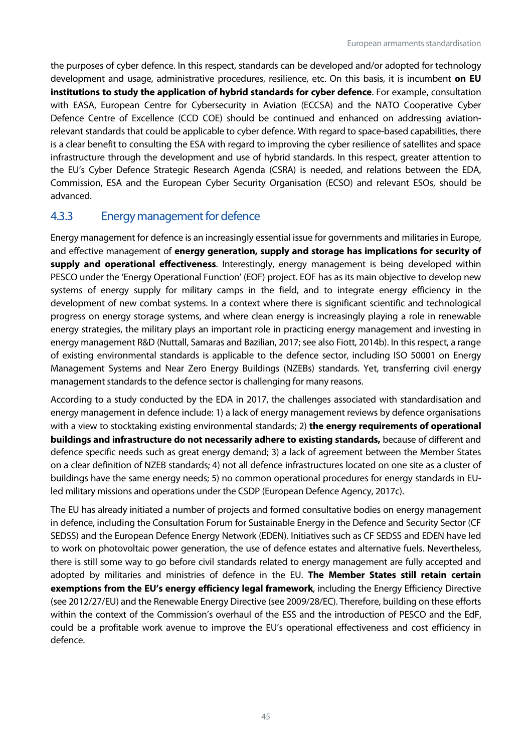the purposes of cyber defence. In this respect, standards can be developed and/or adopted for technology development and usage, administrative procedures, resilience, etc. On this basis, it is incumbent **on EU institutions to study the application of hybrid standards for cyber defence**. For example, consultation with EASA, European Centre for Cybersecurity in Aviation (ECCSA) and the NATO Cooperative Cyber Defence Centre of Excellence (CCD COE) should be continued and enhanced on addressing aviation-relevant standards that could be applicable to cyber defence. With regard to space-based capabilities, there is a clear benefit to consulting the ESA with regard to improving the cyber resilience of satellites and space infrastructure through the development and use of hybrid standards. In this respect, greater attention to the EU's Cyber Defence Strategic Research Agenda (CSRA) is needed, and relations between the EDA, Commission, ESA and the European Cyber Security Organisation (ECSO) and relevant ESOs, should be advanced.

### 4.3.3 Energy management for defence

Energy management for defence is an increasingly essential issue for governments and militaries in Europe, and effective management of **energy generation, supply and storage has implications for security of supply and operational effectiveness**. Interestingly, energy management is being developed within PESCO under the 'Energy Operational Function' (EOF) project. EOF has as its main objective to develop new systems of energy supply for military camps in the field, and to integrate energy efficiency in the development of new combat systems. In a context where there is significant scientific and technological progress on energy storage systems, and where clean energy is increasingly playing a role in renewable energy strategies, the military plays an important role in practicing energy management and investing in energy management R&D (Nuttall, Samaras and Bazilian, 2017; see also Fiott, 2014b). In this respect, a range of existing environmental standards is applicable to the defence sector, including ISO 50001 on Energy Management Systems and Near Zero Energy Buildings (NZEBs) standards. Yet, transferring civil energy management standards to the defence sector is challenging for many reasons.

According to a study conducted by the EDA in 2017, the challenges associated with standardisation and energy management in defence include: 1) a lack of energy management reviews by defence organisations with a view to stocktaking existing environmental standards; 2) **the energy requirements of operational buildings and infrastructure do not necessarily adhere to existing standards,** because of different and defence specific needs such as great energy demand; 3) a lack of agreement between the Member States on a clear definition of NZEB standards; 4) not all defence infrastructures located on one site as a cluster of buildings have the same energy needs; 5) no common operational procedures for energy standards in EU-led military missions and operations under the CSDP (European Defence Agency, 2017c).

The EU has already initiated a number of projects and formed consultative bodies on energy management in defence, including the Consultation Forum for Sustainable Energy in the Defence and Security Sector (CF SEDSS) and the European Defence Energy Network (EDEN). Initiatives such as CF SEDSS and EDEN have led to work on photovoltaic power generation, the use of defence estates and alternative fuels. Nevertheless, there is still some way to go before civil standards related to energy management are fully accepted and adopted by militaries and ministries of defence in the EU. **The Member States still retain certain exemptions from the EU's energy efficiency legal framework**, including the Energy Efficiency Directive (see 2012/27/EU) and the Renewable Energy Directive (see 2009/28/EC). Therefore, building on these efforts within the context of the Commission's overhaul of the ESS and the introduction of PESCO and the EdF, could be a profitable work avenue to improve the EU's operational effectiveness and cost efficiency in defence.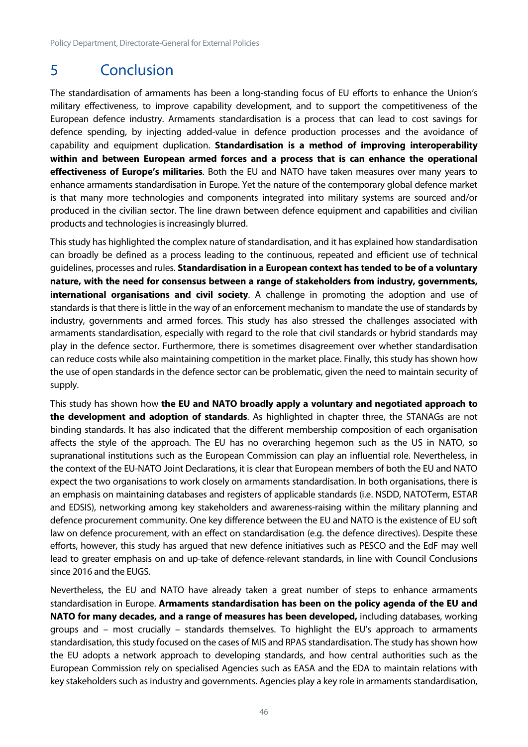# 5 Conclusion

The standardisation of armaments has been a long-standing focus of EU efforts to enhance the Union's military effectiveness, to improve capability development, and to support the competitiveness of the European defence industry. Armaments standardisation is a process that can lead to cost savings for defence spending, by injecting added-value in defence production processes and the avoidance of capability and equipment duplication. **Standardisation is a method of improving interoperability within and between European armed forces and a process that is can enhance the operational effectiveness of Europe's militaries**. Both the EU and NATO have taken measures over many years to enhance armaments standardisation in Europe. Yet the nature of the contemporary global defence market is that many more technologies and components integrated into military systems are sourced and/or produced in the civilian sector. The line drawn between defence equipment and capabilities and civilian products and technologies is increasingly blurred.

This study has highlighted the complex nature of standardisation, and it has explained how standardisation can broadly be defined as a process leading to the continuous, repeated and efficient use of technical guidelines, processes and rules. **Standardisation in a European context has tended to be of a voluntary nature, with the need for consensus between a range of stakeholders from industry, governments, international organisations and civil society**. A challenge in promoting the adoption and use of standards is that there is little in the way of an enforcement mechanism to mandate the use of standards by industry, governments and armed forces. This study has also stressed the challenges associated with armaments standardisation, especially with regard to the role that civil standards or hybrid standards may play in the defence sector. Furthermore, there is sometimes disagreement over whether standardisation can reduce costs while also maintaining competition in the market place. Finally, this study has shown how the use of open standards in the defence sector can be problematic, given the need to maintain security of supply.

This study has shown how **the EU and NATO broadly apply a voluntary and negotiated approach to the development and adoption of standards**. As highlighted in chapter three, the STANAGs are not binding standards. It has also indicated that the different membership composition of each organisation affects the style of the approach. The EU has no overarching hegemon such as the US in NATO, so supranational institutions such as the European Commission can play an influential role. Nevertheless, in the context of the EU-NATO Joint Declarations, it is clear that European members of both the EU and NATO expect the two organisations to work closely on armaments standardisation. In both organisations, there is an emphasis on maintaining databases and registers of applicable standards (i.e. NSDD, NATOTerm, ESTAR and EDSIS), networking among key stakeholders and awareness-raising within the military planning and defence procurement community. One key difference between the EU and NATO is the existence of EU soft law on defence procurement, with an effect on standardisation (e.g. the defence directives). Despite these efforts, however, this study has argued that new defence initiatives such as PESCO and the EdF may well lead to greater emphasis on and up-take of defence-relevant standards, in line with Council Conclusions since 2016 and the EUGS.

Nevertheless, the EU and NATO have already taken a great number of steps to enhance armaments standardisation in Europe. **Armaments standardisation has been on the policy agenda of the EU and NATO for many decades, and a range of measures has been developed,** including databases, working groups and – most crucially – standards themselves. To highlight the EU's approach to armaments standardisation, this study focused on the cases of MIS and RPAS standardisation. The study has shown how the EU adopts a network approach to developing standards, and how central authorities such as the European Commission rely on specialised Agencies such as EASA and the EDA to maintain relations with key stakeholders such as industry and governments. Agencies play a key role in armaments standardisation,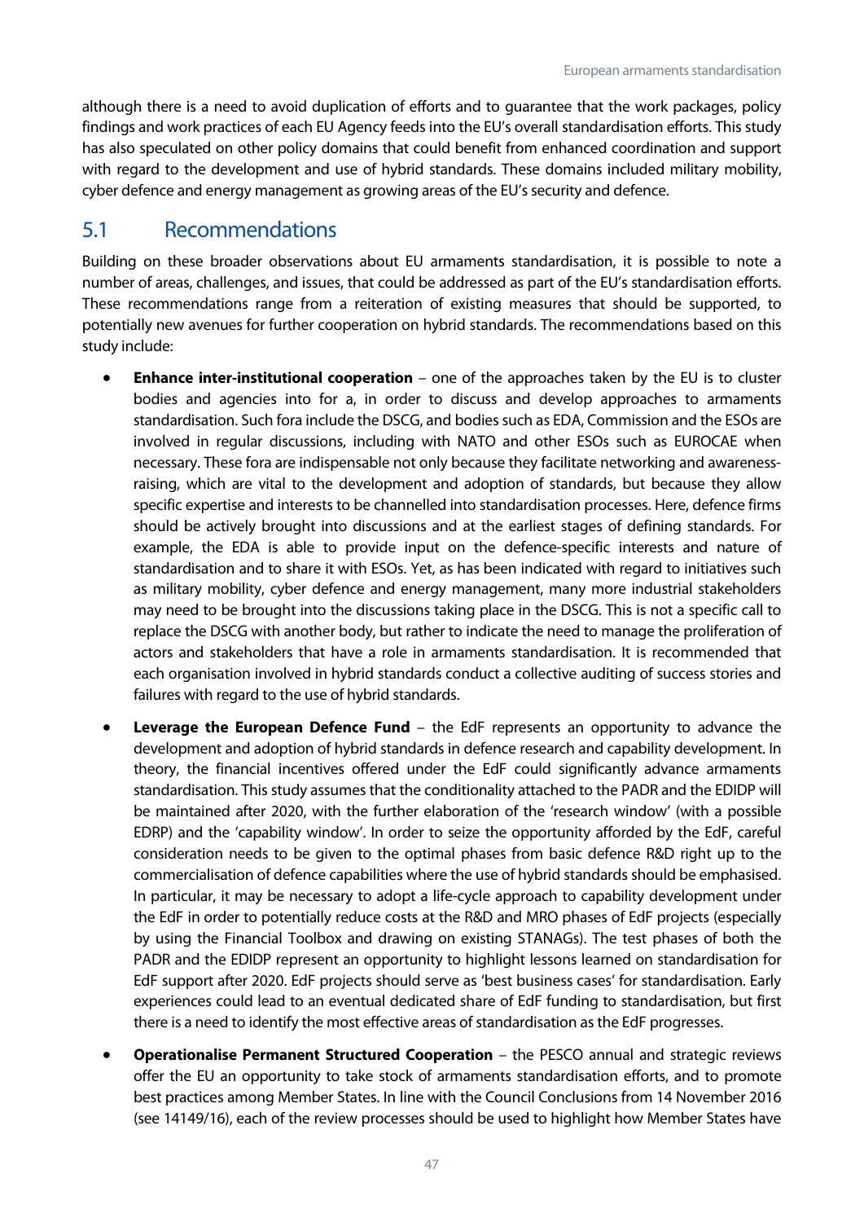although there is a need to avoid duplication of efforts and to guarantee that the work packages, policy findings and work practices of each EU Agency feeds into the EU's overall standardisation efforts. This study has also speculated on other policy domains that could benefit from enhanced coordination and support with regard to the development and use of hybrid standards. These domains included military mobility, cyber defence and energy management as growing areas of the EU's security and defence.

## 5.1 Recommendations

Building on these broader observations about EU armaments standardisation, it is possible to note a number of areas, challenges, and issues, that could be addressed as part of the EU's standardisation efforts. These recommendations range from a reiteration of existing measures that should be supported, to potentially new avenues for further cooperation on hybrid standards. The recommendations based on this study include:

- **Enhance inter-institutional cooperation** – one of the approaches taken by the EU is to cluster bodies and agencies into for a, in order to discuss and develop approaches to armaments standardisation. Such fora include the DSCG, and bodies such as EDA, Commission and the ESOs are involved in regular discussions, including with NATO and other ESOs such as EUROCAE when necessary. These fora are indispensable not only because they facilitate networking and awareness-raising, which are vital to the development and adoption of standards, but because they allow specific expertise and interests to be channelled into standardisation processes. Here, defence firms should be actively brought into discussions and at the earliest stages of defining standards. For example, the EDA is able to provide input on the defence-specific interests and nature of standardisation and to share it with ESOs. Yet, as has been indicated with regard to initiatives such as military mobility, cyber defence and energy management, many more industrial stakeholders may need to be brought into the discussions taking place in the DSCG. This is not a specific call to replace the DSCG with another body, but rather to indicate the need to manage the proliferation of actors and stakeholders that have a role in armaments standardisation. It is recommended that each organisation involved in hybrid standards conduct a collective auditing of success stories and failures with regard to the use of hybrid standards.

- **Leverage the European Defence Fund** – the EdF represents an opportunity to advance the development and adoption of hybrid standards in defence research and capability development. In theory, the financial incentives offered under the EdF could significantly advance armaments standardisation. This study assumes that the conditionality attached to the PADR and the EDIDP will be maintained after 2020, with the further elaboration of the 'research window' (with a possible EDRP) and the 'capability window'. In order to seize the opportunity afforded by the EdF, careful consideration needs to be given to the optimal phases from basic defence R&D right up to the commercialisation of defence capabilities where the use of hybrid standards should be emphasised. In particular, it may be necessary to adopt a life-cycle approach to capability development under the EdF in order to potentially reduce costs at the R&D and MRO phases of EdF projects (especially by using the Financial Toolbox and drawing on existing STANAGs). The test phases of both the PADR and the EDIDP represent an opportunity to highlight lessons learned on standardisation for EdF support after 2020. EdF projects should serve as 'best business cases' for standardisation. Early experiences could lead to an eventual dedicated share of EdF funding to standardisation, but first there is a need to identify the most effective areas of standardisation as the EdF progresses.

- **Operationalise Permanent Structured Cooperation** – the PESCO annual and strategic reviews offer the EU an opportunity to take stock of armaments standardisation efforts, and to promote best practices among Member States. In line with the Council Conclusions from 14 November 2016 (see 14149/16), each of the review processes should be used to highlight how Member States have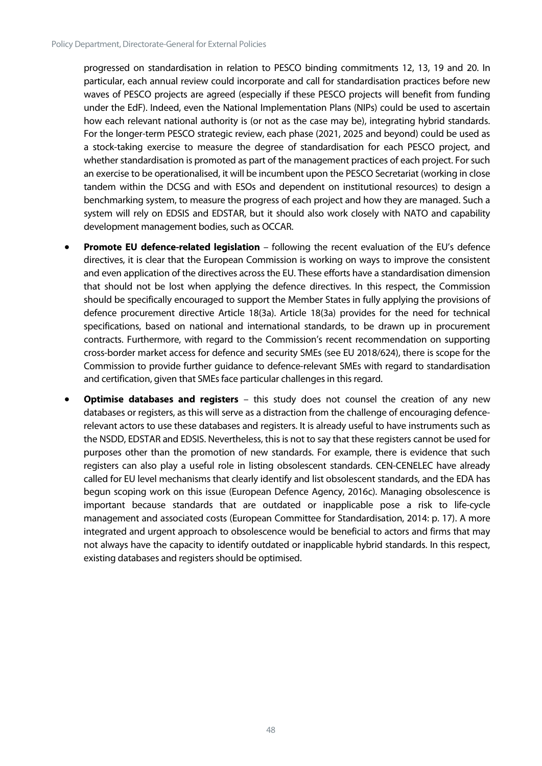progressed on standardisation in relation to PESCO binding commitments 12, 13, 19 and 20. In particular, each annual review could incorporate and call for standardisation practices before new waves of PESCO projects are agreed (especially if these PESCO projects will benefit from funding under the EdF). Indeed, even the National Implementation Plans (NIPs) could be used to ascertain how each relevant national authority is (or not as the case may be), integrating hybrid standards. For the longer-term PESCO strategic review, each phase (2021, 2025 and beyond) could be used as a stock-taking exercise to measure the degree of standardisation for each PESCO project, and whether standardisation is promoted as part of the management practices of each project. For such an exercise to be operationalised, it will be incumbent upon the PESCO Secretariat (working in close tandem within the DCSG and with ESOs and dependent on institutional resources) to design a benchmarking system, to measure the progress of each project and how they are managed. Such a system will rely on EDSIS and EDSTAR, but it should also work closely with NATO and capability development management bodies, such as OCCAR.

- **Promote EU defence-related legislation** – following the recent evaluation of the EU's defence directives, it is clear that the European Commission is working on ways to improve the consistent and even application of the directives across the EU. These efforts have a standardisation dimension that should not be lost when applying the defence directives. In this respect, the Commission should be specifically encouraged to support the Member States in fully applying the provisions of defence procurement directive Article 18(3a). Article 18(3a) provides for the need for technical specifications, based on national and international standards, to be drawn up in procurement contracts. Furthermore, with regard to the Commission's recent recommendation on supporting cross-border market access for defence and security SMEs (see EU 2018/624), there is scope for the Commission to provide further guidance to defence-relevant SMEs with regard to standardisation and certification, given that SMEs face particular challenges in this regard.

- **Optimise databases and registers** – this study does not counsel the creation of any new databases or registers, as this will serve as a distraction from the challenge of encouraging defence-relevant actors to use these databases and registers. It is already useful to have instruments such as the NSDD, EDSTAR and EDSIS. Nevertheless, this is not to say that these registers cannot be used for purposes other than the promotion of new standards. For example, there is evidence that such registers can also play a useful role in listing obsolescent standards. CEN-CENELEC have already called for EU level mechanisms that clearly identify and list obsolescent standards, and the EDA has begun scoping work on this issue (European Defence Agency, 2016c). Managing obsolescence is important because standards that are outdated or inapplicable pose a risk to life-cycle management and associated costs (European Committee for Standardisation, 2014: p. 17). A more integrated and urgent approach to obsolescence would be beneficial to actors and firms that may not always have the capacity to identify outdated or inapplicable hybrid standards. In this respect, existing databases and registers should be optimised.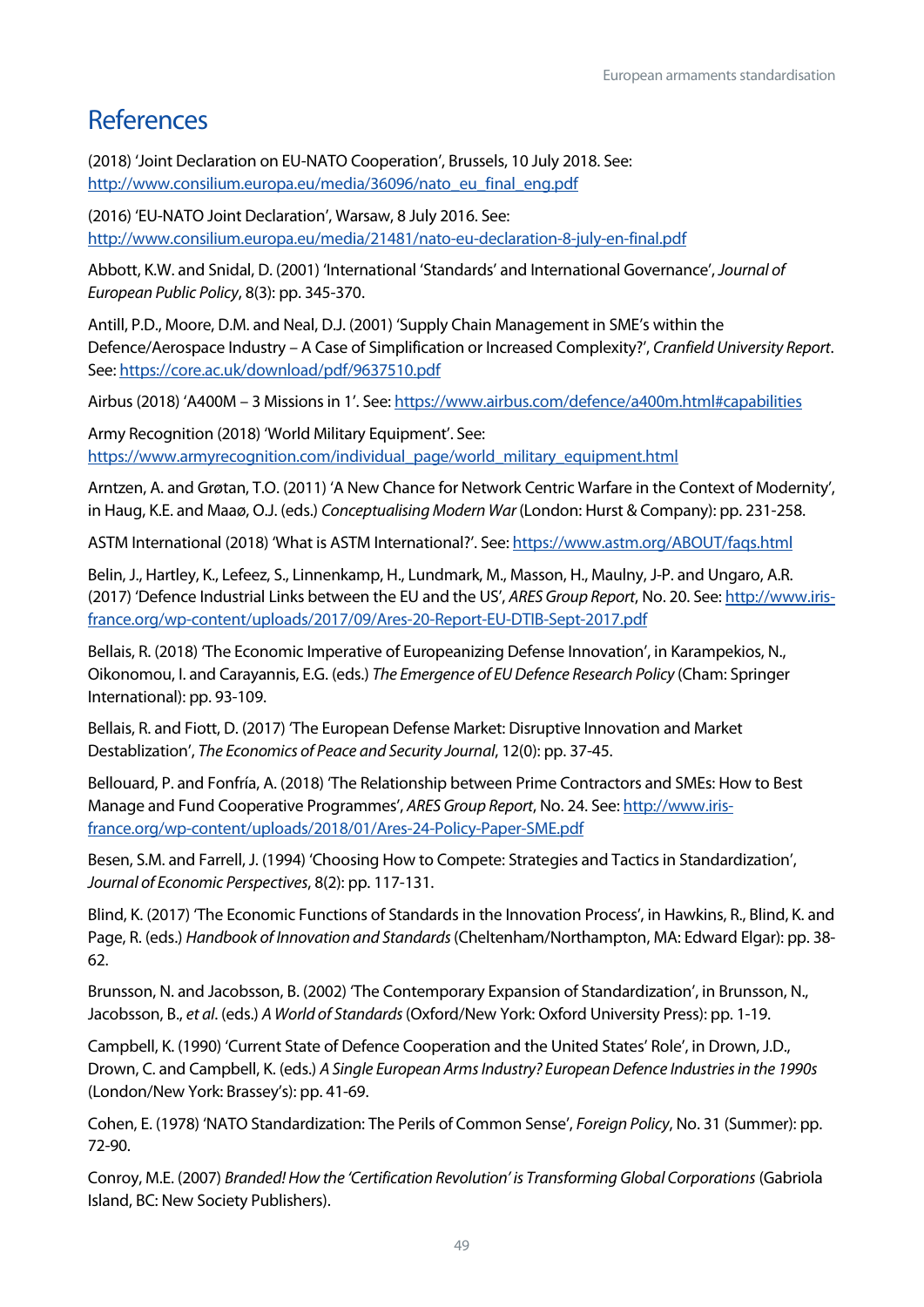# References

(2018) 'Joint Declaration on EU-NATO Cooperation', Brussels, 10 July 2018. See: http://www.consilium.europa.eu/media/36096/nato_eu_final_eng.pdf

(2016) 'EU-NATO Joint Declaration', Warsaw, 8 July 2016. See: http://www.consilium.europa.eu/media/21481/nato-eu-declaration-8-july-en-final.pdf

Abbott, K.W. and Snidal, D. (2001) 'International 'Standards' and International Governance', *Journal of European Public Policy*, 8(3): pp. 345-370.

Antill, P.D., Moore, D.M. and Neal, D.J. (2001) 'Supply Chain Management in SME's within the Defence/Aerospace Industry – A Case of Simplification or Increased Complexity?', *Cranfield University Report*. See: https://core.ac.uk/download/pdf/9637510.pdf

Airbus (2018) 'A400M – 3 Missions in 1'. See: https://www.airbus.com/defence/a400m.html#capabilities

Army Recognition (2018) 'World Military Equipment'. See: https://www.armyrecognition.com/individual_page/world_military_equipment.html

Arntzen, A. and Grøtan, T.O. (2011) 'A New Chance for Network Centric Warfare in the Context of Modernity', in Haug, K.E. and Maaø, O.J. (eds.) *Conceptualising Modern War* (London: Hurst & Company): pp. 231-258.

ASTM International (2018) 'What is ASTM International?'. See: https://www.astm.org/ABOUT/faqs.html

Belin, J., Hartley, K., Lefeez, S., Linnenkamp, H., Lundmark, M., Masson, H., Maulny, J-P. and Ungaro, A.R. (2017) 'Defence Industrial Links between the EU and the US', *ARES Group Report*, No. 20. See: http://www.iris-france.org/wp-content/uploads/2017/09/Ares-20-Report-EU-DTIB-Sept-2017.pdf

Bellais, R. (2018) 'The Economic Imperative of Europeanizing Defense Innovation', in Karampekios, N., Oikonomou, I. and Carayannis, E.G. (eds.) *The Emergence of EU Defence Research Policy* (Cham: Springer International): pp. 93-109.

Bellais, R. and Fiott, D. (2017) 'The European Defense Market: Disruptive Innovation and Market Destablization', *The Economics of Peace and Security Journal*, 12(0): pp. 37-45.

Bellouard, P. and Fonfría, A. (2018) 'The Relationship between Prime Contractors and SMEs: How to Best Manage and Fund Cooperative Programmes', *ARES Group Report*, No. 24. See: http://www.iris-france.org/wp-content/uploads/2018/01/Ares-24-Policy-Paper-SME.pdf

Besen, S.M. and Farrell, J. (1994) 'Choosing How to Compete: Strategies and Tactics in Standardization', *Journal of Economic Perspectives*, 8(2): pp. 117-131.

Blind, K. (2017) 'The Economic Functions of Standards in the Innovation Process', in Hawkins, R., Blind, K. and Page, R. (eds.) *Handbook of Innovation and Standards* (Cheltenham/Northampton, MA: Edward Elgar): pp. 38-62.

Brunsson, N. and Jacobsson, B. (2002) 'The Contemporary Expansion of Standardization', in Brunsson, N., Jacobsson, B., *et al*. (eds.) *A World of Standards* (Oxford/New York: Oxford University Press): pp. 1-19.

Campbell, K. (1990) 'Current State of Defence Cooperation and the United States' Role', in Drown, J.D., Drown, C. and Campbell, K. (eds.) *A Single European Arms Industry? European Defence Industries in the 1990s* (London/New York: Brassey's): pp. 41-69.

Cohen, E. (1978) 'NATO Standardization: The Perils of Common Sense', *Foreign Policy*, No. 31 (Summer): pp. 72-90.

Conroy, M.E. (2007) *Branded! How the 'Certification Revolution' is Transforming Global Corporations* (Gabriola Island, BC: New Society Publishers).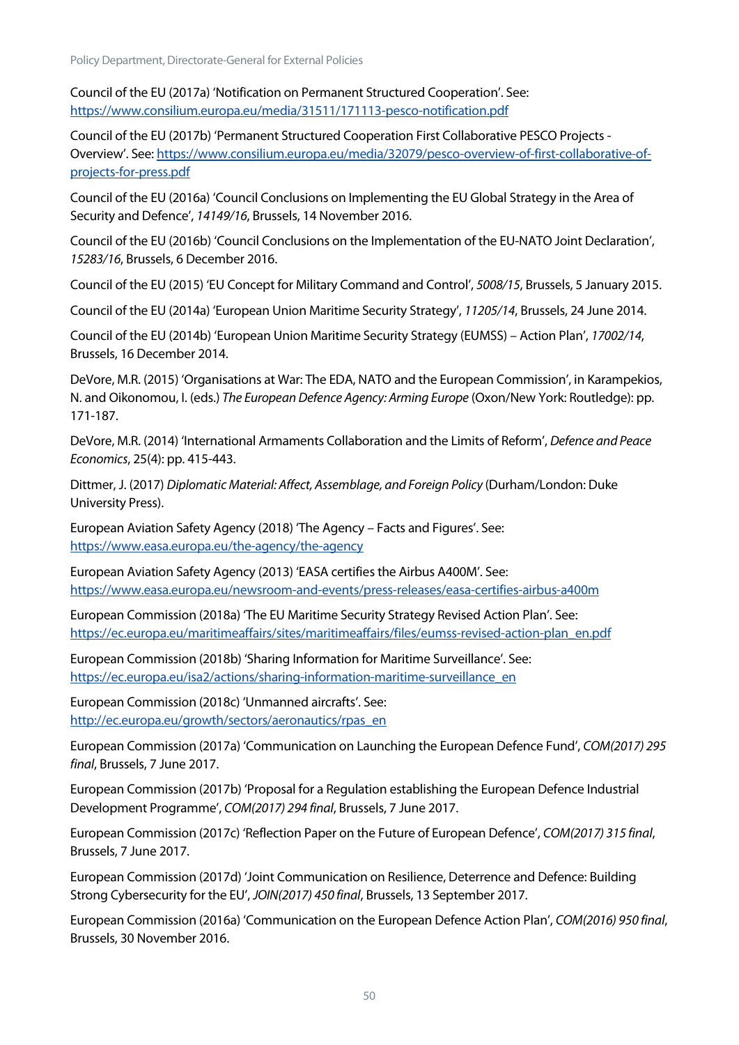Council of the EU (2017a) 'Notification on Permanent Structured Cooperation'. See: https://www.consilium.europa.eu/media/31511/171113-pesco-notification.pdf

Council of the EU (2017b) 'Permanent Structured Cooperation First Collaborative PESCO Projects - Overview'. See: https://www.consilium.europa.eu/media/32079/pesco-overview-of-first-collaborative-of-projects-for-press.pdf

Council of the EU (2016a) 'Council Conclusions on Implementing the EU Global Strategy in the Area of Security and Defence', *14149/16*, Brussels, 14 November 2016.

Council of the EU (2016b) 'Council Conclusions on the Implementation of the EU-NATO Joint Declaration', *15283/16*, Brussels, 6 December 2016.

Council of the EU (2015) 'EU Concept for Military Command and Control', *5008/15*, Brussels, 5 January 2015.

Council of the EU (2014a) 'European Union Maritime Security Strategy', *11205/14*, Brussels, 24 June 2014.

Council of the EU (2014b) 'European Union Maritime Security Strategy (EUMSS) – Action Plan', *17002/14*, Brussels, 16 December 2014.

DeVore, M.R. (2015) 'Organisations at War: The EDA, NATO and the European Commission', in Karampekios, N. and Oikonomou, I. (eds.) *The European Defence Agency: Arming Europe* (Oxon/New York: Routledge): pp. 171-187.

DeVore, M.R. (2014) 'International Armaments Collaboration and the Limits of Reform', *Defence and Peace Economics*, 25(4): pp. 415-443.

Dittmer, J. (2017) *Diplomatic Material: Affect, Assemblage, and Foreign Policy* (Durham/London: Duke University Press).

European Aviation Safety Agency (2018) 'The Agency – Facts and Figures'. See: https://www.easa.europa.eu/the-agency/the-agency

European Aviation Safety Agency (2013) 'EASA certifies the Airbus A400M'. See: https://www.easa.europa.eu/newsroom-and-events/press-releases/easa-certifies-airbus-a400m

European Commission (2018a) 'The EU Maritime Security Strategy Revised Action Plan'. See: https://ec.europa.eu/maritimeaffairs/sites/maritimeaffairs/files/eumss-revised-action-plan_en.pdf

European Commission (2018b) 'Sharing Information for Maritime Surveillance'. See: https://ec.europa.eu/isa2/actions/sharing-information-maritime-surveillance_en

European Commission (2018c) 'Unmanned aircrafts'. See: http://ec.europa.eu/growth/sectors/aeronautics/rpas_en

European Commission (2017a) 'Communication on Launching the European Defence Fund', *COM(2017) 295 final*, Brussels, 7 June 2017.

European Commission (2017b) 'Proposal for a Regulation establishing the European Defence Industrial Development Programme', *COM(2017) 294 final*, Brussels, 7 June 2017.

European Commission (2017c) 'Reflection Paper on the Future of European Defence', *COM(2017) 315 final*, Brussels, 7 June 2017.

European Commission (2017d) 'Joint Communication on Resilience, Deterrence and Defence: Building Strong Cybersecurity for the EU', *JOIN(2017) 450 final*, Brussels, 13 September 2017.

European Commission (2016a) 'Communication on the European Defence Action Plan', *COM(2016) 950 final*, Brussels, 30 November 2016.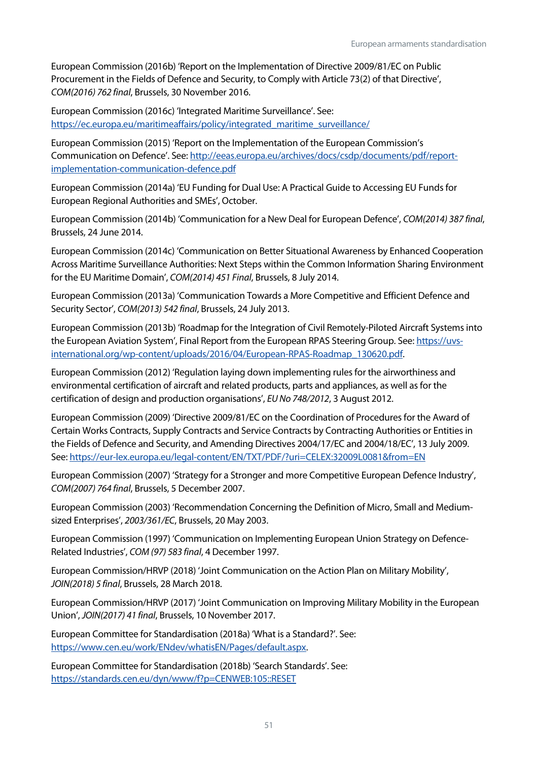European Commission (2016b) 'Report on the Implementation of Directive 2009/81/EC on Public Procurement in the Fields of Defence and Security, to Comply with Article 73(2) of that Directive', *COM(2016) 762 final*, Brussels, 30 November 2016.

European Commission (2016c) 'Integrated Maritime Surveillance'. See: https://ec.europa.eu/maritimeaffairs/policy/integrated_maritime_surveillance/

European Commission (2015) 'Report on the Implementation of the European Commission's Communication on Defence'. See: http://eeas.europa.eu/archives/docs/csdp/documents/pdf/report-implementation-communication-defence.pdf

European Commission (2014a) 'EU Funding for Dual Use: A Practical Guide to Accessing EU Funds for European Regional Authorities and SMEs', October.

European Commission (2014b) 'Communication for a New Deal for European Defence', *COM(2014) 387 final*, Brussels, 24 June 2014.

European Commission (2014c) 'Communication on Better Situational Awareness by Enhanced Cooperation Across Maritime Surveillance Authorities: Next Steps within the Common Information Sharing Environment for the EU Maritime Domain', *COM(2014) 451 Final*, Brussels, 8 July 2014.

European Commission (2013a) 'Communication Towards a More Competitive and Efficient Defence and Security Sector', *COM(2013) 542 final*, Brussels, 24 July 2013.

European Commission (2013b) 'Roadmap for the Integration of Civil Remotely-Piloted Aircraft Systems into the European Aviation System', Final Report from the European RPAS Steering Group. See: https://uvs-international.org/wp-content/uploads/2016/04/European-RPAS-Roadmap_130620.pdf.

European Commission (2012) 'Regulation laying down implementing rules for the airworthiness and environmental certification of aircraft and related products, parts and appliances, as well as for the certification of design and production organisations', *EU No 748/2012*, 3 August 2012.

European Commission (2009) 'Directive 2009/81/EC on the Coordination of Procedures for the Award of Certain Works Contracts, Supply Contracts and Service Contracts by Contracting Authorities or Entities in the Fields of Defence and Security, and Amending Directives 2004/17/EC and 2004/18/EC', 13 July 2009. See: https://eur-lex.europa.eu/legal-content/EN/TXT/PDF/?uri=CELEX:32009L0081&from=EN

European Commission (2007) 'Strategy for a Stronger and more Competitive European Defence Industry', *COM(2007) 764 final*, Brussels, 5 December 2007.

European Commission (2003) 'Recommendation Concerning the Definition of Micro, Small and Medium-sized Enterprises', *2003/361/EC*, Brussels, 20 May 2003.

European Commission (1997) 'Communication on Implementing European Union Strategy on Defence-Related Industries', *COM (97) 583 final*, 4 December 1997.

European Commission/HRVP (2018) 'Joint Communication on the Action Plan on Military Mobility', *JOIN(2018) 5 final*, Brussels, 28 March 2018.

European Commission/HRVP (2017) 'Joint Communication on Improving Military Mobility in the European Union', *JOIN(2017) 41 final*, Brussels, 10 November 2017.

European Committee for Standardisation (2018a) 'What is a Standard?'. See: https://www.cen.eu/work/ENdev/whatisEN/Pages/default.aspx.

European Committee for Standardisation (2018b) 'Search Standards'. See: https://standards.cen.eu/dyn/www/f?p=CENWEB:105::RESET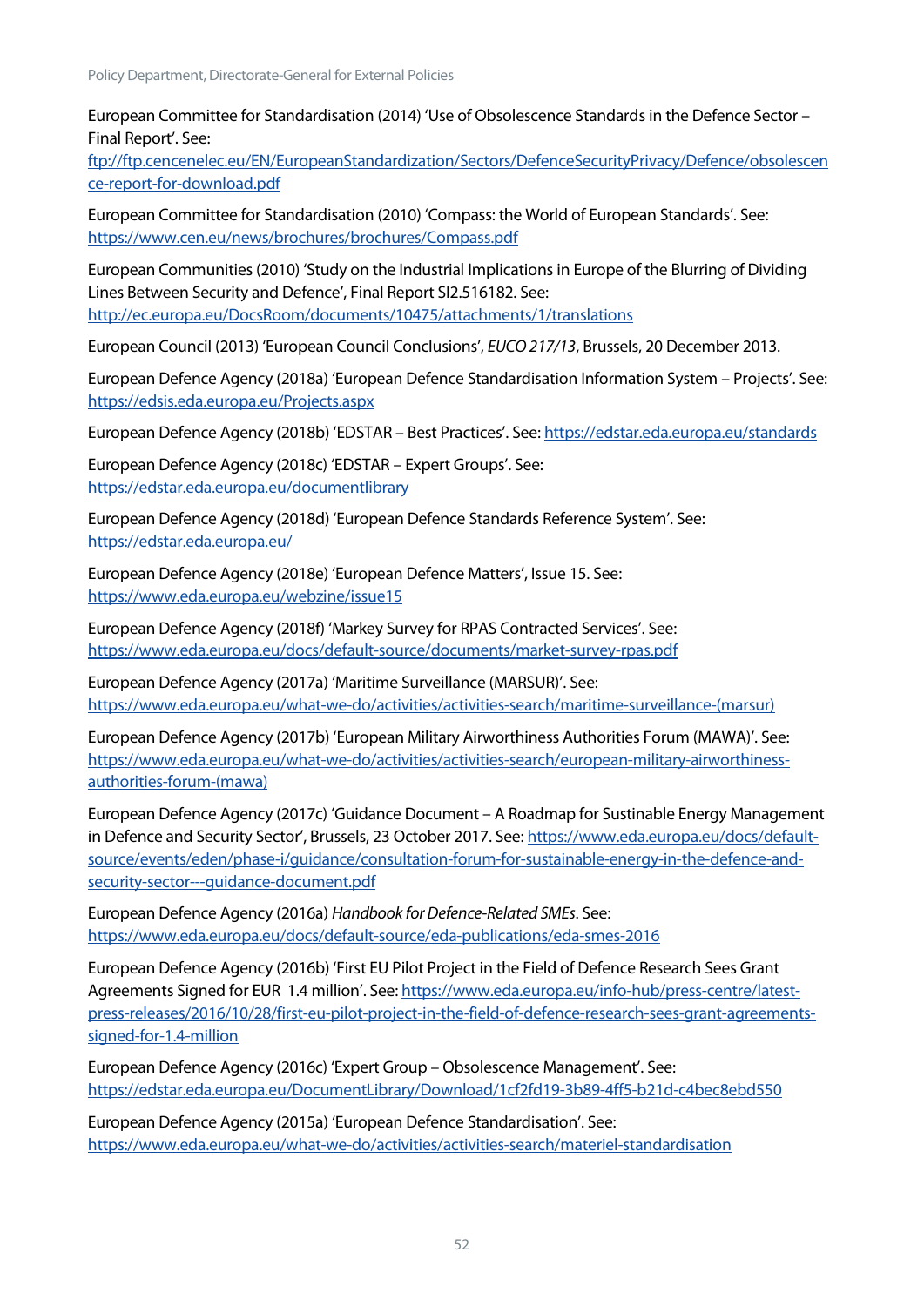European Committee for Standardisation (2014) 'Use of Obsolescence Standards in the Defence Sector – Final Report'. See: ftp://ftp.cencenelec.eu/EN/EuropeanStandardization/Sectors/DefenceSecurityPrivacy/Defence/obsolescence-report-for-download.pdf

European Committee for Standardisation (2010) 'Compass: the World of European Standards'. See: https://www.cen.eu/news/brochures/brochures/Compass.pdf

European Communities (2010) 'Study on the Industrial Implications in Europe of the Blurring of Dividing Lines Between Security and Defence', Final Report SI2.516182. See: http://ec.europa.eu/DocsRoom/documents/10475/attachments/1/translations

European Council (2013) 'European Council Conclusions', *EUCO 217/13*, Brussels, 20 December 2013.

European Defence Agency (2018a) 'European Defence Standardisation Information System – Projects'. See: https://edsis.eda.europa.eu/Projects.aspx

European Defence Agency (2018b) 'EDSTAR – Best Practices'. See: https://edstar.eda.europa.eu/standards

European Defence Agency (2018c) 'EDSTAR – Expert Groups'. See: https://edstar.eda.europa.eu/documentlibrary

European Defence Agency (2018d) 'European Defence Standards Reference System'. See: https://edstar.eda.europa.eu/

European Defence Agency (2018e) 'European Defence Matters', Issue 15. See: https://www.eda.europa.eu/webzine/issue15

European Defence Agency (2018f) 'Markey Survey for RPAS Contracted Services'. See: https://www.eda.europa.eu/docs/default-source/documents/market-survey-rpas.pdf

European Defence Agency (2017a) 'Maritime Surveillance (MARSUR)'. See: https://www.eda.europa.eu/what-we-do/activities/activities-search/maritime-surveillance-(marsur)

European Defence Agency (2017b) 'European Military Airworthiness Authorities Forum (MAWA)'. See: https://www.eda.europa.eu/what-we-do/activities/activities-search/european-military-airworthiness-authorities-forum-(mawa)

European Defence Agency (2017c) 'Guidance Document – A Roadmap for Sustainable Energy Management in Defence and Security Sector', Brussels, 23 October 2017. See: https://www.eda.europa.eu/docs/default-source/events/eden/phase-i/guidance/consultation-forum-for-sustainable-energy-in-the-defence-and-security-sector---guidance-document.pdf

European Defence Agency (2016a) *Handbook for Defence-Related SMEs*. See: https://www.eda.europa.eu/docs/default-source/eda-publications/eda-smes-2016

European Defence Agency (2016b) 'First EU Pilot Project in the Field of Defence Research Sees Grant Agreements Signed for EUR 1.4 million'. See: https://www.eda.europa.eu/info-hub/press-centre/latest-press-releases/2016/10/28/first-eu-pilot-project-in-the-field-of-defence-research-sees-grant-agreements-signed-for-1.4-million

European Defence Agency (2016c) 'Expert Group – Obsolescence Management'. See: https://edstar.eda.europa.eu/DocumentLibrary/Download/1cf2fd19-3b89-4ff5-b21d-c4bec8ebd550

European Defence Agency (2015a) 'European Defence Standardisation'. See: https://www.eda.europa.eu/what-we-do/activities/activities-search/materiel-standardisation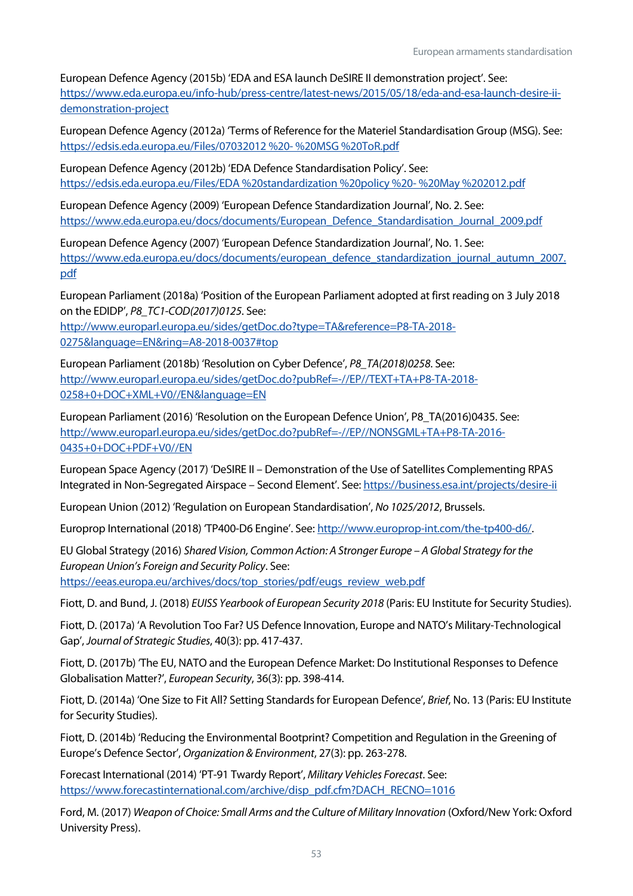European Defence Agency (2015b) 'EDA and ESA launch DeSIRE II demonstration project'. See: https://www.eda.europa.eu/info-hub/press-centre/latest-news/2015/05/18/eda-and-esa-launch-desire-ii-demonstration-project

European Defence Agency (2012a) 'Terms of Reference for the Materiel Standardisation Group (MSG). See: https://edsis.eda.europa.eu/Files/07032012 %20- %20MSG %20ToR.pdf

European Defence Agency (2012b) 'EDA Defence Standardisation Policy'. See: https://edsis.eda.europa.eu/Files/EDA %20standardization %20policy %20- %20May %202012.pdf

European Defence Agency (2009) 'European Defence Standardization Journal', No. 2. See: https://www.eda.europa.eu/docs/documents/European_Defence_Standardisation_Journal_2009.pdf

European Defence Agency (2007) 'European Defence Standardization Journal', No. 1. See: https://www.eda.europa.eu/docs/documents/european_defence_standardization_journal_autumn_2007.pdf

European Parliament (2018a) 'Position of the European Parliament adopted at first reading on 3 July 2018 on the EDIDP', *P8_TC1-COD(2017)0125*. See: http://www.europarl.europa.eu/sides/getDoc.do?type=TA&reference=P8-TA-2018-0275&language=EN&ring=A8-2018-0037#top

European Parliament (2018b) 'Resolution on Cyber Defence', *P8_TA(2018)0258*. See: http://www.europarl.europa.eu/sides/getDoc.do?pubRef=-//EP//TEXT+TA+P8-TA-2018-0258+0+DOC+XML+V0//EN&language=EN

European Parliament (2016) 'Resolution on the European Defence Union', P8_TA(2016)0435. See: http://www.europarl.europa.eu/sides/getDoc.do?pubRef=-//EP//NONSGML+TA+P8-TA-2016-0435+0+DOC+PDF+V0//EN

European Space Agency (2017) 'DeSIRE II – Demonstration of the Use of Satellites Complementing RPAS Integrated in Non-Segregated Airspace – Second Element'. See: https://business.esa.int/projects/desire-ii

European Union (2012) 'Regulation on European Standardisation', *No 1025/2012*, Brussels.

Europrop International (2018) 'TP400-D6 Engine'. See: http://www.europrop-int.com/the-tp400-d6/.

EU Global Strategy (2016) *Shared Vision, Common Action: A Stronger Europe – A Global Strategy for the European Union's Foreign and Security Policy*. See: https://eeas.europa.eu/archives/docs/top_stories/pdf/eugs_review_web.pdf

Fiott, D. and Bund, J. (2018) *EUISS Yearbook of European Security 2018* (Paris: EU Institute for Security Studies).

Fiott, D. (2017a) 'A Revolution Too Far? US Defence Innovation, Europe and NATO's Military-Technological Gap', *Journal of Strategic Studies*, 40(3): pp. 417-437.

Fiott, D. (2017b) 'The EU, NATO and the European Defence Market: Do Institutional Responses to Defence Globalisation Matter?', *European Security*, 36(3): pp. 398-414.

Fiott, D. (2014a) 'One Size to Fit All? Setting Standards for European Defence', *Brief*, No. 13 (Paris: EU Institute for Security Studies).

Fiott, D. (2014b) 'Reducing the Environmental Bootprint? Competition and Regulation in the Greening of Europe's Defence Sector', *Organization & Environment*, 27(3): pp. 263-278.

Forecast International (2014) 'PT-91 Twardy Report', *Military Vehicles Forecast*. See: https://www.forecastinternational.com/archive/disp_pdf.cfm?DACH_RECNO=1016

Ford, M. (2017) *Weapon of Choice: Small Arms and the Culture of Military Innovation* (Oxford/New York: Oxford University Press).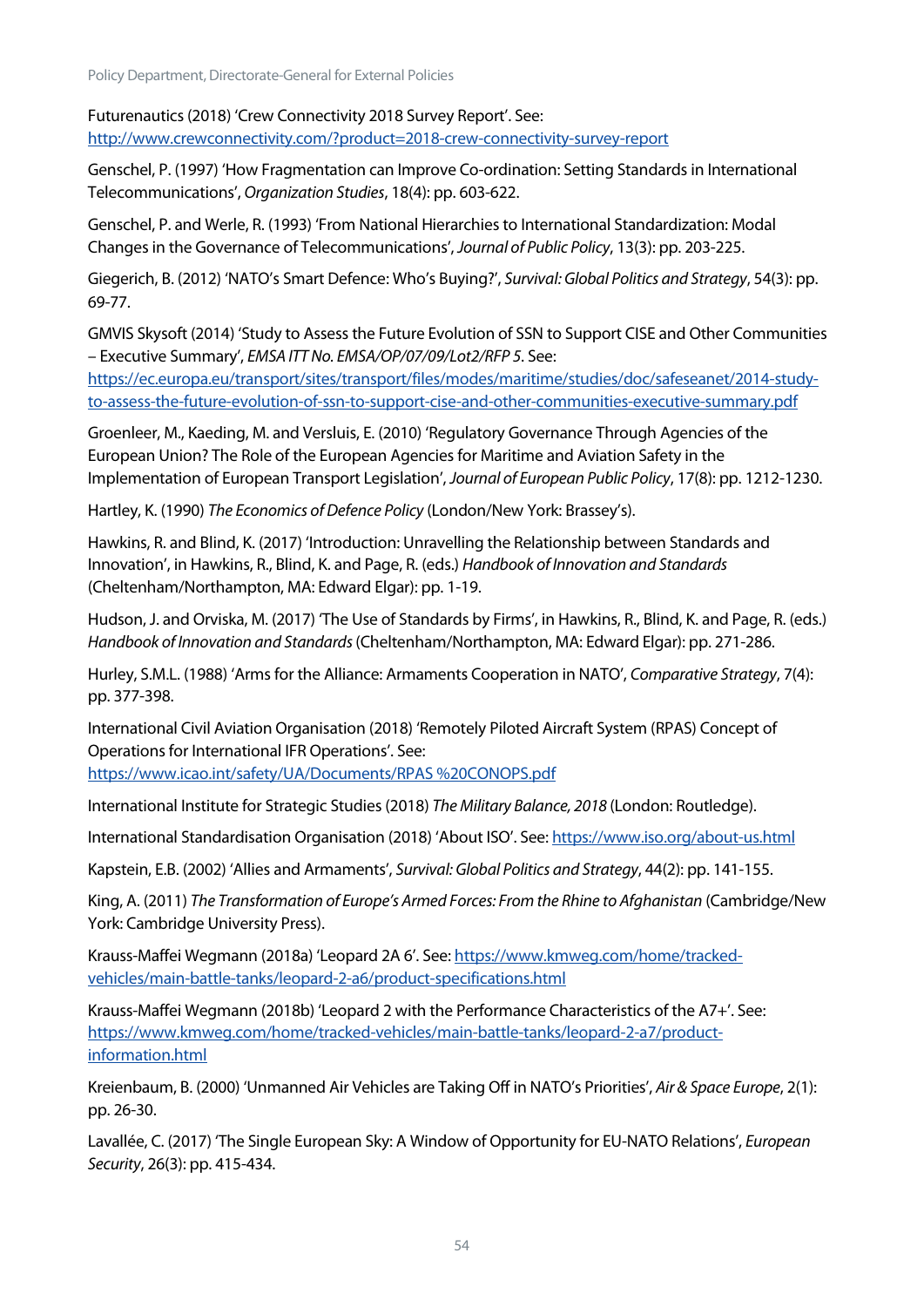Futurenautics (2018) 'Crew Connectivity 2018 Survey Report'. See: http://www.crewconnectivity.com/?product=2018-crew-connectivity-survey-report

Genschel, P. (1997) 'How Fragmentation can Improve Co-ordination: Setting Standards in International Telecommunications', *Organization Studies*, 18(4): pp. 603-622.

Genschel, P. and Werle, R. (1993) 'From National Hierarchies to International Standardization: Modal Changes in the Governance of Telecommunications', *Journal of Public Policy*, 13(3): pp. 203-225.

Giegerich, B. (2012) 'NATO's Smart Defence: Who's Buying?', *Survival: Global Politics and Strategy*, 54(3): pp. 69-77.

GMVIS Skysoft (2014) 'Study to Assess the Future Evolution of SSN to Support CISE and Other Communities – Executive Summary', *EMSA ITT No. EMSA/OP/07/09/Lot2/RFP 5*. See: https://ec.europa.eu/transport/sites/transport/files/modes/maritime/studies/doc/safeseanet/2014-study-to-assess-the-future-evolution-of-ssn-to-support-cise-and-other-communities-executive-summary.pdf

Groenleer, M., Kaeding, M. and Versluis, E. (2010) 'Regulatory Governance Through Agencies of the European Union? The Role of the European Agencies for Maritime and Aviation Safety in the Implementation of European Transport Legislation', *Journal of European Public Policy*, 17(8): pp. 1212-1230.

Hartley, K. (1990) *The Economics of Defence Policy* (London/New York: Brassey's).

Hawkins, R. and Blind, K. (2017) 'Introduction: Unravelling the Relationship between Standards and Innovation', in Hawkins, R., Blind, K. and Page, R. (eds.) *Handbook of Innovation and Standards* (Cheltenham/Northampton, MA: Edward Elgar): pp. 1-19.

Hudson, J. and Orviska, M. (2017) 'The Use of Standards by Firms', in Hawkins, R., Blind, K. and Page, R. (eds.) *Handbook of Innovation and Standards* (Cheltenham/Northampton, MA: Edward Elgar): pp. 271-286.

Hurley, S.M.L. (1988) 'Arms for the Alliance: Armaments Cooperation in NATO', *Comparative Strategy*, 7(4): pp. 377-398.

International Civil Aviation Organisation (2018) 'Remotely Piloted Aircraft System (RPAS) Concept of Operations for International IFR Operations'. See: https://www.icao.int/safety/UA/Documents/RPAS %20CONOPS.pdf

International Institute for Strategic Studies (2018) *The Military Balance, 2018* (London: Routledge).

International Standardisation Organisation (2018) 'About ISO'. See: https://www.iso.org/about-us.html

Kapstein, E.B. (2002) 'Allies and Armaments', *Survival: Global Politics and Strategy*, 44(2): pp. 141-155.

King, A. (2011) *The Transformation of Europe's Armed Forces: From the Rhine to Afghanistan* (Cambridge/New York: Cambridge University Press).

Krauss-Maffei Wegmann (2018a) 'Leopard 2A 6'. See: https://www.kmweg.com/home/tracked-vehicles/main-battle-tanks/leopard-2-a6/product-specifications.html

Krauss-Maffei Wegmann (2018b) 'Leopard 2 with the Performance Characteristics of the A7+'. See: https://www.kmweg.com/home/tracked-vehicles/main-battle-tanks/leopard-2-a7/product-information.html

Kreienbaum, B. (2000) 'Unmanned Air Vehicles are Taking Off in NATO's Priorities', *Air & Space Europe*, 2(1): pp. 26-30.

Lavallée, C. (2017) 'The Single European Sky: A Window of Opportunity for EU-NATO Relations', *European Security*, 26(3): pp. 415-434.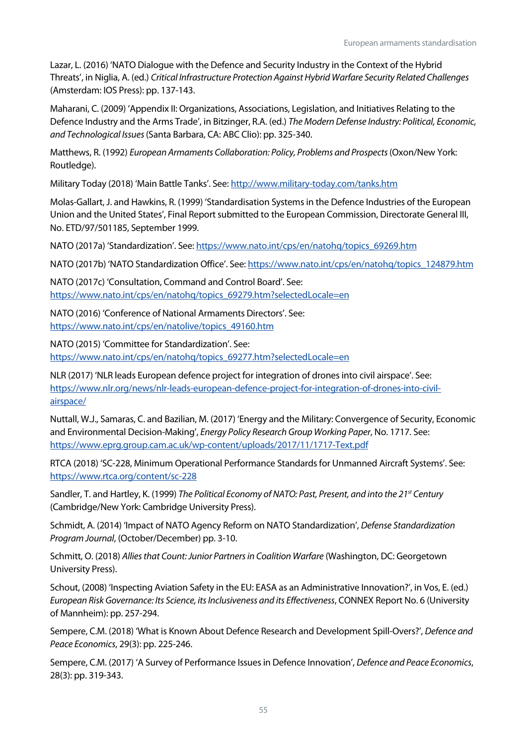Lazar, L. (2016) 'NATO Dialogue with the Defence and Security Industry in the Context of the Hybrid Threats', in Niglia, A. (ed.) *Critical Infrastructure Protection Against Hybrid Warfare Security Related Challenges* (Amsterdam: IOS Press): pp. 137-143.

Maharani, C. (2009) 'Appendix II: Organizations, Associations, Legislation, and Initiatives Relating to the Defence Industry and the Arms Trade', in Bitzinger, R.A. (ed.) *The Modern Defense Industry: Political, Economic, and Technological Issues* (Santa Barbara, CA: ABC Clio): pp. 325-340.

Matthews, R. (1992) *European Armaments Collaboration: Policy, Problems and Prospects* (Oxon/New York: Routledge).

Military Today (2018) 'Main Battle Tanks'. See: http://www.military-today.com/tanks.htm

Molas-Gallart, J. and Hawkins, R. (1999) 'Standardisation Systems in the Defence Industries of the European Union and the United States', Final Report submitted to the European Commission, Directorate General III, No. ETD/97/501185, September 1999.

NATO (2017a) 'Standardization'. See: https://www.nato.int/cps/en/natohq/topics_69269.htm

NATO (2017b) 'NATO Standardization Office'. See: https://www.nato.int/cps/en/natohq/topics_124879.htm

NATO (2017c) 'Consultation, Command and Control Board'. See: https://www.nato.int/cps/en/natohq/topics_69279.htm?selectedLocale=en

NATO (2016) 'Conference of National Armaments Directors'. See: https://www.nato.int/cps/en/natolive/topics_49160.htm

NATO (2015) 'Committee for Standardization'. See: https://www.nato.int/cps/en/natohq/topics_69277.htm?selectedLocale=en

NLR (2017) 'NLR leads European defence project for integration of drones into civil airspace'. See: https://www.nlr.org/news/nlr-leads-european-defence-project-for-integration-of-drones-into-civil-airspace/

Nuttall, W.J., Samaras, C. and Bazilian, M. (2017) 'Energy and the Military: Convergence of Security, Economic and Environmental Decision-Making', *Energy Policy Research Group Working Paper*, No. 1717. See: https://www.eprg.group.cam.ac.uk/wp-content/uploads/2017/11/1717-Text.pdf

RTCA (2018) 'SC-228, Minimum Operational Performance Standards for Unmanned Aircraft Systems'. See: https://www.rtca.org/content/sc-228

Sandler, T. and Hartley, K. (1999) *The Political Economy of NATO: Past, Present, and into the 21st Century* (Cambridge/New York: Cambridge University Press).

Schmidt, A. (2014) 'Impact of NATO Agency Reform on NATO Standardization', *Defense Standardization Program Journal*, (October/December) pp. 3-10.

Schmitt, O. (2018) *Allies that Count: Junior Partners in Coalition Warfare* (Washington, DC: Georgetown University Press).

Schout, (2008) 'Inspecting Aviation Safety in the EU: EASA as an Administrative Innovation?', in Vos, E. (ed.) *European Risk Governance: Its Science, its Inclusiveness and its Effectiveness*, CONNEX Report No. 6 (University of Mannheim): pp. 257-294.

Sempere, C.M. (2018) 'What is Known About Defence Research and Development Spill-Overs?', *Defence and Peace Economics*, 29(3): pp. 225-246.

Sempere, C.M. (2017) 'A Survey of Performance Issues in Defence Innovation', *Defence and Peace Economics*, 28(3): pp. 319-343.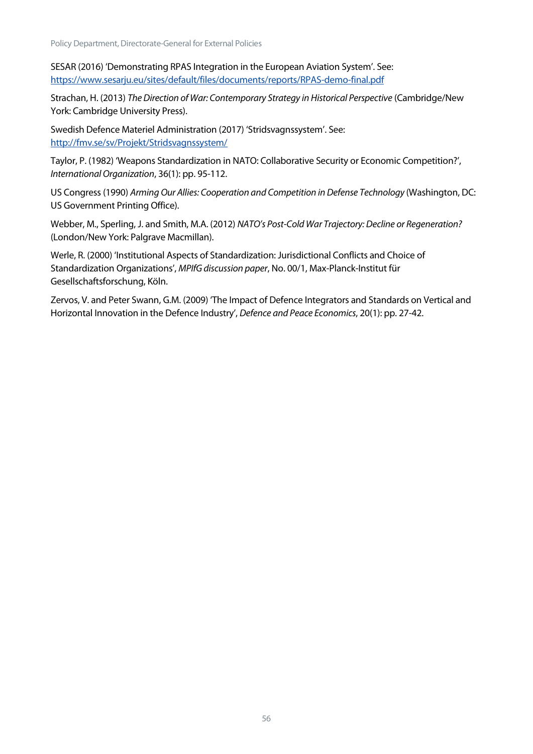SESAR (2016) 'Demonstrating RPAS Integration in the European Aviation System'. See: https://www.sesarju.eu/sites/default/files/documents/reports/RPAS-demo-final.pdf

Strachan, H. (2013) *The Direction of War: Contemporary Strategy in Historical Perspective* (Cambridge/New York: Cambridge University Press).

Swedish Defence Materiel Administration (2017) 'Stridsvagnssystem'. See: http://fmv.se/sv/Projekt/Stridsvagnssystem/

Taylor, P. (1982) 'Weapons Standardization in NATO: Collaborative Security or Economic Competition?', *International Organization*, 36(1): pp. 95-112.

US Congress (1990) *Arming Our Allies: Cooperation and Competition in Defense Technology* (Washington, DC: US Government Printing Office).

Webber, M., Sperling, J. and Smith, M.A. (2012) *NATO's Post-Cold War Trajectory: Decline or Regeneration?* (London/New York: Palgrave Macmillan).

Werle, R. (2000) 'Institutional Aspects of Standardization: Jurisdictional Conflicts and Choice of Standardization Organizations', *MPIfG discussion paper*, No. 00/1, Max-Planck-Institut für Gesellschaftsforschung, Köln.

Zervos, V. and Peter Swann, G.M. (2009) 'The Impact of Defence Integrators and Standards on Vertical and Horizontal Innovation in the Defence Industry', *Defence and Peace Economics*, 20(1): pp. 27-42.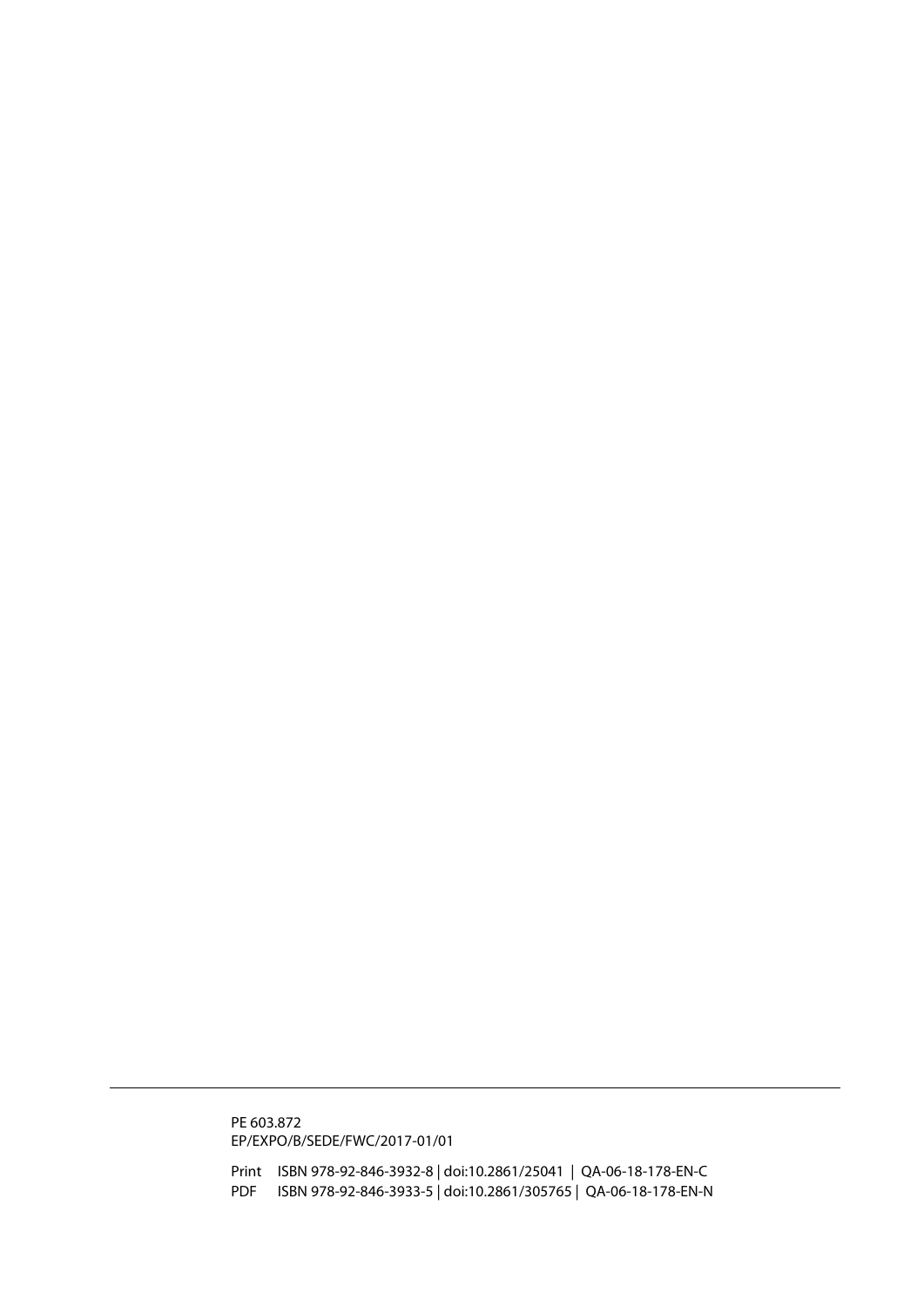PE 603.872
EP/EXPO/B/SEDE/FWC/2017-01/01

Print ISBN 978-92-846-3932-8 | doi:10.2861/25041 | QA-06-18-178-EN-C
PDF ISBN 978-92-846-3933-5 | doi:10.2861/305765 | QA-06-18-178-EN-N